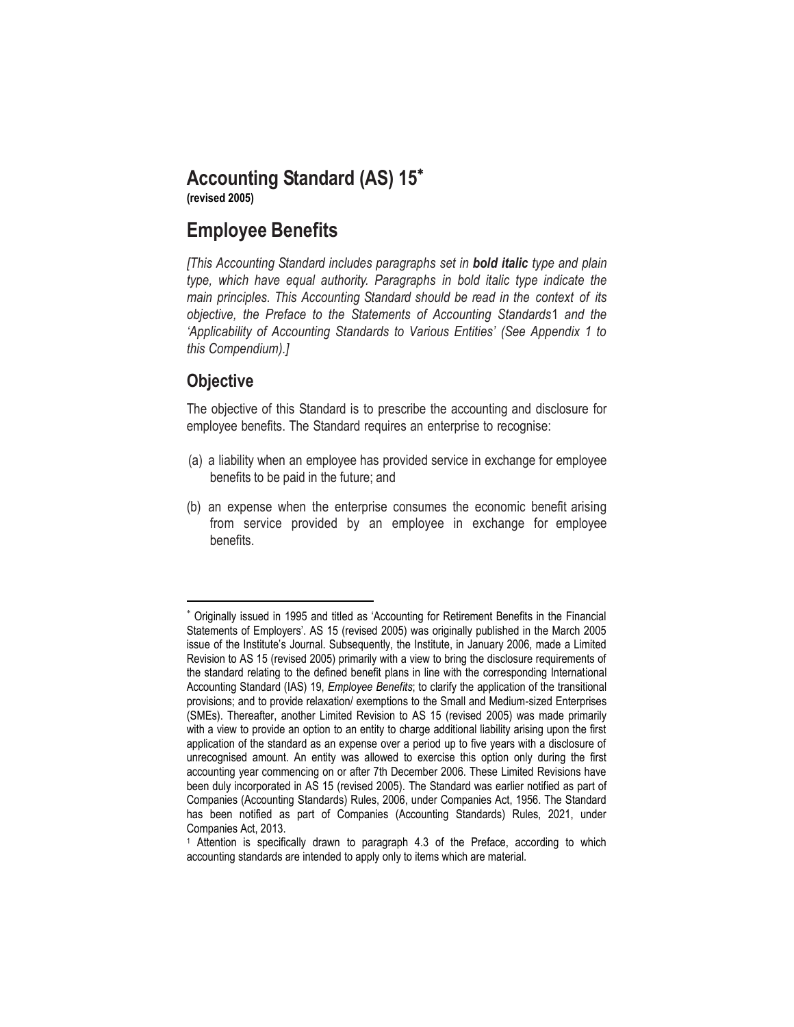# Accounting Standard (AS) 15*

**(revised 2005)**

# Employee Benefits

*[This Accounting Standard includes paragraphs set in **bold italic** type and plain type, which have equal authority. Paragraphs in bold italic type indicate the main principles. This Accounting Standard should be read in the context of its objective, the Preface to the Statements of Accounting Standards*[1] *and the 'Applicability of Accounting Standards to Various Entities' (See Appendix 1 to this Compendium).]*

## Objective

The objective of this Standard is to prescribe the accounting and disclosure for employee benefits. The Standard requires an enterprise to recognise:

(a) a liability when an employee has provided service in exchange for employee benefits to be paid in the future; and

(b) an expense when the enterprise consumes the economic benefit arising from service provided by an employee in exchange for employee benefits.

---

* Originally issued in 1995 and titled as 'Accounting for Retirement Benefits in the Financial Statements of Employers'. AS 15 (revised 2005) was originally published in the March 2005 issue of the Institute's Journal. Subsequently, the Institute, in January 2006, made a Limited Revision to AS 15 (revised 2005) primarily with a view to bring the disclosure requirements of the standard relating to the defined benefit plans in line with the corresponding International Accounting Standard (IAS) 19, *Employee Benefits*; to clarify the application of the transitional provisions; and to provide relaxation/ exemptions to the Small and Medium-sized Enterprises (SMEs). Thereafter, another Limited Revision to AS 15 (revised 2005) was made primarily with a view to provide an option to an entity to charge additional liability arising upon the first application of the standard as an expense over a period up to five years with a disclosure of unrecognised amount. An entity was allowed to exercise this option only during the first accounting year commencing on or after 7th December 2006. These Limited Revisions have been duly incorporated in AS 15 (revised 2005). The Standard was earlier notified as part of Companies (Accounting Standards) Rules, 2006, under Companies Act, 1956. The Standard has been notified as part of Companies (Accounting Standards) Rules, 2021, under Companies Act, 2013.

[1] Attention is specifically drawn to paragraph 4.3 of the Preface, according to which accounting standards are intended to apply only to items which are material.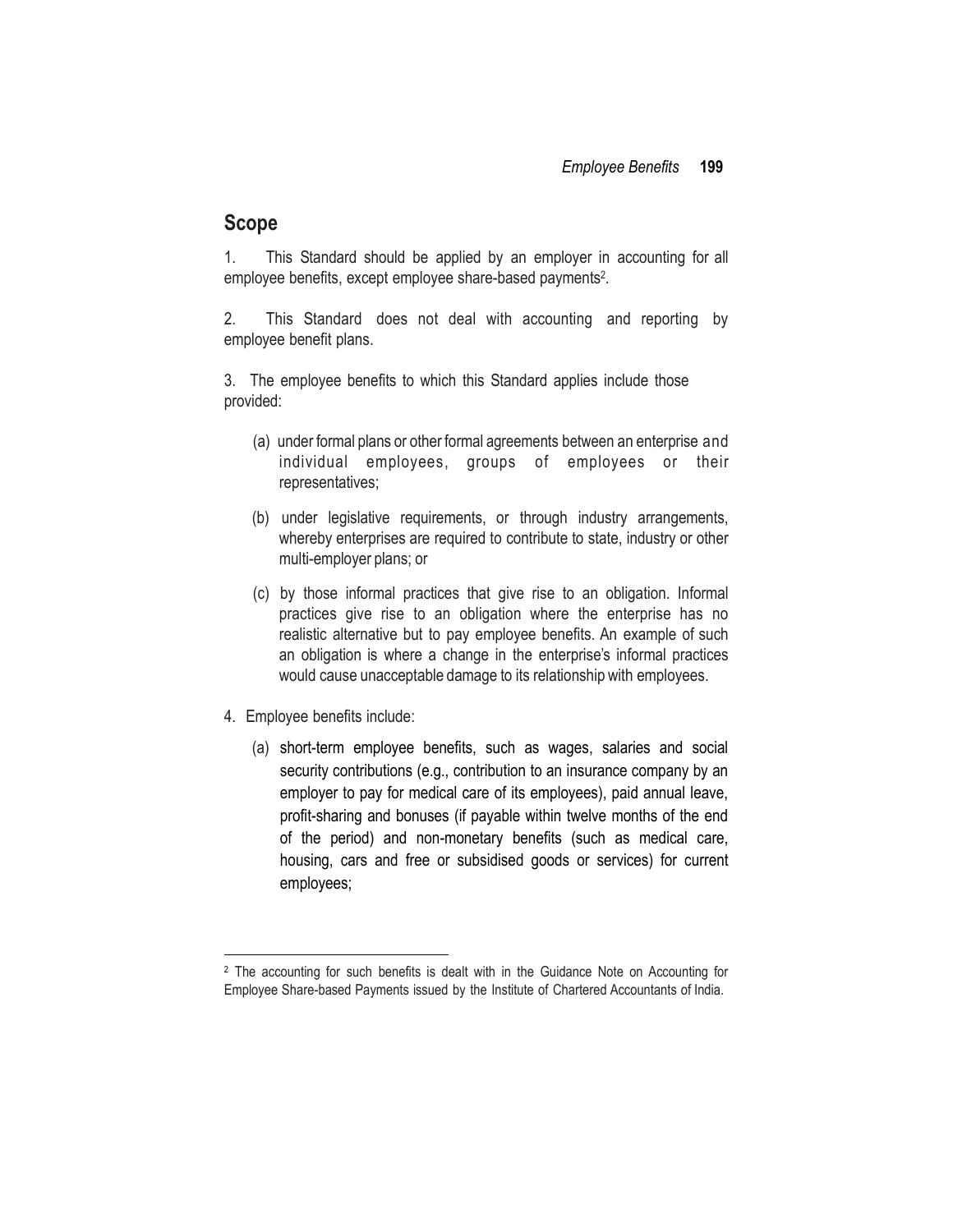## Scope

1. This Standard should be applied by an employer in accounting for all employee benefits, except employee share-based payments[2].

2. This Standard does not deal with accounting and reporting by employee benefit plans.

3. The employee benefits to which this Standard applies include those provided:

   (a) under formal plans or other formal agreements between an enterprise and individual employees, groups of employees or their representatives;

   (b) under legislative requirements, or through industry arrangements, whereby enterprises are required to contribute to state, industry or other multi-employer plans; or

   (c) by those informal practices that give rise to an obligation. Informal practices give rise to an obligation where the enterprise has no realistic alternative but to pay employee benefits. An example of such an obligation is where a change in the enterprise's informal practices would cause unacceptable damage to its relationship with employees.

4. Employee benefits include:

   (a) short-term employee benefits, such as wages, salaries and social security contributions (e.g., contribution to an insurance company by an employer to pay for medical care of its employees), paid annual leave, profit-sharing and bonuses (if payable within twelve months of the end of the period) and non-monetary benefits (such as medical care, housing, cars and free or subsidised goods or services) for current employees;

---

[2] The accounting for such benefits is dealt with in the Guidance Note on Accounting for Employee Share-based Payments issued by the Institute of Chartered Accountants of India.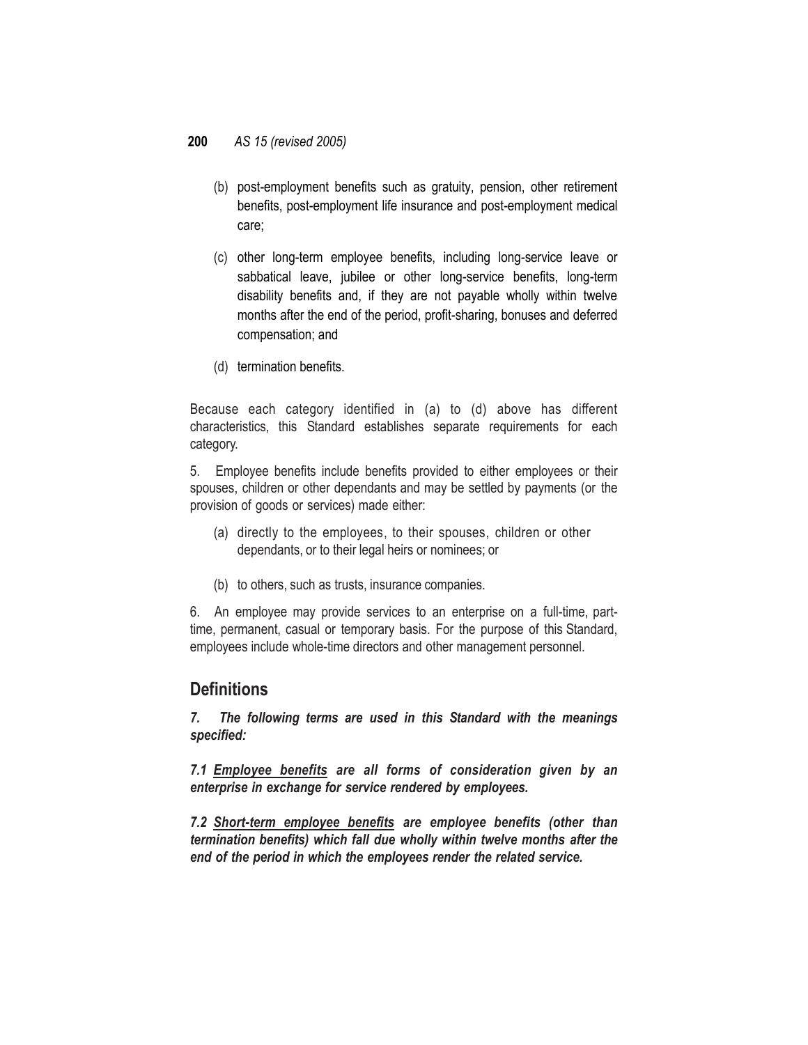(b) post-employment benefits such as gratuity, pension, other retirement benefits, post-employment life insurance and post-employment medical care;

(c) other long-term employee benefits, including long-service leave or sabbatical leave, jubilee or other long-service benefits, long-term disability benefits and, if they are not payable wholly within twelve months after the end of the period, profit-sharing, bonuses and deferred compensation; and

(d) termination benefits.

Because each category identified in (a) to (d) above has different characteristics, this Standard establishes separate requirements for each category.

5. Employee benefits include benefits provided to either employees or their spouses, children or other dependants and may be settled by payments (or the provision of goods or services) made either:

(a) directly to the employees, to their spouses, children or other dependants, or to their legal heirs or nominees; or

(b) to others, such as trusts, insurance companies.

6. An employee may provide services to an enterprise on a full-time, part-time, permanent, casual or temporary basis. For the purpose of this Standard, employees include whole-time directors and other management personnel.

## Definitions

***7. The following terms are used in this Standard with the meanings specified:***

***7.1 Employee benefits are all forms of consideration given by an enterprise in exchange for service rendered by employees.***

***7.2 Short-term employee benefits are employee benefits (other than termination benefits) which fall due wholly within twelve months after the end of the period in which the employees render the related service.***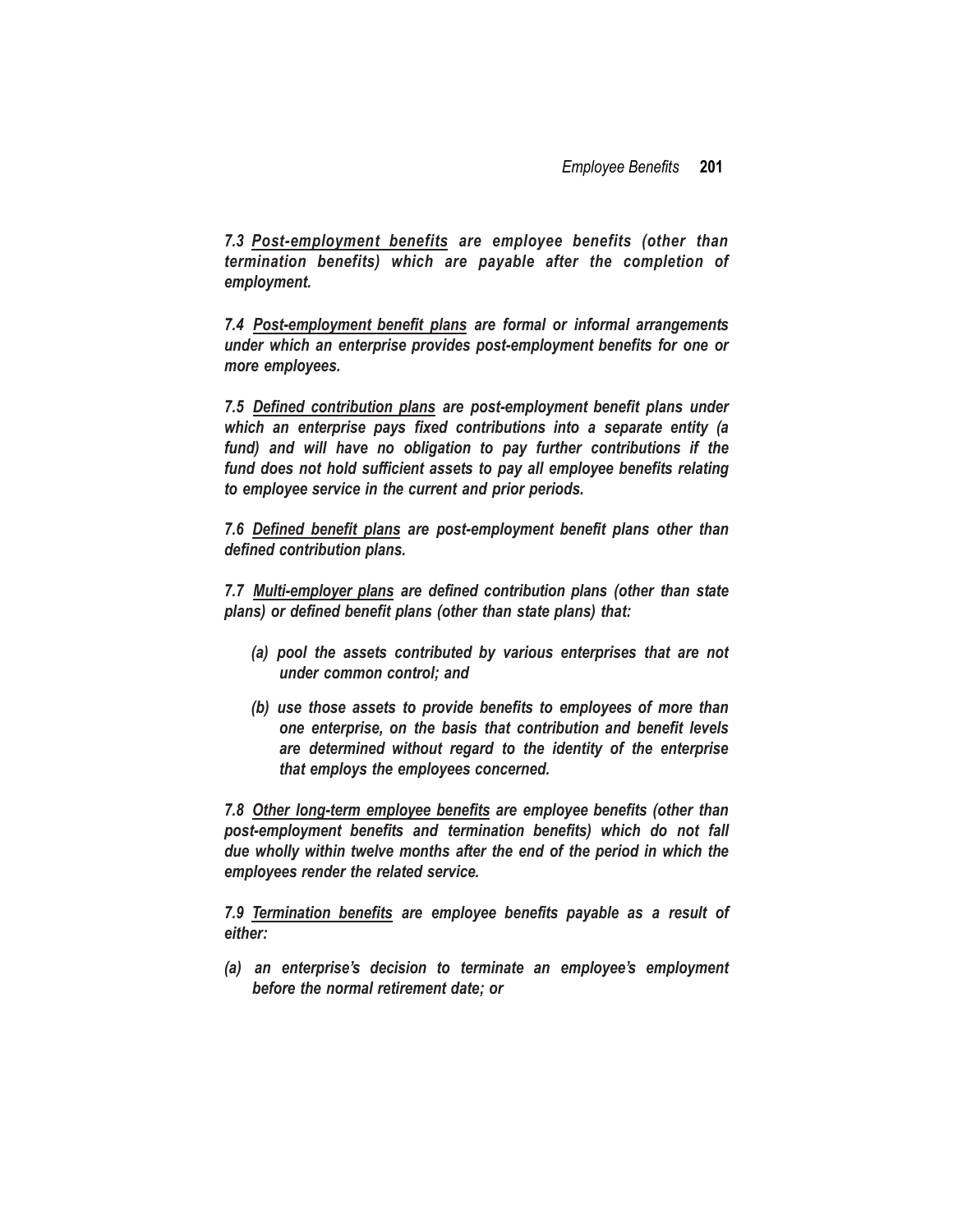***7.3 <u>Post-employment benefits</u> are employee benefits (other than termination benefits) which are payable after the completion of employment.***

***7.4 <u>Post-employment benefit plans</u> are formal or informal arrangements under which an enterprise provides post-employment benefits for one or more employees.***

***7.5 <u>Defined contribution plans</u> are post-employment benefit plans under which an enterprise pays fixed contributions into a separate entity (a fund) and will have no obligation to pay further contributions if the fund does not hold sufficient assets to pay all employee benefits relating to employee service in the current and prior periods.***

***7.6 <u>Defined benefit plans</u> are post-employment benefit plans other than defined contribution plans.***

***7.7 <u>Multi-employer plans</u> are defined contribution plans (other than state plans) or defined benefit plans (other than state plans) that:***

- ***(a) pool the assets contributed by various enterprises that are not under common control; and***
- ***(b) use those assets to provide benefits to employees of more than one enterprise, on the basis that contribution and benefit levels are determined without regard to the identity of the enterprise that employs the employees concerned.***

***7.8 <u>Other long-term employee benefits</u> are employee benefits (other than post-employment benefits and termination benefits) which do not fall due wholly within twelve months after the end of the period in which the employees render the related service.***

***7.9 <u>Termination benefits</u> are employee benefits payable as a result of either:***

- ***(a) an enterprise's decision to terminate an employee's employment before the normal retirement date; or***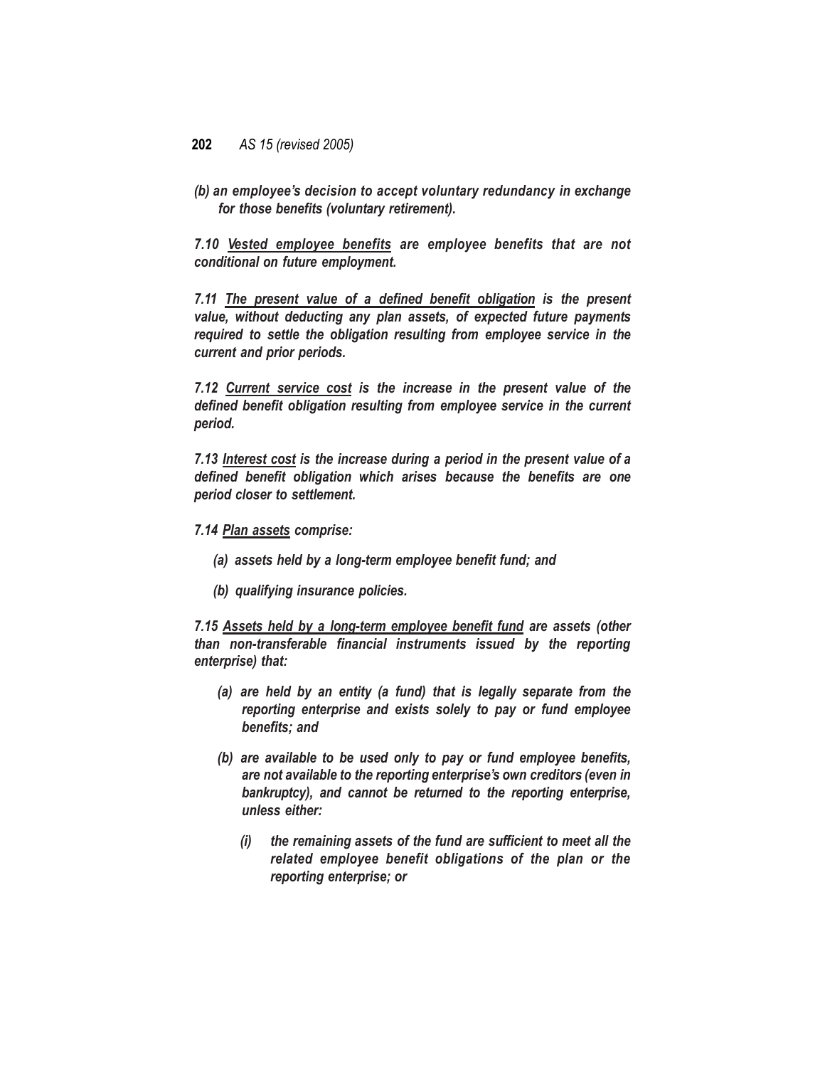*(b) an employee's decision to accept voluntary redundancy in exchange for those benefits (voluntary retirement).*

***7.10 Vested employee benefits** are employee benefits that are not conditional on future employment.*

***7.11 The present value of a defined benefit obligation** is the present value, without deducting any plan assets, of expected future payments required to settle the obligation resulting from employee service in the current and prior periods.*

***7.12 Current service cost** is the increase in the present value of the defined benefit obligation resulting from employee service in the current period.*

***7.13 Interest cost** is the increase during a period in the present value of a defined benefit obligation which arises because the benefits are one period closer to settlement.*

***7.14 Plan assets** comprise:*

*(a) assets held by a long-term employee benefit fund; and*

*(b) qualifying insurance policies.*

***7.15 Assets held by a long-term employee benefit fund** are assets (other than non-transferable financial instruments issued by the reporting enterprise) that:*

*(a) are held by an entity (a fund) that is legally separate from the reporting enterprise and exists solely to pay or fund employee benefits; and*

*(b) are available to be used only to pay or fund employee benefits, are not available to the reporting enterprise's own creditors (even in bankruptcy), and cannot be returned to the reporting enterprise, unless either:*

*(i) the remaining assets of the fund are sufficient to meet all the related employee benefit obligations of the plan or the reporting enterprise; or*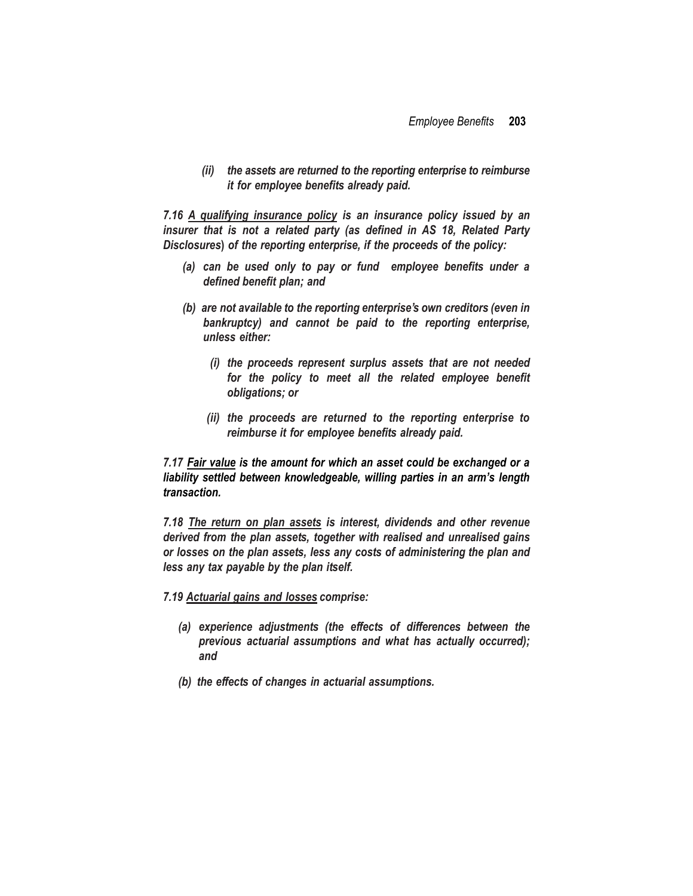*(ii) the assets are returned to the reporting enterprise to reimburse it for employee benefits already paid.*

***7.16** **<u>A qualifying insurance policy</u>** is an insurance policy issued by an insurer that is not a related party (as defined in AS 18, Related Party Disclosures) of the reporting enterprise, if the proceeds of the policy:*

*(a) can be used only to pay or fund employee benefits under a defined benefit plan; and*

*(b) are not available to the reporting enterprise's own creditors (even in bankruptcy) and cannot be paid to the reporting enterprise, unless either:*

*(i) the proceeds represent surplus assets that are not needed for the policy to meet all the related employee benefit obligations; or*

*(ii) the proceeds are returned to the reporting enterprise to reimburse it for employee benefits already paid.*

***7.17** **<u>Fair value</u>** is the amount for which an asset could be exchanged or a liability settled between knowledgeable, willing parties in an arm's length transaction.*

***7.18** **<u>The return on plan assets</u>** is interest, dividends and other revenue derived from the plan assets, together with realised and unrealised gains or losses on the plan assets, less any costs of administering the plan and less any tax payable by the plan itself.*

***7.19** **<u>Actuarial gains and losses</u>** comprise:*

*(a) experience adjustments (the effects of differences between the previous actuarial assumptions and what has actually occurred); and*

*(b) the effects of changes in actuarial assumptions.*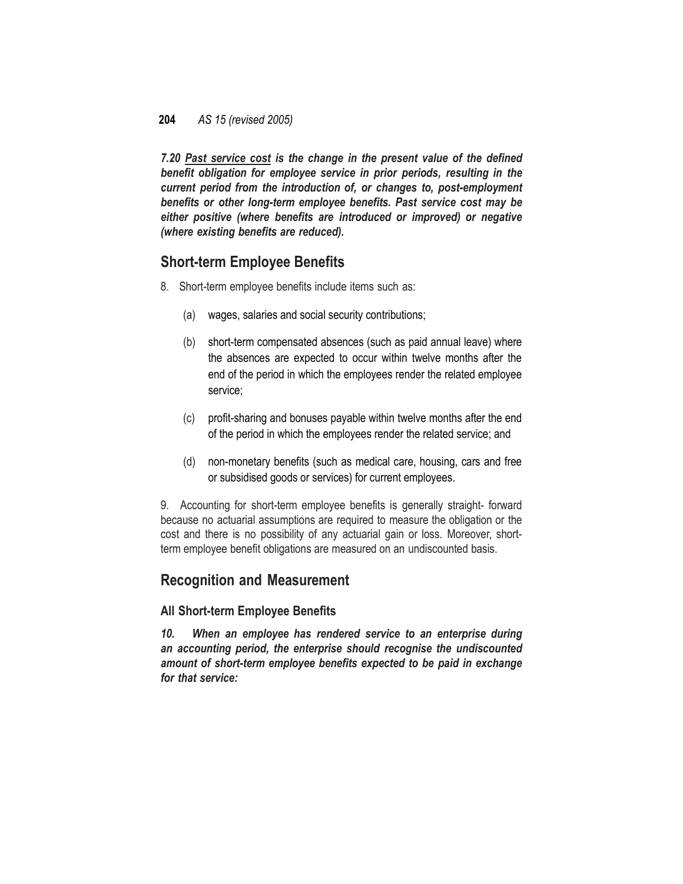***7.20 <u>Past service cost</u> is the change in the present value of the defined benefit obligation for employee service in prior periods, resulting in the current period from the introduction of, or changes to, post-employment benefits or other long-term employee benefits. Past service cost may be either positive (where benefits are introduced or improved) or negative (where existing benefits are reduced).***

## Short-term Employee Benefits

8. Short-term employee benefits include items such as:

   (a) wages, salaries and social security contributions;

   (b) short-term compensated absences (such as paid annual leave) where the absences are expected to occur within twelve months after the end of the period in which the employees render the related employee service;

   (c) profit-sharing and bonuses payable within twelve months after the end of the period in which the employees render the related service; and

   (d) non-monetary benefits (such as medical care, housing, cars and free or subsidised goods or services) for current employees.

9. Accounting for short-term employee benefits is generally straight- forward because no actuarial assumptions are required to measure the obligation or the cost and there is no possibility of any actuarial gain or loss. Moreover, short-term employee benefit obligations are measured on an undiscounted basis.

## Recognition and Measurement

### All Short-term Employee Benefits

***10. When an employee has rendered service to an enterprise during an accounting period, the enterprise should recognise the undiscounted amount of short-term employee benefits expected to be paid in exchange for that service:***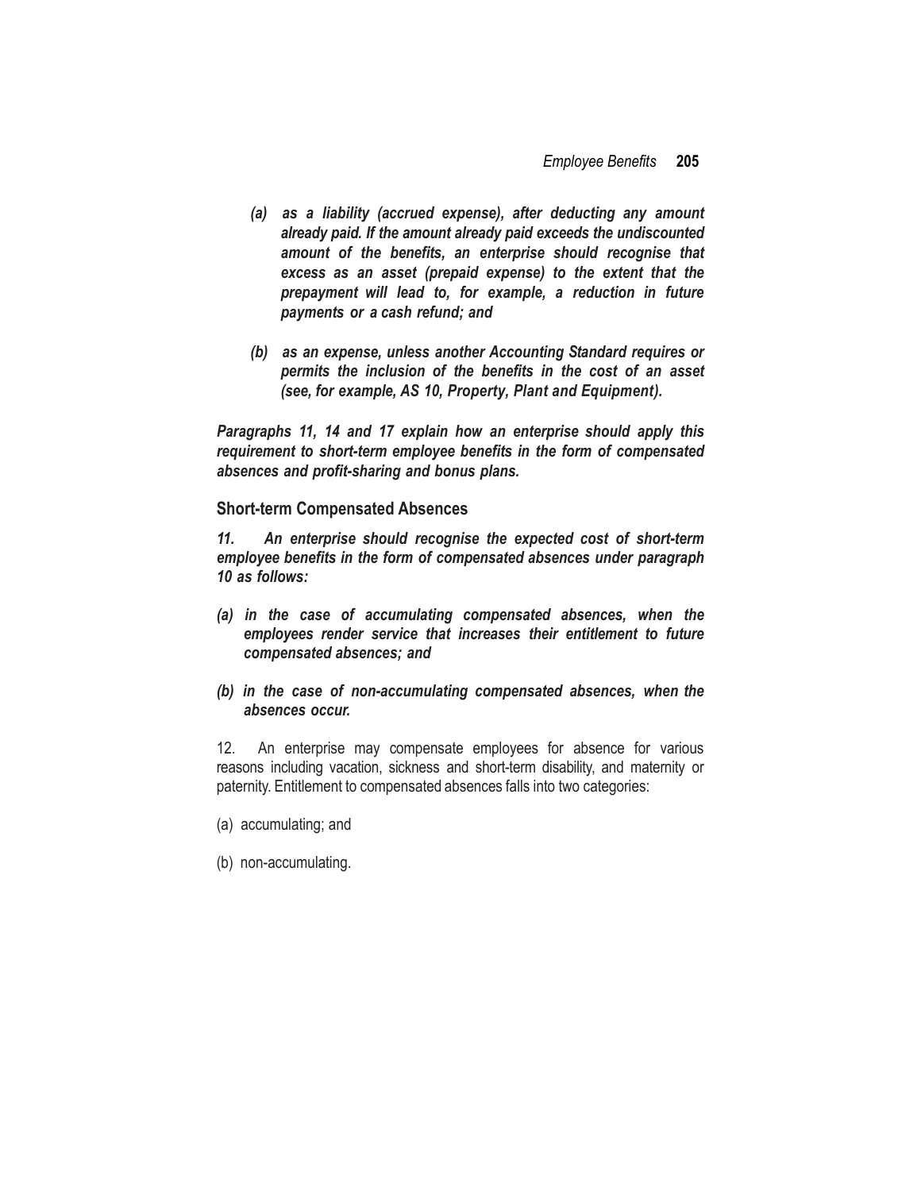*(a) as a liability (accrued expense), after deducting any amount already paid. If the amount already paid exceeds the undiscounted amount of the benefits, an enterprise should recognise that excess as an asset (prepaid expense) to the extent that the prepayment will lead to, for example, a reduction in future payments or a cash refund; and*

*(b) as an expense, unless another Accounting Standard requires or permits the inclusion of the benefits in the cost of an asset (see, for example, AS 10, Property, Plant and Equipment).*

***Paragraphs 11, 14 and 17 explain how an enterprise should apply this requirement to short-term employee benefits in the form of compensated absences and profit-sharing and bonus plans.***

### Short-term Compensated Absences

***11. An enterprise should recognise the expected cost of short-term employee benefits in the form of compensated absences under paragraph 10 as follows:***

***(a) in the case of accumulating compensated absences, when the employees render service that increases their entitlement to future compensated absences; and***

***(b) in the case of non-accumulating compensated absences, when the absences occur.***

12. An enterprise may compensate employees for absence for various reasons including vacation, sickness and short-term disability, and maternity or paternity. Entitlement to compensated absences falls into two categories:

(a) accumulating; and

(b) non-accumulating.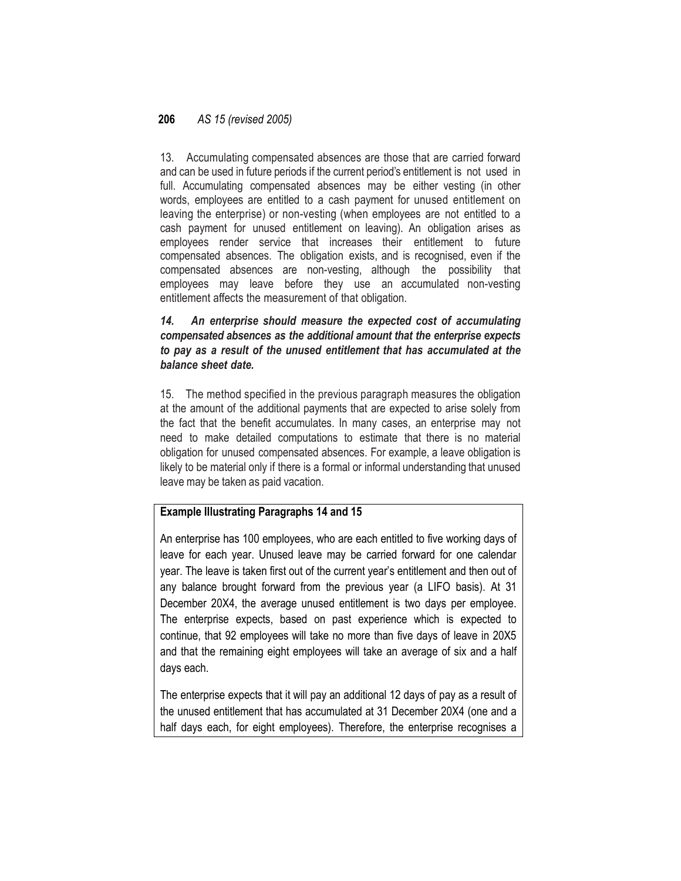13. Accumulating compensated absences are those that are carried forward and can be used in future periods if the current period's entitlement is not used in full. Accumulating compensated absences may be either vesting (in other words, employees are entitled to a cash payment for unused entitlement on leaving the enterprise) or non-vesting (when employees are not entitled to a cash payment for unused entitlement on leaving). An obligation arises as employees render service that increases their entitlement to future compensated absences. The obligation exists, and is recognised, even if the compensated absences are non-vesting, although the possibility that employees may leave before they use an accumulated non-vesting entitlement affects the measurement of that obligation.

***14. An enterprise should measure the expected cost of accumulating compensated absences as the additional amount that the enterprise expects to pay as a result of the unused entitlement that has accumulated at the balance sheet date.***

15. The method specified in the previous paragraph measures the obligation at the amount of the additional payments that are expected to arise solely from the fact that the benefit accumulates. In many cases, an enterprise may not need to make detailed computations to estimate that there is no material obligation for unused compensated absences. For example, a leave obligation is likely to be material only if there is a formal or informal understanding that unused leave may be taken as paid vacation.

**Example Illustrating Paragraphs 14 and 15**

An enterprise has 100 employees, who are each entitled to five working days of leave for each year. Unused leave may be carried forward for one calendar year. The leave is taken first out of the current year's entitlement and then out of any balance brought forward from the previous year (a LIFO basis). At 31 December 20X4, the average unused entitlement is two days per employee. The enterprise expects, based on past experience which is expected to continue, that 92 employees will take no more than five days of leave in 20X5 and that the remaining eight employees will take an average of six and a half days each.

The enterprise expects that it will pay an additional 12 days of pay as a result of the unused entitlement that has accumulated at 31 December 20X4 (one and a half days each, for eight employees). Therefore, the enterprise recognises a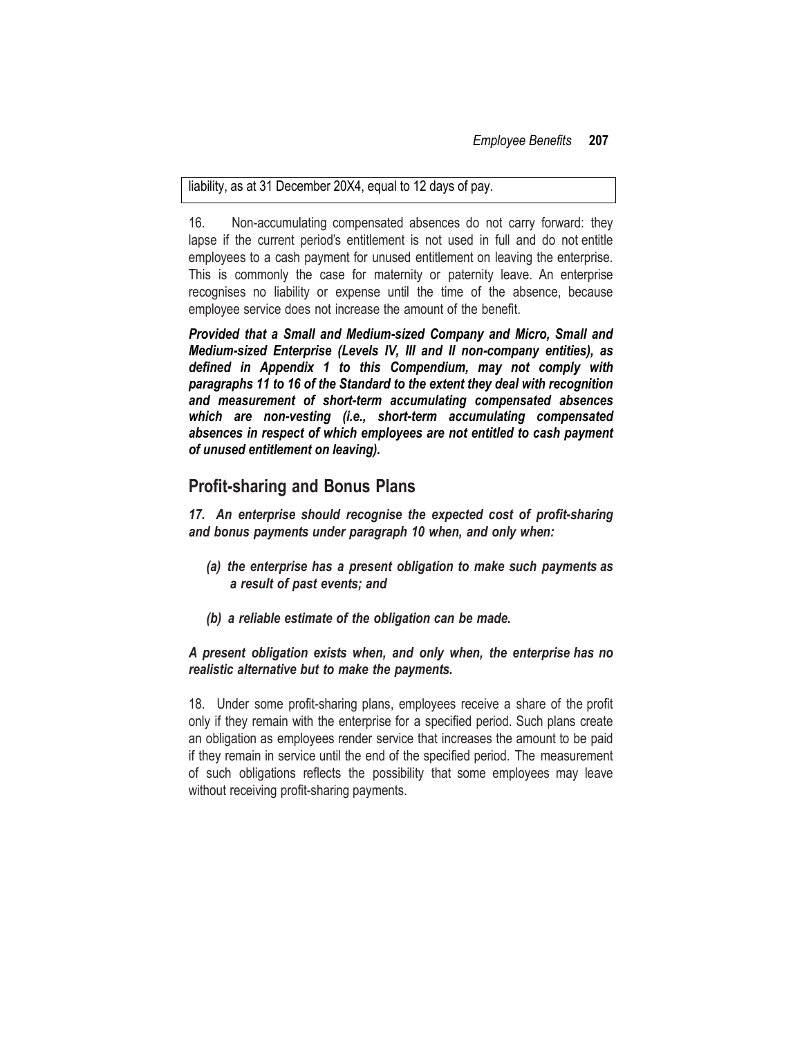liability, as at 31 December 20X4, equal to 12 days of pay.

16. Non-accumulating compensated absences do not carry forward: they lapse if the current period's entitlement is not used in full and do not entitle employees to a cash payment for unused entitlement on leaving the enterprise. This is commonly the case for maternity or paternity leave. An enterprise recognises no liability or expense until the time of the absence, because employee service does not increase the amount of the benefit.

***Provided that a Small and Medium-sized Company and Micro, Small and Medium-sized Enterprise (Levels IV, III and II non-company entities), as defined in Appendix 1 to this Compendium, may not comply with paragraphs 11 to 16 of the Standard to the extent they deal with recognition and measurement of short-term accumulating compensated absences which are non-vesting (i.e., short-term accumulating compensated absences in respect of which employees are not entitled to cash payment of unused entitlement on leaving).***

## Profit-sharing and Bonus Plans

***17. An enterprise should recognise the expected cost of profit-sharing and bonus payments under paragraph 10 when, and only when:***

***(a) the enterprise has a present obligation to make such payments as a result of past events; and***

***(b) a reliable estimate of the obligation can be made.***

***A present obligation exists when, and only when, the enterprise has no realistic alternative but to make the payments.***

18. Under some profit-sharing plans, employees receive a share of the profit only if they remain with the enterprise for a specified period. Such plans create an obligation as employees render service that increases the amount to be paid if they remain in service until the end of the specified period. The measurement of such obligations reflects the possibility that some employees may leave without receiving profit-sharing payments.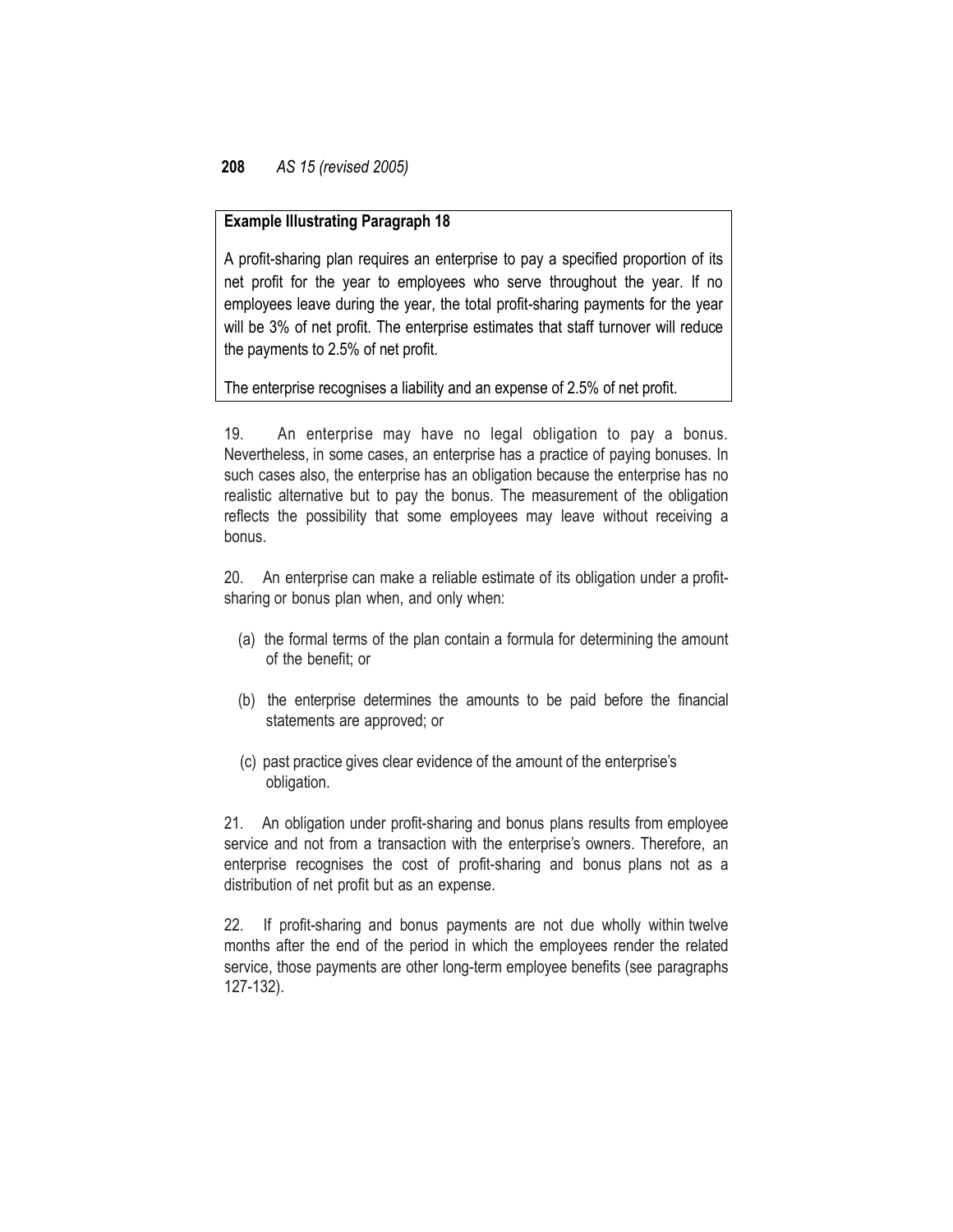**Example Illustrating Paragraph 18**

A profit-sharing plan requires an enterprise to pay a specified proportion of its net profit for the year to employees who serve throughout the year. If no employees leave during the year, the total profit-sharing payments for the year will be 3% of net profit. The enterprise estimates that staff turnover will reduce the payments to 2.5% of net profit.

The enterprise recognises a liability and an expense of 2.5% of net profit.

19. An enterprise may have no legal obligation to pay a bonus. Nevertheless, in some cases, an enterprise has a practice of paying bonuses. In such cases also, the enterprise has an obligation because the enterprise has no realistic alternative but to pay the bonus. The measurement of the obligation reflects the possibility that some employees may leave without receiving a bonus.

20. An enterprise can make a reliable estimate of its obligation under a profit-sharing or bonus plan when, and only when:

(a) the formal terms of the plan contain a formula for determining the amount of the benefit; or

(b) the enterprise determines the amounts to be paid before the financial statements are approved; or

(c) past practice gives clear evidence of the amount of the enterprise's obligation.

21. An obligation under profit-sharing and bonus plans results from employee service and not from a transaction with the enterprise's owners. Therefore, an enterprise recognises the cost of profit-sharing and bonus plans not as a distribution of net profit but as an expense.

22. If profit-sharing and bonus payments are not due wholly within twelve months after the end of the period in which the employees render the related service, those payments are other long-term employee benefits (see paragraphs 127-132).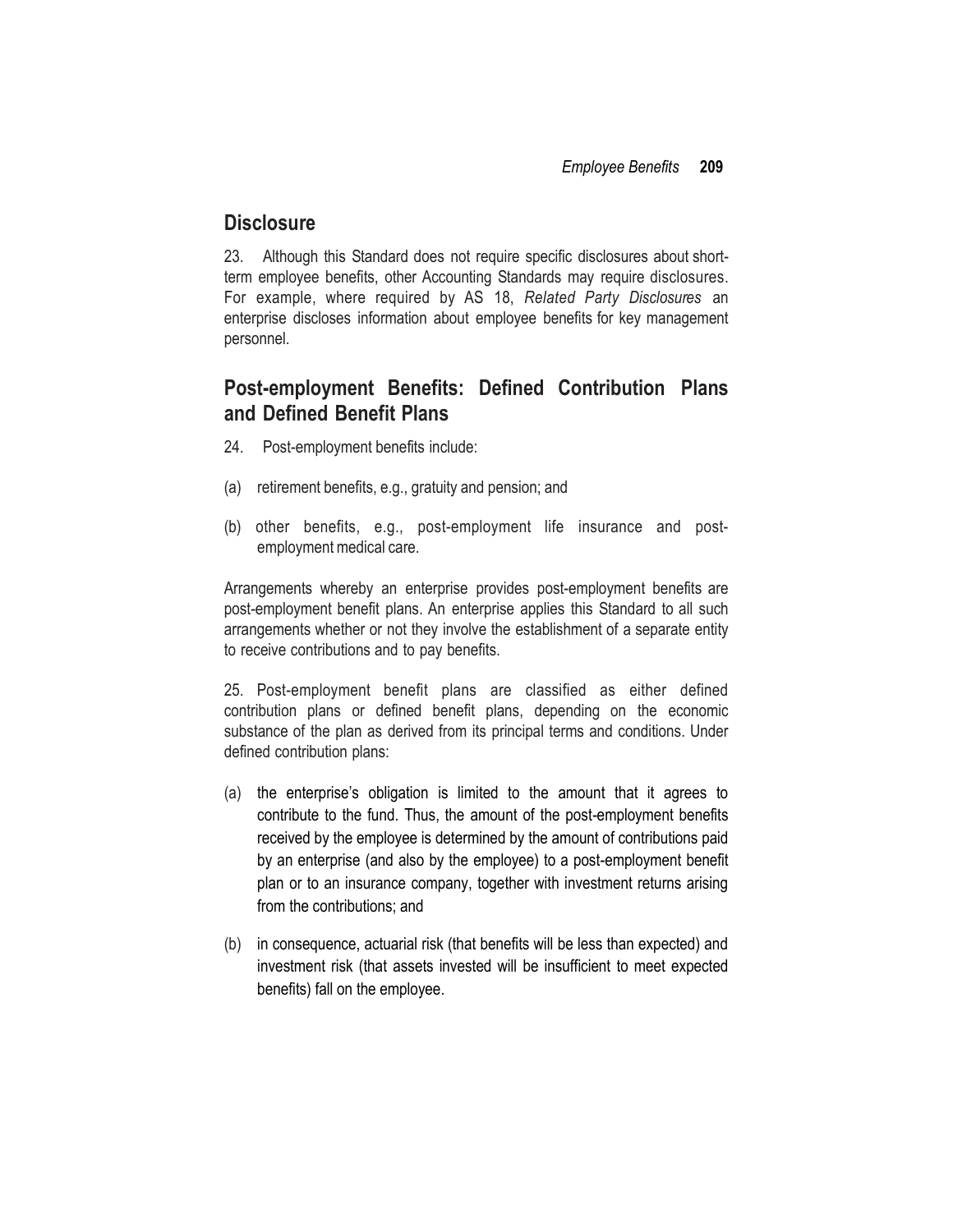## Disclosure

23. Although this Standard does not require specific disclosures about short-term employee benefits, other Accounting Standards may require disclosures. For example, where required by AS 18, *Related Party Disclosures* an enterprise discloses information about employee benefits for key management personnel.

## Post-employment Benefits: Defined Contribution Plans and Defined Benefit Plans

24. Post-employment benefits include:

(a) retirement benefits, e.g., gratuity and pension; and

(b) other benefits, e.g., post-employment life insurance and post-employment medical care.

Arrangements whereby an enterprise provides post-employment benefits are post-employment benefit plans. An enterprise applies this Standard to all such arrangements whether or not they involve the establishment of a separate entity to receive contributions and to pay benefits.

25. Post-employment benefit plans are classified as either defined contribution plans or defined benefit plans, depending on the economic substance of the plan as derived from its principal terms and conditions. Under defined contribution plans:

(a) the enterprise's obligation is limited to the amount that it agrees to contribute to the fund. Thus, the amount of the post-employment benefits received by the employee is determined by the amount of contributions paid by an enterprise (and also by the employee) to a post-employment benefit plan or to an insurance company, together with investment returns arising from the contributions; and

(b) in consequence, actuarial risk (that benefits will be less than expected) and investment risk (that assets invested will be insufficient to meet expected benefits) fall on the employee.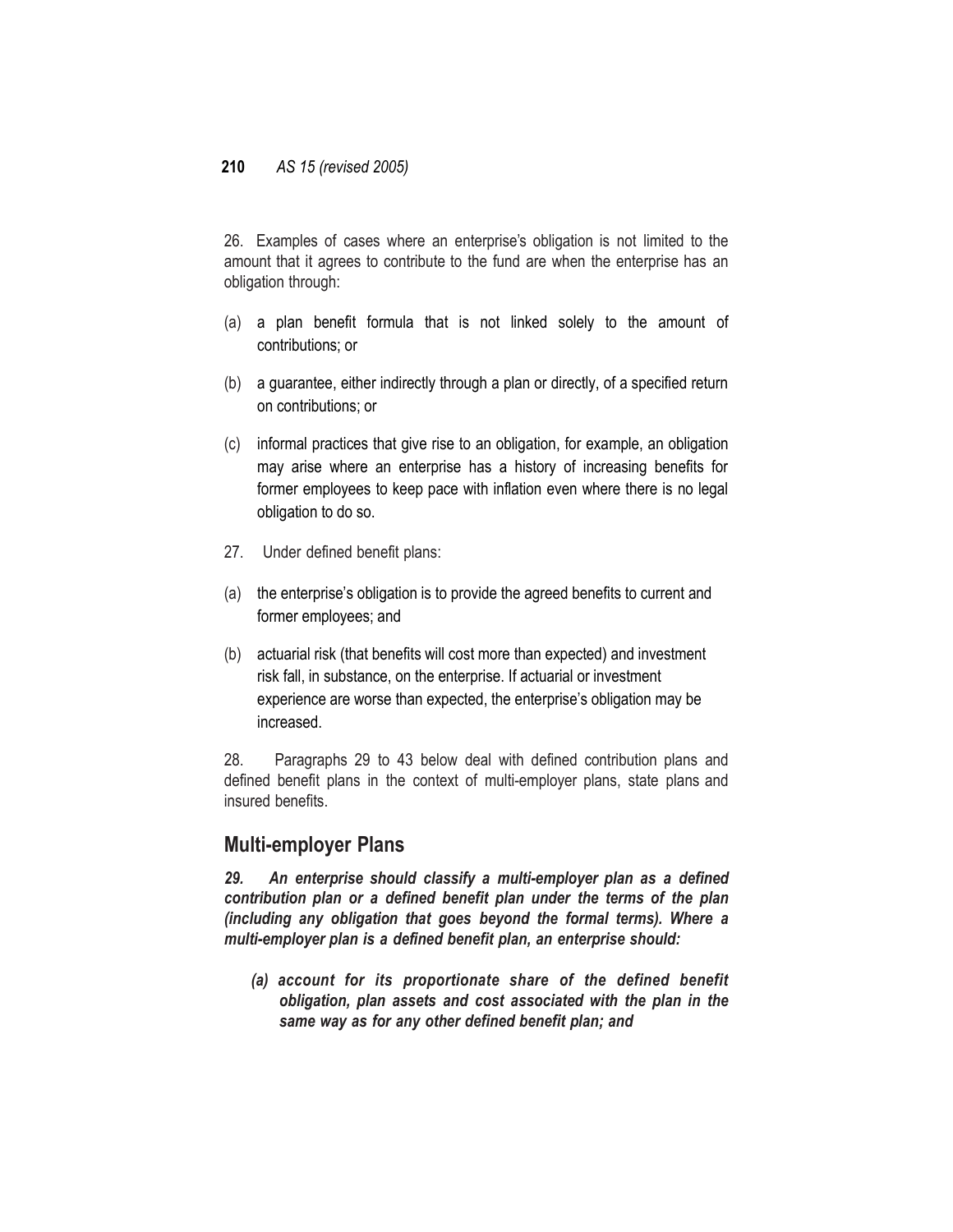26. Examples of cases where an enterprise's obligation is not limited to the amount that it agrees to contribute to the fund are when the enterprise has an obligation through:

(a) a plan benefit formula that is not linked solely to the amount of contributions; or

(b) a guarantee, either indirectly through a plan or directly, of a specified return on contributions; or

(c) informal practices that give rise to an obligation, for example, an obligation may arise where an enterprise has a history of increasing benefits for former employees to keep pace with inflation even where there is no legal obligation to do so.

27. Under defined benefit plans:

(a) the enterprise's obligation is to provide the agreed benefits to current and former employees; and

(b) actuarial risk (that benefits will cost more than expected) and investment risk fall, in substance, on the enterprise. If actuarial or investment experience are worse than expected, the enterprise's obligation may be increased.

28. Paragraphs 29 to 43 below deal with defined contribution plans and defined benefit plans in the context of multi-employer plans, state plans and insured benefits.

## Multi-employer Plans

***29. An enterprise should classify a multi-employer plan as a defined contribution plan or a defined benefit plan under the terms of the plan (including any obligation that goes beyond the formal terms). Where a multi-employer plan is a defined benefit plan, an enterprise should:***

***(a) account for its proportionate share of the defined benefit obligation, plan assets and cost associated with the plan in the same way as for any other defined benefit plan; and***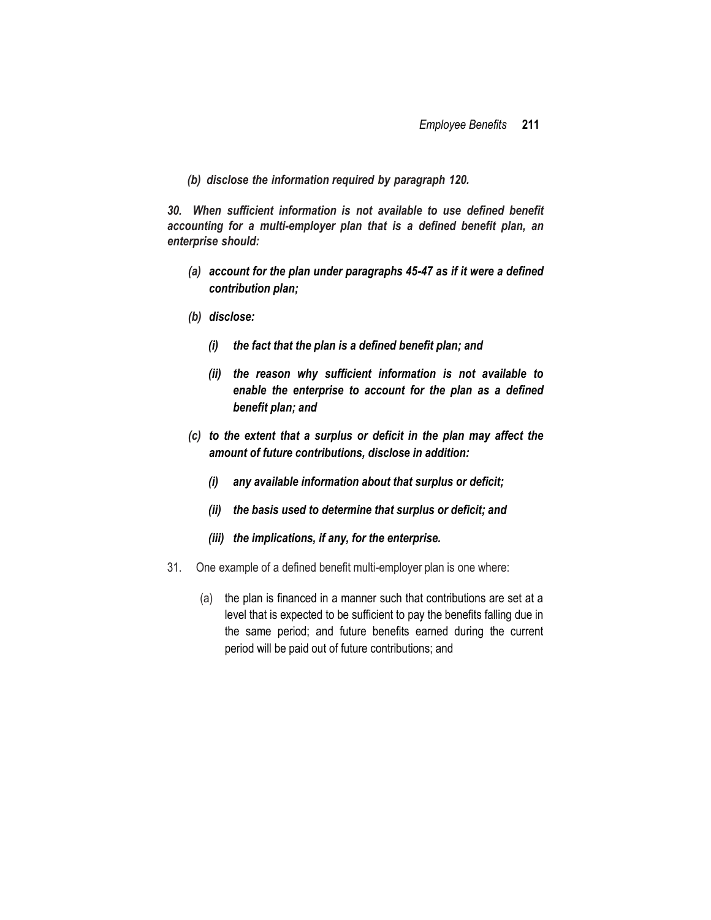***(b) disclose the information required by paragraph 120.***

***30. When sufficient information is not available to use defined benefit accounting for a multi-employer plan that is a defined benefit plan, an enterprise should:***

- ***(a) account for the plan under paragraphs 45-47 as if it were a defined contribution plan;***
- ***(b) disclose:***
  - ***(i) the fact that the plan is a defined benefit plan; and***
  - ***(ii) the reason why sufficient information is not available to enable the enterprise to account for the plan as a defined benefit plan; and***
- ***(c) to the extent that a surplus or deficit in the plan may affect the amount of future contributions, disclose in addition:***
  - ***(i) any available information about that surplus or deficit;***
  - ***(ii) the basis used to determine that surplus or deficit; and***
  - ***(iii) the implications, if any, for the enterprise.***

31. One example of a defined benefit multi-employer plan is one where:

- (a) the plan is financed in a manner such that contributions are set at a level that is expected to be sufficient to pay the benefits falling due in the same period; and future benefits earned during the current period will be paid out of future contributions; and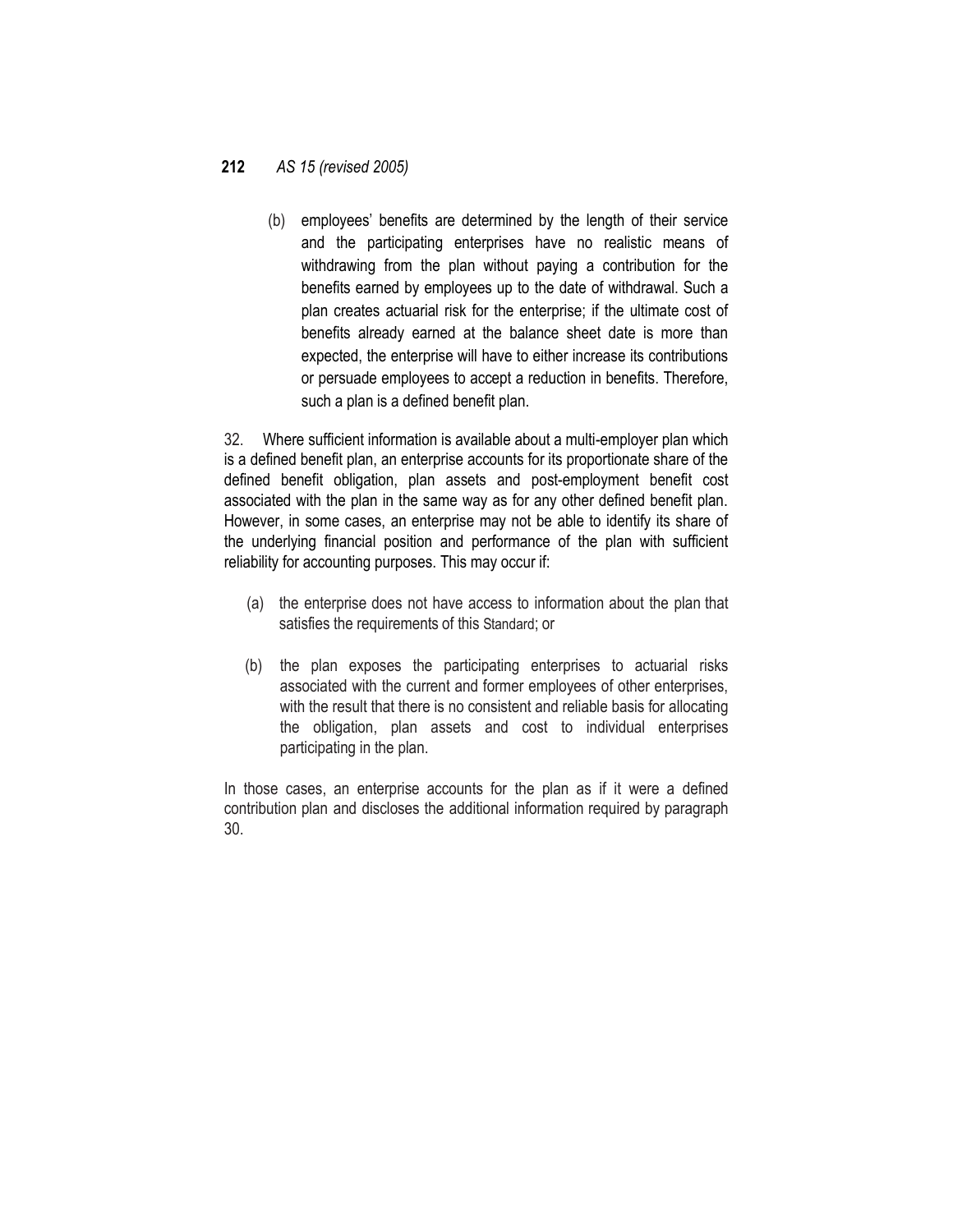(b) employees' benefits are determined by the length of their service and the participating enterprises have no realistic means of withdrawing from the plan without paying a contribution for the benefits earned by employees up to the date of withdrawal. Such a plan creates actuarial risk for the enterprise; if the ultimate cost of benefits already earned at the balance sheet date is more than expected, the enterprise will have to either increase its contributions or persuade employees to accept a reduction in benefits. Therefore, such a plan is a defined benefit plan.

32. Where sufficient information is available about a multi-employer plan which is a defined benefit plan, an enterprise accounts for its proportionate share of the defined benefit obligation, plan assets and post-employment benefit cost associated with the plan in the same way as for any other defined benefit plan. However, in some cases, an enterprise may not be able to identify its share of the underlying financial position and performance of the plan with sufficient reliability for accounting purposes. This may occur if:

(a) the enterprise does not have access to information about the plan that satisfies the requirements of this Standard; or

(b) the plan exposes the participating enterprises to actuarial risks associated with the current and former employees of other enterprises, with the result that there is no consistent and reliable basis for allocating the obligation, plan assets and cost to individual enterprises participating in the plan.

In those cases, an enterprise accounts for the plan as if it were a defined contribution plan and discloses the additional information required by paragraph 30.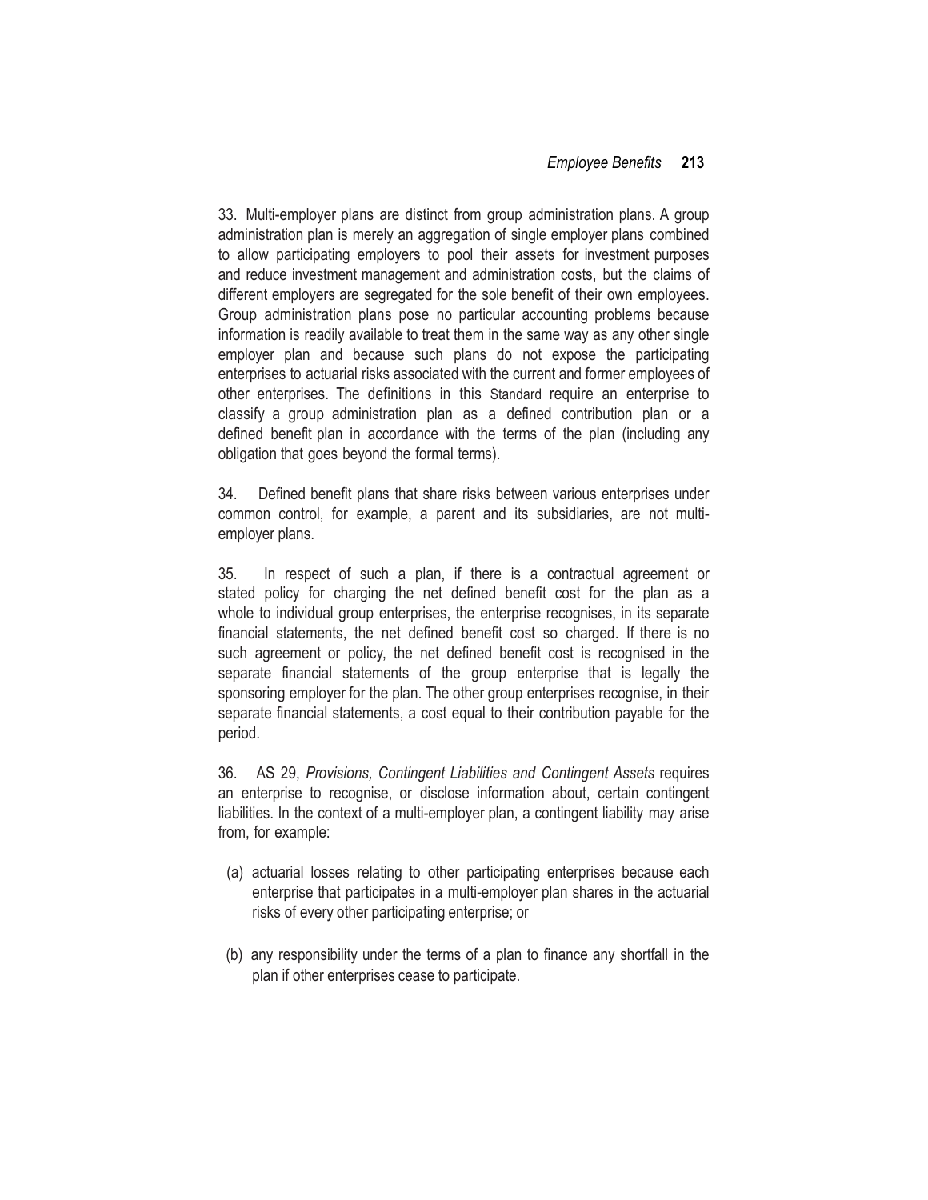33. Multi-employer plans are distinct from group administration plans. A group administration plan is merely an aggregation of single employer plans combined to allow participating employers to pool their assets for investment purposes and reduce investment management and administration costs, but the claims of different employers are segregated for the sole benefit of their own employees. Group administration plans pose no particular accounting problems because information is readily available to treat them in the same way as any other single employer plan and because such plans do not expose the participating enterprises to actuarial risks associated with the current and former employees of other enterprises. The definitions in this Standard require an enterprise to classify a group administration plan as a defined contribution plan or a defined benefit plan in accordance with the terms of the plan (including any obligation that goes beyond the formal terms).

34. Defined benefit plans that share risks between various enterprises under common control, for example, a parent and its subsidiaries, are not multi-employer plans.

35. In respect of such a plan, if there is a contractual agreement or stated policy for charging the net defined benefit cost for the plan as a whole to individual group enterprises, the enterprise recognises, in its separate financial statements, the net defined benefit cost so charged. If there is no such agreement or policy, the net defined benefit cost is recognised in the separate financial statements of the group enterprise that is legally the sponsoring employer for the plan. The other group enterprises recognise, in their separate financial statements, a cost equal to their contribution payable for the period.

36. AS 29, *Provisions, Contingent Liabilities and Contingent Assets* requires an enterprise to recognise, or disclose information about, certain contingent liabilities. In the context of a multi-employer plan, a contingent liability may arise from, for example:

(a) actuarial losses relating to other participating enterprises because each enterprise that participates in a multi-employer plan shares in the actuarial risks of every other participating enterprise; or

(b) any responsibility under the terms of a plan to finance any shortfall in the plan if other enterprises cease to participate.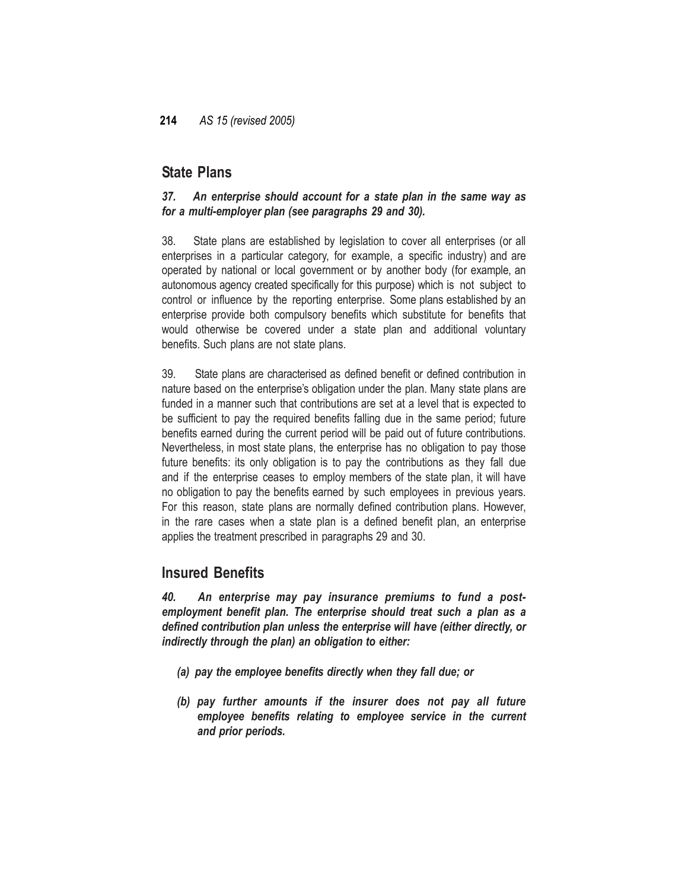## State Plans

***37. An enterprise should account for a state plan in the same way as for a multi-employer plan (see paragraphs 29 and 30).***

38. State plans are established by legislation to cover all enterprises (or all enterprises in a particular category, for example, a specific industry) and are operated by national or local government or by another body (for example, an autonomous agency created specifically for this purpose) which is not subject to control or influence by the reporting enterprise. Some plans established by an enterprise provide both compulsory benefits which substitute for benefits that would otherwise be covered under a state plan and additional voluntary benefits. Such plans are not state plans.

39. State plans are characterised as defined benefit or defined contribution in nature based on the enterprise's obligation under the plan. Many state plans are funded in a manner such that contributions are set at a level that is expected to be sufficient to pay the required benefits falling due in the same period; future benefits earned during the current period will be paid out of future contributions. Nevertheless, in most state plans, the enterprise has no obligation to pay those future benefits: its only obligation is to pay the contributions as they fall due and if the enterprise ceases to employ members of the state plan, it will have no obligation to pay the benefits earned by such employees in previous years. For this reason, state plans are normally defined contribution plans. However, in the rare cases when a state plan is a defined benefit plan, an enterprise applies the treatment prescribed in paragraphs 29 and 30.

## Insured Benefits

***40. An enterprise may pay insurance premiums to fund a post-employment benefit plan. The enterprise should treat such a plan as a defined contribution plan unless the enterprise will have (either directly, or indirectly through the plan) an obligation to either:***

***(a) pay the employee benefits directly when they fall due; or***

***(b) pay further amounts if the insurer does not pay all future employee benefits relating to employee service in the current and prior periods.***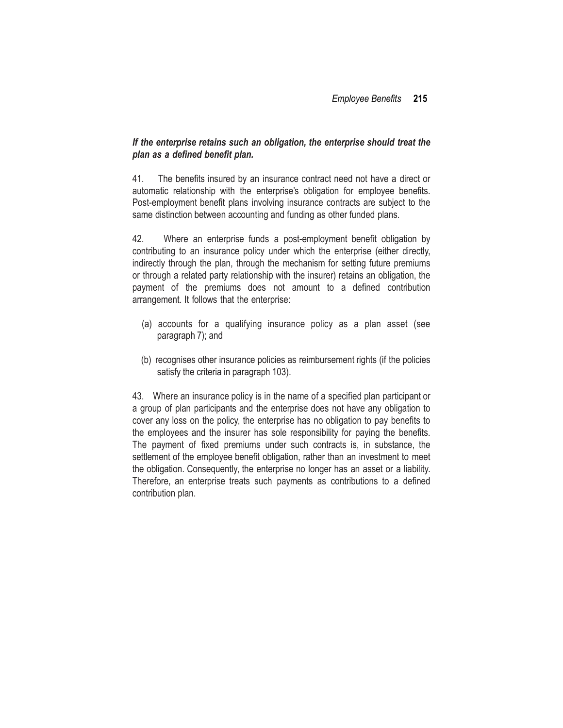***If the enterprise retains such an obligation, the enterprise should treat the plan as a defined benefit plan.***

41. The benefits insured by an insurance contract need not have a direct or automatic relationship with the enterprise's obligation for employee benefits. Post-employment benefit plans involving insurance contracts are subject to the same distinction between accounting and funding as other funded plans.

42. Where an enterprise funds a post-employment benefit obligation by contributing to an insurance policy under which the enterprise (either directly, indirectly through the plan, through the mechanism for setting future premiums or through a related party relationship with the insurer) retains an obligation, the payment of the premiums does not amount to a defined contribution arrangement. It follows that the enterprise:

(a) accounts for a qualifying insurance policy as a plan asset (see paragraph 7); and

(b) recognises other insurance policies as reimbursement rights (if the policies satisfy the criteria in paragraph 103).

43. Where an insurance policy is in the name of a specified plan participant or a group of plan participants and the enterprise does not have any obligation to cover any loss on the policy, the enterprise has no obligation to pay benefits to the employees and the insurer has sole responsibility for paying the benefits. The payment of fixed premiums under such contracts is, in substance, the settlement of the employee benefit obligation, rather than an investment to meet the obligation. Consequently, the enterprise no longer has an asset or a liability. Therefore, an enterprise treats such payments as contributions to a defined contribution plan.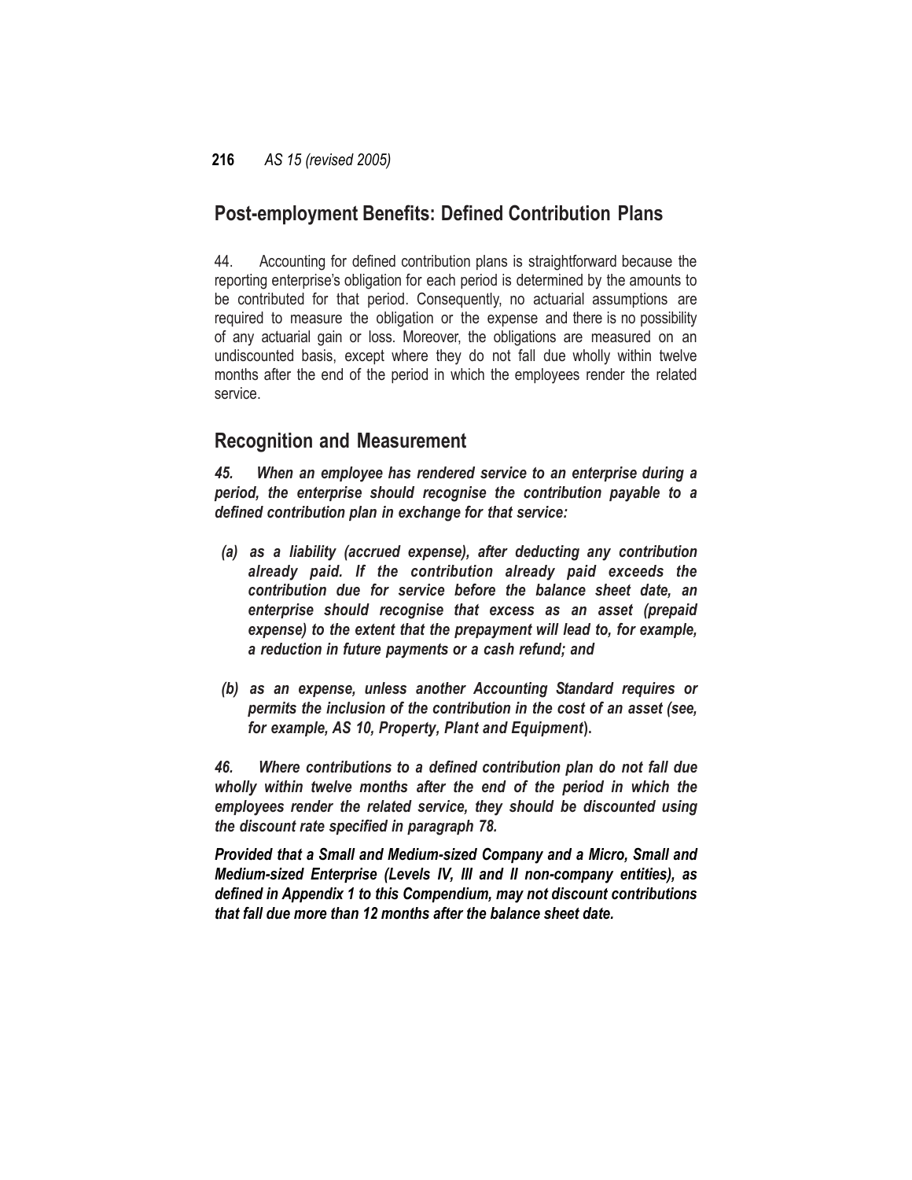## Post-employment Benefits: Defined Contribution Plans

44. Accounting for defined contribution plans is straightforward because the reporting enterprise's obligation for each period is determined by the amounts to be contributed for that period. Consequently, no actuarial assumptions are required to measure the obligation or the expense and there is no possibility of any actuarial gain or loss. Moreover, the obligations are measured on an undiscounted basis, except where they do not fall due wholly within twelve months after the end of the period in which the employees render the related service.

## Recognition and Measurement

***45. When an employee has rendered service to an enterprise during a period, the enterprise should recognise the contribution payable to a defined contribution plan in exchange for that service:***

- ***(a) as a liability (accrued expense), after deducting any contribution already paid. If the contribution already paid exceeds the contribution due for service before the balance sheet date, an enterprise should recognise that excess as an asset (prepaid expense) to the extent that the prepayment will lead to, for example, a reduction in future payments or a cash refund; and***

- ***(b) as an expense, unless another Accounting Standard requires or permits the inclusion of the contribution in the cost of an asset (see, for example, AS 10, Property, Plant and Equipment).***

***46. Where contributions to a defined contribution plan do not fall due wholly within twelve months after the end of the period in which the employees render the related service, they should be discounted using the discount rate specified in paragraph 78.***

***Provided that a Small and Medium-sized Company and a Micro, Small and Medium-sized Enterprise (Levels IV, III and II non-company entities), as defined in Appendix 1 to this Compendium, may not discount contributions that fall due more than 12 months after the balance sheet date.***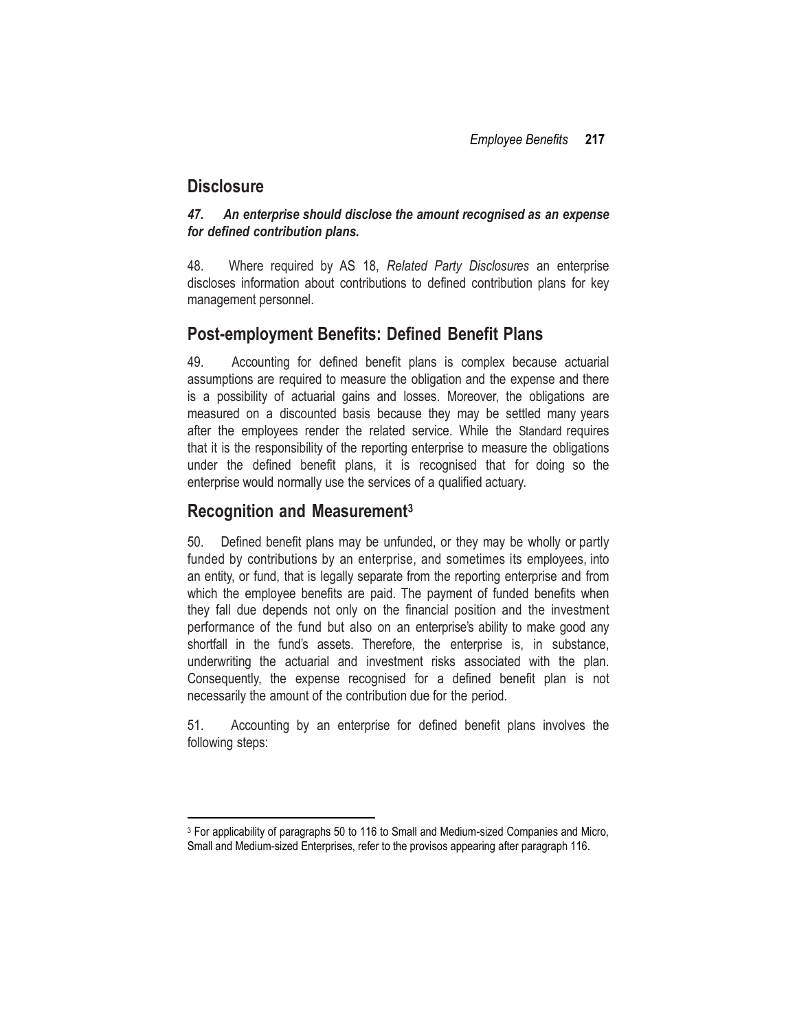## Disclosure

***47. An enterprise should disclose the amount recognised as an expense for defined contribution plans.***

48. Where required by AS 18, *Related Party Disclosures* an enterprise discloses information about contributions to defined contribution plans for key management personnel.

## Post-employment Benefits: Defined Benefit Plans

49. Accounting for defined benefit plans is complex because actuarial assumptions are required to measure the obligation and the expense and there is a possibility of actuarial gains and losses. Moreover, the obligations are measured on a discounted basis because they may be settled many years after the employees render the related service. While the Standard requires that it is the responsibility of the reporting enterprise to measure the obligations under the defined benefit plans, it is recognised that for doing so the enterprise would normally use the services of a qualified actuary.

## Recognition and Measurement[3]

50. Defined benefit plans may be unfunded, or they may be wholly or partly funded by contributions by an enterprise, and sometimes its employees, into an entity, or fund, that is legally separate from the reporting enterprise and from which the employee benefits are paid. The payment of funded benefits when they fall due depends not only on the financial position and the investment performance of the fund but also on an enterprise's ability to make good any shortfall in the fund's assets. Therefore, the enterprise is, in substance, underwriting the actuarial and investment risks associated with the plan. Consequently, the expense recognised for a defined benefit plan is not necessarily the amount of the contribution due for the period.

51. Accounting by an enterprise for defined benefit plans involves the following steps:

---

[3] For applicability of paragraphs 50 to 116 to Small and Medium-sized Companies and Micro, Small and Medium-sized Enterprises, refer to the provisos appearing after paragraph 116.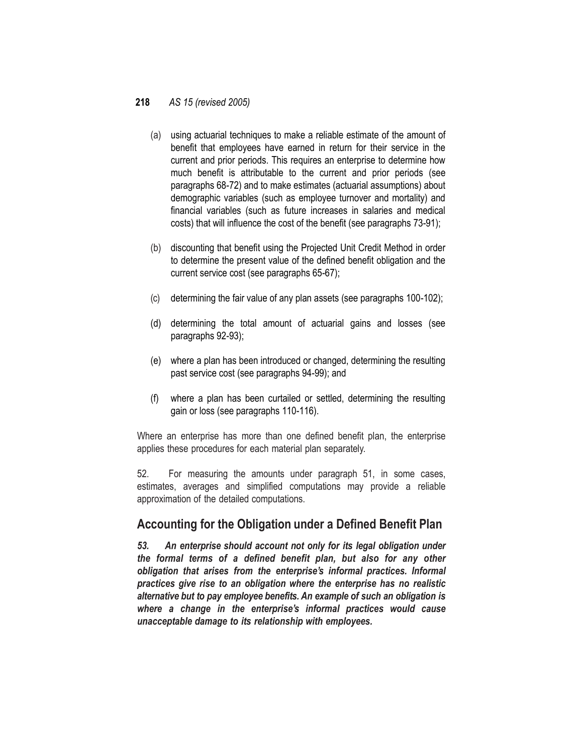(a) using actuarial techniques to make a reliable estimate of the amount of benefit that employees have earned in return for their service in the current and prior periods. This requires an enterprise to determine how much benefit is attributable to the current and prior periods (see paragraphs 68-72) and to make estimates (actuarial assumptions) about demographic variables (such as employee turnover and mortality) and financial variables (such as future increases in salaries and medical costs) that will influence the cost of the benefit (see paragraphs 73-91);

(b) discounting that benefit using the Projected Unit Credit Method in order to determine the present value of the defined benefit obligation and the current service cost (see paragraphs 65-67);

(c) determining the fair value of any plan assets (see paragraphs 100-102);

(d) determining the total amount of actuarial gains and losses (see paragraphs 92-93);

(e) where a plan has been introduced or changed, determining the resulting past service cost (see paragraphs 94-99); and

(f) where a plan has been curtailed or settled, determining the resulting gain or loss (see paragraphs 110-116).

Where an enterprise has more than one defined benefit plan, the enterprise applies these procedures for each material plan separately.

52. For measuring the amounts under paragraph 51, in some cases, estimates, averages and simplified computations may provide a reliable approximation of the detailed computations.

## Accounting for the Obligation under a Defined Benefit Plan

***53. An enterprise should account not only for its legal obligation under the formal terms of a defined benefit plan, but also for any other obligation that arises from the enterprise's informal practices. Informal practices give rise to an obligation where the enterprise has no realistic alternative but to pay employee benefits. An example of such an obligation is where a change in the enterprise's informal practices would cause unacceptable damage to its relationship with employees.***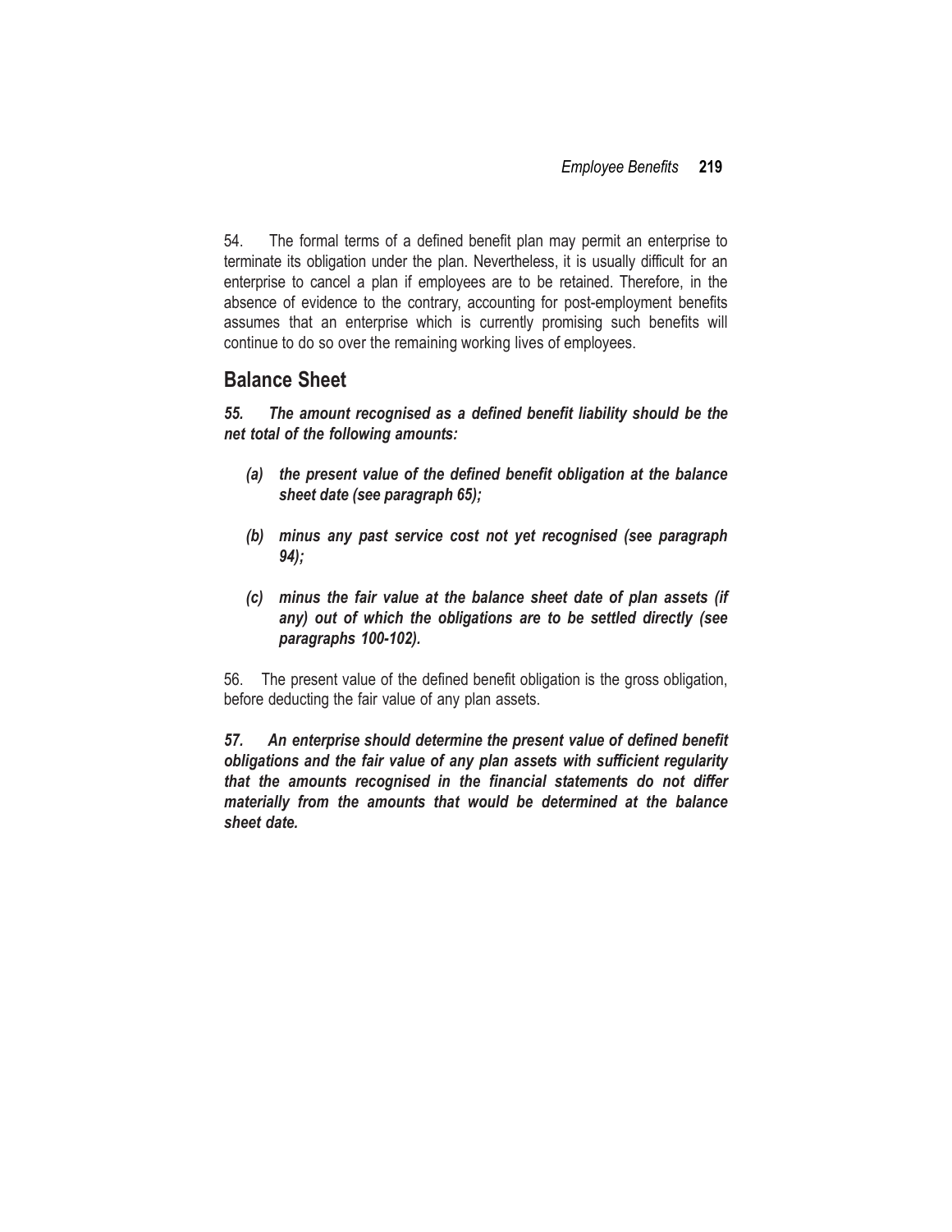54. The formal terms of a defined benefit plan may permit an enterprise to terminate its obligation under the plan. Nevertheless, it is usually difficult for an enterprise to cancel a plan if employees are to be retained. Therefore, in the absence of evidence to the contrary, accounting for post-employment benefits assumes that an enterprise which is currently promising such benefits will continue to do so over the remaining working lives of employees.

## Balance Sheet

***55. The amount recognised as a defined benefit liability should be the net total of the following amounts:***

- ***(a) the present value of the defined benefit obligation at the balance sheet date (see paragraph 65);***
- ***(b) minus any past service cost not yet recognised (see paragraph 94);***
- ***(c) minus the fair value at the balance sheet date of plan assets (if any) out of which the obligations are to be settled directly (see paragraphs 100-102).***

56. The present value of the defined benefit obligation is the gross obligation, before deducting the fair value of any plan assets.

***57. An enterprise should determine the present value of defined benefit obligations and the fair value of any plan assets with sufficient regularity that the amounts recognised in the financial statements do not differ materially from the amounts that would be determined at the balance sheet date.***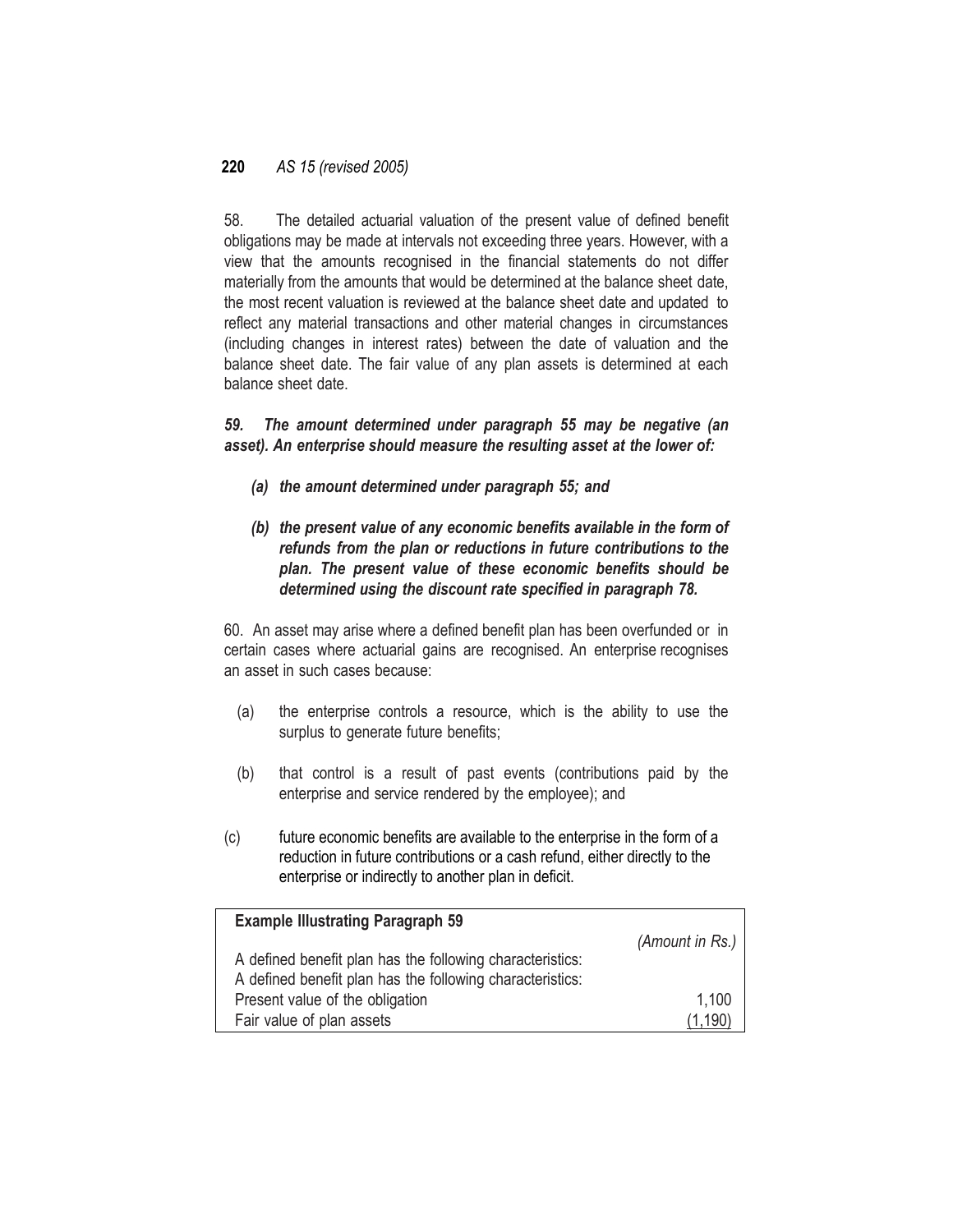58. The detailed actuarial valuation of the present value of defined benefit obligations may be made at intervals not exceeding three years. However, with a view that the amounts recognised in the financial statements do not differ materially from the amounts that would be determined at the balance sheet date, the most recent valuation is reviewed at the balance sheet date and updated to reflect any material transactions and other material changes in circumstances (including changes in interest rates) between the date of valuation and the balance sheet date. The fair value of any plan assets is determined at each balance sheet date.

***59. The amount determined under paragraph 55 may be negative (an asset). An enterprise should measure the resulting asset at the lower of:***

- ***(a) the amount determined under paragraph 55; and***
- ***(b) the present value of any economic benefits available in the form of refunds from the plan or reductions in future contributions to the plan. The present value of these economic benefits should be determined using the discount rate specified in paragraph 78.***

60. An asset may arise where a defined benefit plan has been overfunded or in certain cases where actuarial gains are recognised. An enterprise recognises an asset in such cases because:

- (a) the enterprise controls a resource, which is the ability to use the surplus to generate future benefits;
- (b) that control is a result of past events (contributions paid by the enterprise and service rendered by the employee); and
- (c) future economic benefits are available to the enterprise in the form of a reduction in future contributions or a cash refund, either directly to the enterprise or indirectly to another plan in deficit.

| **Example Illustrating Paragraph 59** | |
|---|---|
| | *(Amount in Rs.)* |
| A defined benefit plan has the following characteristics: | |
| A defined benefit plan has the following characteristics: | |
| Present value of the obligation | 1,100 |
| Fair value of plan assets | (1,190) |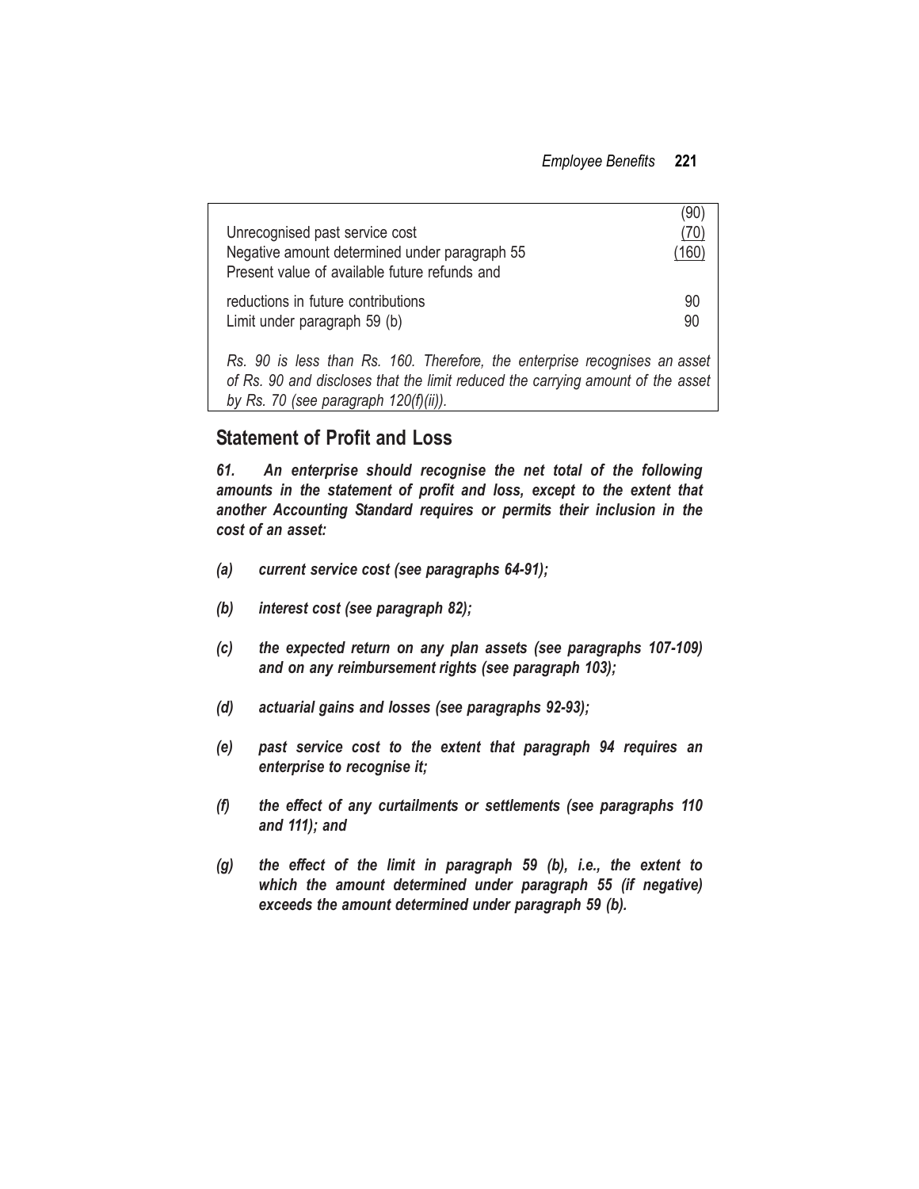| | |
|---|---|
| | (90) |
| Unrecognised past service cost | (70) |
| Negative amount determined under paragraph 55 | (160) |
| Present value of available future refunds and reductions in future contributions | 90 |
| Limit under paragraph 59 (b) | 90 |

*Rs. 90 is less than Rs. 160. Therefore, the enterprise recognises an asset of Rs. 90 and discloses that the limit reduced the carrying amount of the asset by Rs. 70 (see paragraph 120(f)(ii)).*

## Statement of Profit and Loss

***61. An enterprise should recognise the net total of the following amounts in the statement of profit and loss, except to the extent that another Accounting Standard requires or permits their inclusion in the cost of an asset:***

***(a) current service cost (see paragraphs 64-91);***

***(b) interest cost (see paragraph 82);***

***(c) the expected return on any plan assets (see paragraphs 107-109) and on any reimbursement rights (see paragraph 103);***

***(d) actuarial gains and losses (see paragraphs 92-93);***

***(e) past service cost to the extent that paragraph 94 requires an enterprise to recognise it;***

***(f) the effect of any curtailments or settlements (see paragraphs 110 and 111); and***

***(g) the effect of the limit in paragraph 59 (b), i.e., the extent to which the amount determined under paragraph 55 (if negative) exceeds the amount determined under paragraph 59 (b).***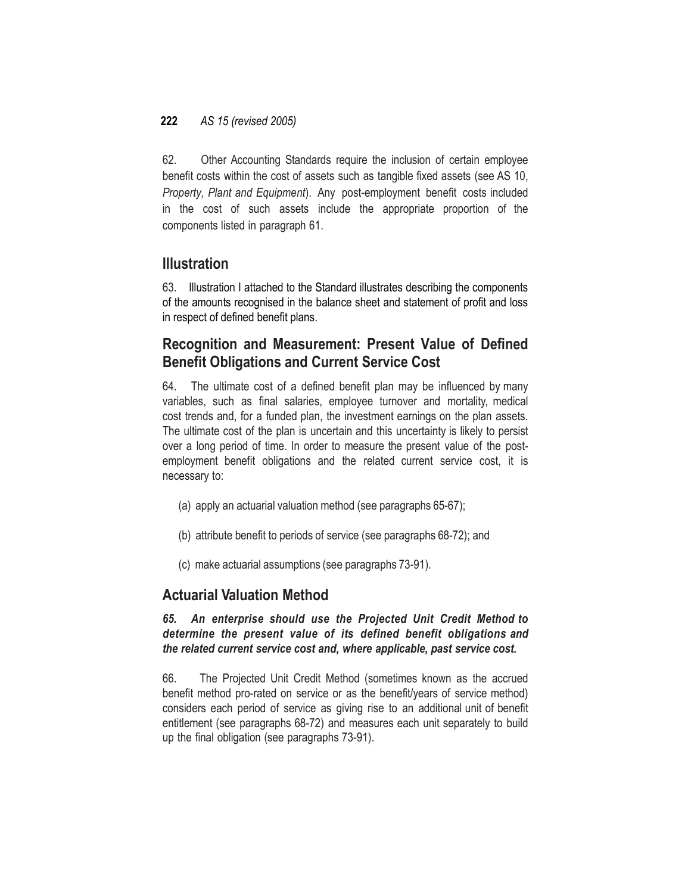62. Other Accounting Standards require the inclusion of certain employee benefit costs within the cost of assets such as tangible fixed assets (see AS 10, *Property, Plant and Equipment*). Any post-employment benefit costs included in the cost of such assets include the appropriate proportion of the components listed in paragraph 61.

## Illustration

63. Illustration I attached to the Standard illustrates describing the components of the amounts recognised in the balance sheet and statement of profit and loss in respect of defined benefit plans.

## Recognition and Measurement: Present Value of Defined Benefit Obligations and Current Service Cost

64. The ultimate cost of a defined benefit plan may be influenced by many variables, such as final salaries, employee turnover and mortality, medical cost trends and, for a funded plan, the investment earnings on the plan assets. The ultimate cost of the plan is uncertain and this uncertainty is likely to persist over a long period of time. In order to measure the present value of the post-employment benefit obligations and the related current service cost, it is necessary to:

(a) apply an actuarial valuation method (see paragraphs 65-67);

(b) attribute benefit to periods of service (see paragraphs 68-72); and

(c) make actuarial assumptions (see paragraphs 73-91).

## Actuarial Valuation Method

***65. An enterprise should use the Projected Unit Credit Method to determine the present value of its defined benefit obligations and the related current service cost and, where applicable, past service cost.***

66. The Projected Unit Credit Method (sometimes known as the accrued benefit method pro-rated on service or as the benefit/years of service method) considers each period of service as giving rise to an additional unit of benefit entitlement (see paragraphs 68-72) and measures each unit separately to build up the final obligation (see paragraphs 73-91).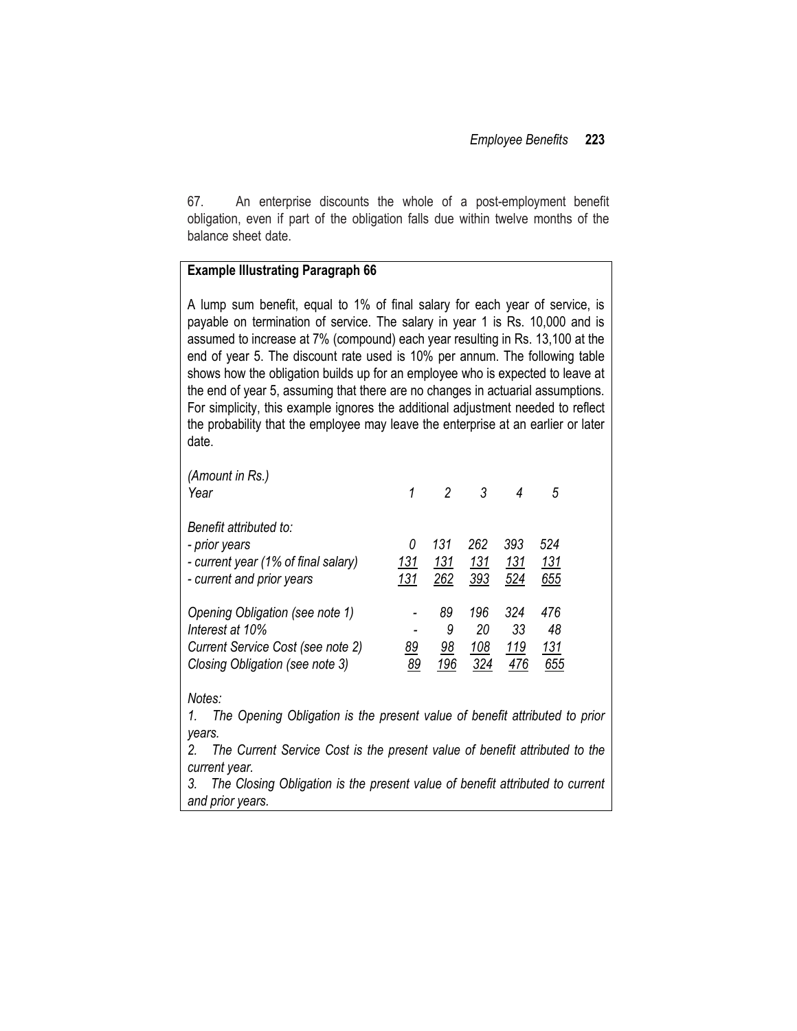67. An enterprise discounts the whole of a post-employment benefit obligation, even if part of the obligation falls due within twelve months of the balance sheet date.

**Example Illustrating Paragraph 66**

A lump sum benefit, equal to 1% of final salary for each year of service, is payable on termination of service. The salary in year 1 is Rs. 10,000 and is assumed to increase at 7% (compound) each year resulting in Rs. 13,100 at the end of year 5. The discount rate used is 10% per annum. The following table shows how the obligation builds up for an employee who is expected to leave at the end of year 5, assuming that there are no changes in actuarial assumptions. For simplicity, this example ignores the additional adjustment needed to reflect the probability that the employee may leave the enterprise at an earlier or later date.

*(Amount in Rs.)*

| *Year* | *1* | *2* | *3* | *4* | *5* |
|---|---|---|---|---|---|
| *Benefit attributed to:* | | | | | |
| *- prior years* | *0* | *131* | *262* | *393* | *524* |
| *- current year (1% of final salary)* | *131* | *131* | *131* | *131* | *131* |
| *- current and prior years* | *131* | *262* | *393* | *524* | *655* |
| *Opening Obligation (see note 1)* | *-* | *89* | *196* | *324* | *476* |
| *Interest at 10%* | *-* | *9* | *20* | *33* | *48* |
| *Current Service Cost (see note 2)* | *89* | *98* | *108* | *119* | *131* |
| *Closing Obligation (see note 3)* | *89* | *196* | *324* | *476* | *655* |

*Notes:*

1. *The Opening Obligation is the present value of benefit attributed to prior years.*
2. *The Current Service Cost is the present value of benefit attributed to the current year.*
3. *The Closing Obligation is the present value of benefit attributed to current and prior years.*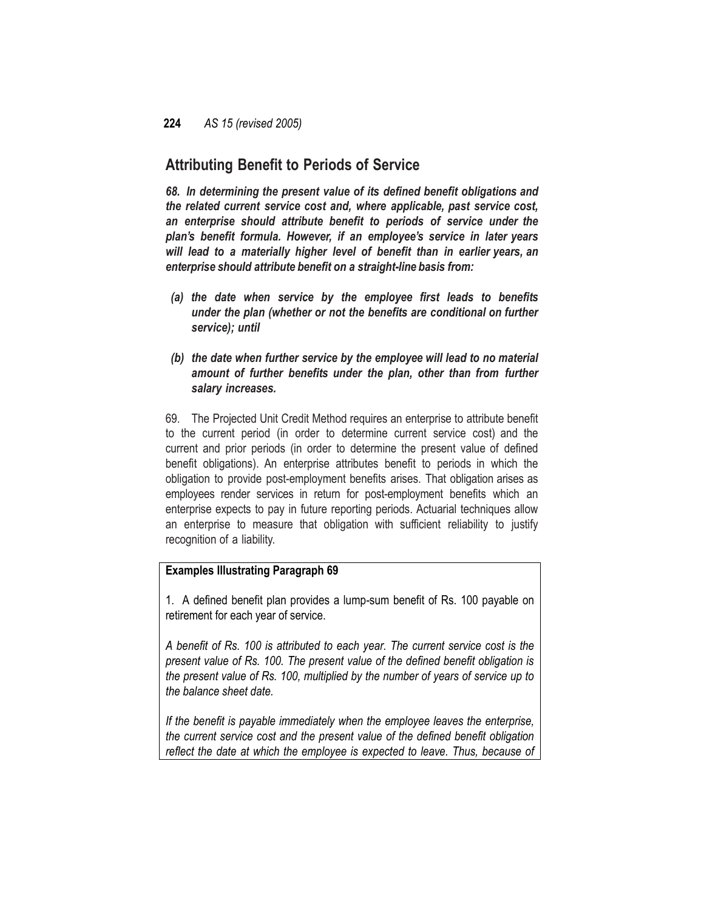## Attributing Benefit to Periods of Service

***68. In determining the present value of its defined benefit obligations and the related current service cost and, where applicable, past service cost, an enterprise should attribute benefit to periods of service under the plan's benefit formula. However, if an employee's service in later years will lead to a materially higher level of benefit than in earlier years, an enterprise should attribute benefit on a straight-line basis from:***

- ***(a) the date when service by the employee first leads to benefits under the plan (whether or not the benefits are conditional on further service); until***
- ***(b) the date when further service by the employee will lead to no material amount of further benefits under the plan, other than from further salary increases.***

69. The Projected Unit Credit Method requires an enterprise to attribute benefit to the current period (in order to determine current service cost) and the current and prior periods (in order to determine the present value of defined benefit obligations). An enterprise attributes benefit to periods in which the obligation to provide post-employment benefits arises. That obligation arises as employees render services in return for post-employment benefits which an enterprise expects to pay in future reporting periods. Actuarial techniques allow an enterprise to measure that obligation with sufficient reliability to justify recognition of a liability.

**Examples Illustrating Paragraph 69**

1. A defined benefit plan provides a lump-sum benefit of Rs. 100 payable on retirement for each year of service.

*A benefit of Rs. 100 is attributed to each year. The current service cost is the present value of Rs. 100. The present value of the defined benefit obligation is the present value of Rs. 100, multiplied by the number of years of service up to the balance sheet date.*

*If the benefit is payable immediately when the employee leaves the enterprise, the current service cost and the present value of the defined benefit obligation reflect the date at which the employee is expected to leave. Thus, because of*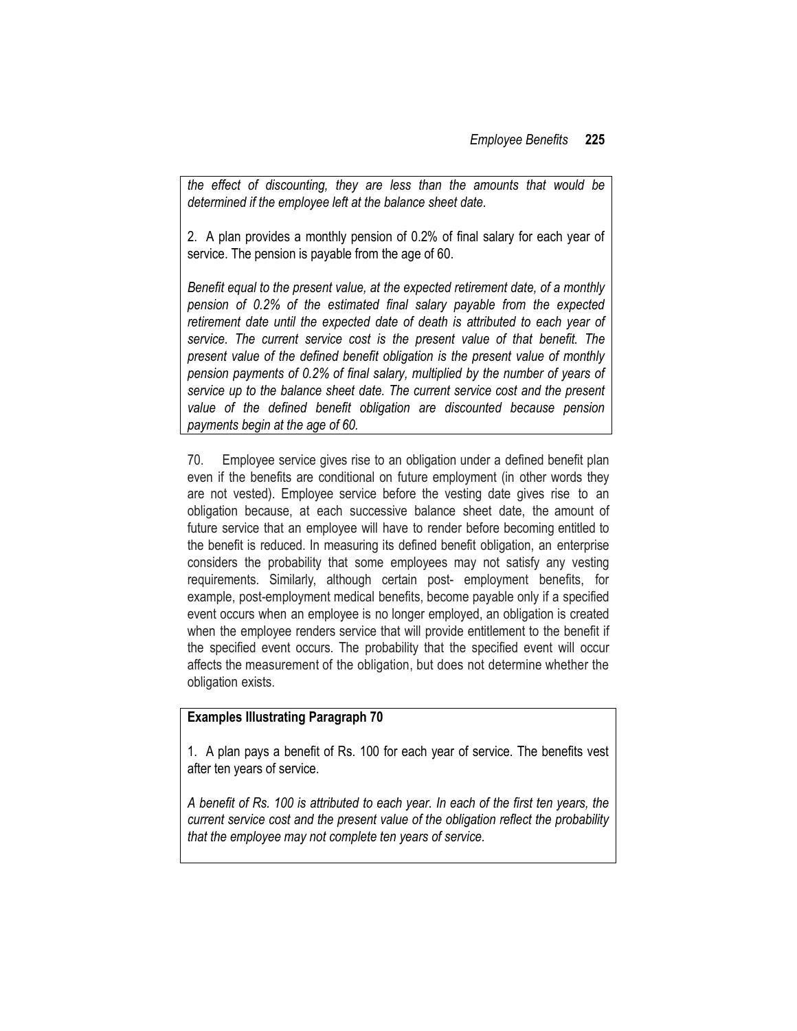*the effect of discounting, they are less than the amounts that would be determined if the employee left at the balance sheet date.*

2. A plan provides a monthly pension of 0.2% of final salary for each year of service. The pension is payable from the age of 60.

*Benefit equal to the present value, at the expected retirement date, of a monthly pension of 0.2% of the estimated final salary payable from the expected retirement date until the expected date of death is attributed to each year of service. The current service cost is the present value of that benefit. The present value of the defined benefit obligation is the present value of monthly pension payments of 0.2% of final salary, multiplied by the number of years of service up to the balance sheet date. The current service cost and the present value of the defined benefit obligation are discounted because pension payments begin at the age of 60.*

70. Employee service gives rise to an obligation under a defined benefit plan even if the benefits are conditional on future employment (in other words they are not vested). Employee service before the vesting date gives rise to an obligation because, at each successive balance sheet date, the amount of future service that an employee will have to render before becoming entitled to the benefit is reduced. In measuring its defined benefit obligation, an enterprise considers the probability that some employees may not satisfy any vesting requirements. Similarly, although certain post- employment benefits, for example, post-employment medical benefits, become payable only if a specified event occurs when an employee is no longer employed, an obligation is created when the employee renders service that will provide entitlement to the benefit if the specified event occurs. The probability that the specified event will occur affects the measurement of the obligation, but does not determine whether the obligation exists.

**Examples Illustrating Paragraph 70**

1. A plan pays a benefit of Rs. 100 for each year of service. The benefits vest after ten years of service.

*A benefit of Rs. 100 is attributed to each year. In each of the first ten years, the current service cost and the present value of the obligation reflect the probability that the employee may not complete ten years of service.*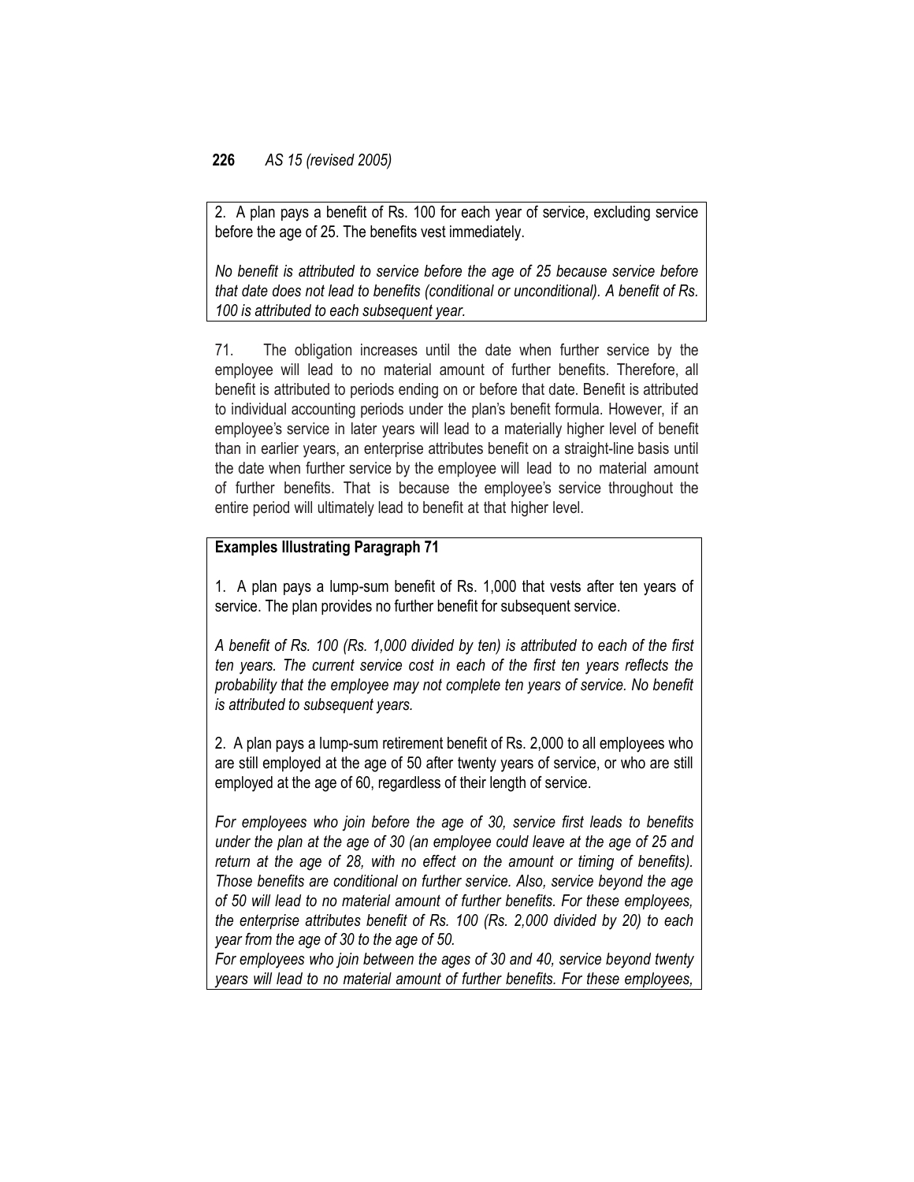2. A plan pays a benefit of Rs. 100 for each year of service, excluding service before the age of 25. The benefits vest immediately.

*No benefit is attributed to service before the age of 25 because service before that date does not lead to benefits (conditional or unconditional). A benefit of Rs. 100 is attributed to each subsequent year.*

71. The obligation increases until the date when further service by the employee will lead to no material amount of further benefits. Therefore, all benefit is attributed to periods ending on or before that date. Benefit is attributed to individual accounting periods under the plan's benefit formula. However, if an employee's service in later years will lead to a materially higher level of benefit than in earlier years, an enterprise attributes benefit on a straight-line basis until the date when further service by the employee will lead to no material amount of further benefits. That is because the employee's service throughout the entire period will ultimately lead to benefit at that higher level.

**Examples Illustrating Paragraph 71**

1. A plan pays a lump-sum benefit of Rs. 1,000 that vests after ten years of service. The plan provides no further benefit for subsequent service.

*A benefit of Rs. 100 (Rs. 1,000 divided by ten) is attributed to each of the first ten years. The current service cost in each of the first ten years reflects the probability that the employee may not complete ten years of service. No benefit is attributed to subsequent years.*

2. A plan pays a lump-sum retirement benefit of Rs. 2,000 to all employees who are still employed at the age of 50 after twenty years of service, or who are still employed at the age of 60, regardless of their length of service.

*For employees who join before the age of 30, service first leads to benefits under the plan at the age of 30 (an employee could leave at the age of 25 and return at the age of 28, with no effect on the amount or timing of benefits). Those benefits are conditional on further service. Also, service beyond the age of 50 will lead to no material amount of further benefits. For these employees, the enterprise attributes benefit of Rs. 100 (Rs. 2,000 divided by 20) to each year from the age of 30 to the age of 50.*

*For employees who join between the ages of 30 and 40, service beyond twenty years will lead to no material amount of further benefits. For these employees,*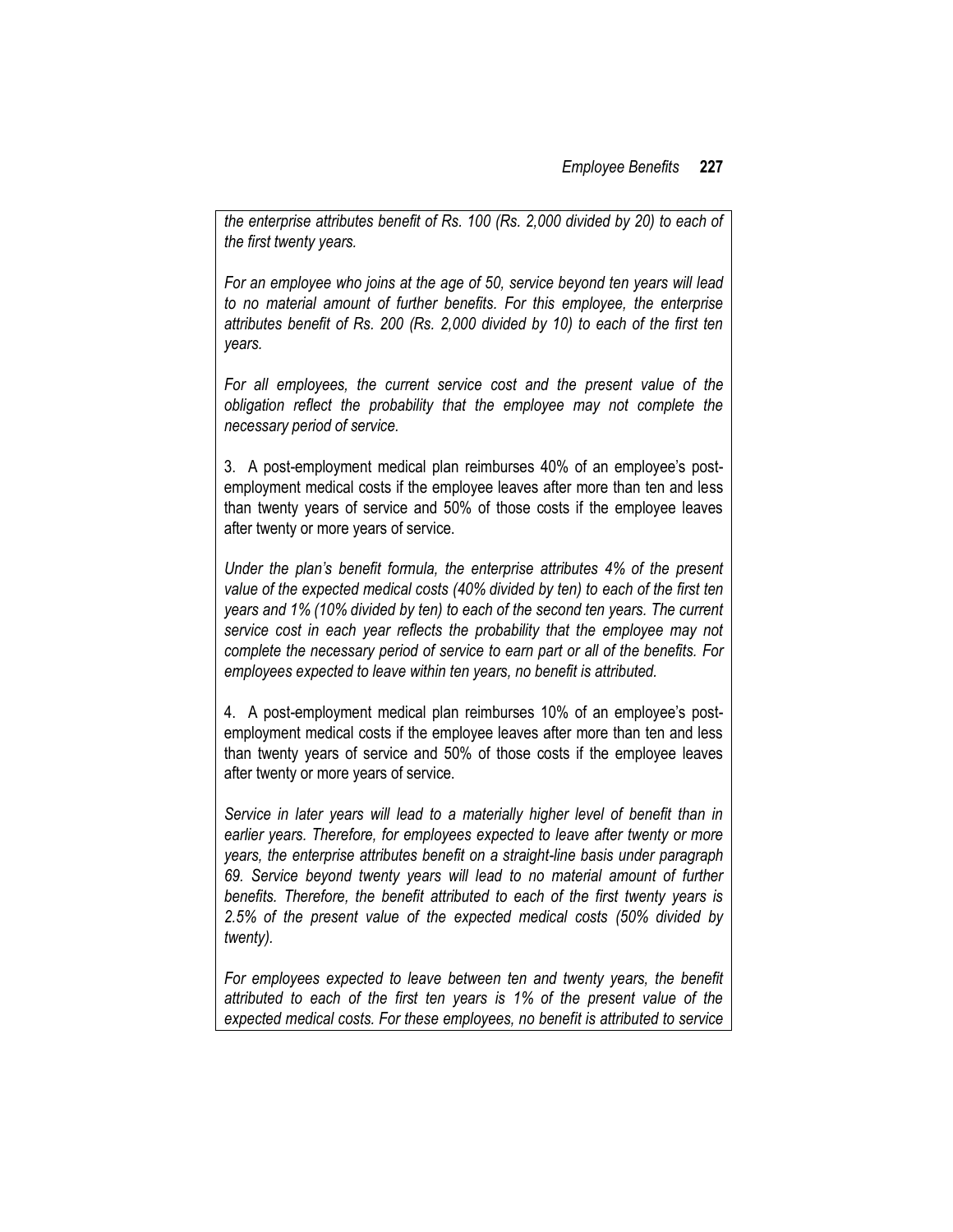*the enterprise attributes benefit of Rs. 100 (Rs. 2,000 divided by 20) to each of the first twenty years.*

*For an employee who joins at the age of 50, service beyond ten years will lead to no material amount of further benefits. For this employee, the enterprise attributes benefit of Rs. 200 (Rs. 2,000 divided by 10) to each of the first ten years.*

*For all employees, the current service cost and the present value of the obligation reflect the probability that the employee may not complete the necessary period of service.*

3. A post-employment medical plan reimburses 40% of an employee's post-employment medical costs if the employee leaves after more than ten and less than twenty years of service and 50% of those costs if the employee leaves after twenty or more years of service.

*Under the plan's benefit formula, the enterprise attributes 4% of the present value of the expected medical costs (40% divided by ten) to each of the first ten years and 1% (10% divided by ten) to each of the second ten years. The current service cost in each year reflects the probability that the employee may not complete the necessary period of service to earn part or all of the benefits. For employees expected to leave within ten years, no benefit is attributed.*

4. A post-employment medical plan reimburses 10% of an employee's post-employment medical costs if the employee leaves after more than ten and less than twenty years of service and 50% of those costs if the employee leaves after twenty or more years of service.

*Service in later years will lead to a materially higher level of benefit than in earlier years. Therefore, for employees expected to leave after twenty or more years, the enterprise attributes benefit on a straight-line basis under paragraph 69. Service beyond twenty years will lead to no material amount of further benefits. Therefore, the benefit attributed to each of the first twenty years is 2.5% of the present value of the expected medical costs (50% divided by twenty).*

*For employees expected to leave between ten and twenty years, the benefit attributed to each of the first ten years is 1% of the present value of the expected medical costs. For these employees, no benefit is attributed to service*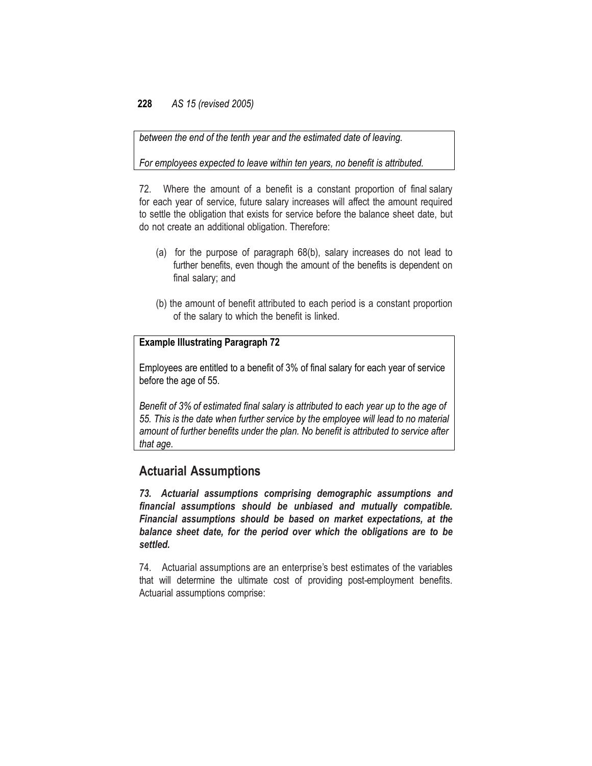*between the end of the tenth year and the estimated date of leaving.*

*For employees expected to leave within ten years, no benefit is attributed.*

72. Where the amount of a benefit is a constant proportion of final salary for each year of service, future salary increases will affect the amount required to settle the obligation that exists for service before the balance sheet date, but do not create an additional obligation. Therefore:

(a) for the purpose of paragraph 68(b), salary increases do not lead to further benefits, even though the amount of the benefits is dependent on final salary; and

(b) the amount of benefit attributed to each period is a constant proportion of the salary to which the benefit is linked.

**Example Illustrating Paragraph 72**

Employees are entitled to a benefit of 3% of final salary for each year of service before the age of 55.

*Benefit of 3% of estimated final salary is attributed to each year up to the age of 55. This is the date when further service by the employee will lead to no material amount of further benefits under the plan. No benefit is attributed to service after that age.*

## Actuarial Assumptions

***73. Actuarial assumptions comprising demographic assumptions and financial assumptions should be unbiased and mutually compatible. Financial assumptions should be based on market expectations, at the balance sheet date, for the period over which the obligations are to be settled.***

74. Actuarial assumptions are an enterprise's best estimates of the variables that will determine the ultimate cost of providing post-employment benefits. Actuarial assumptions comprise: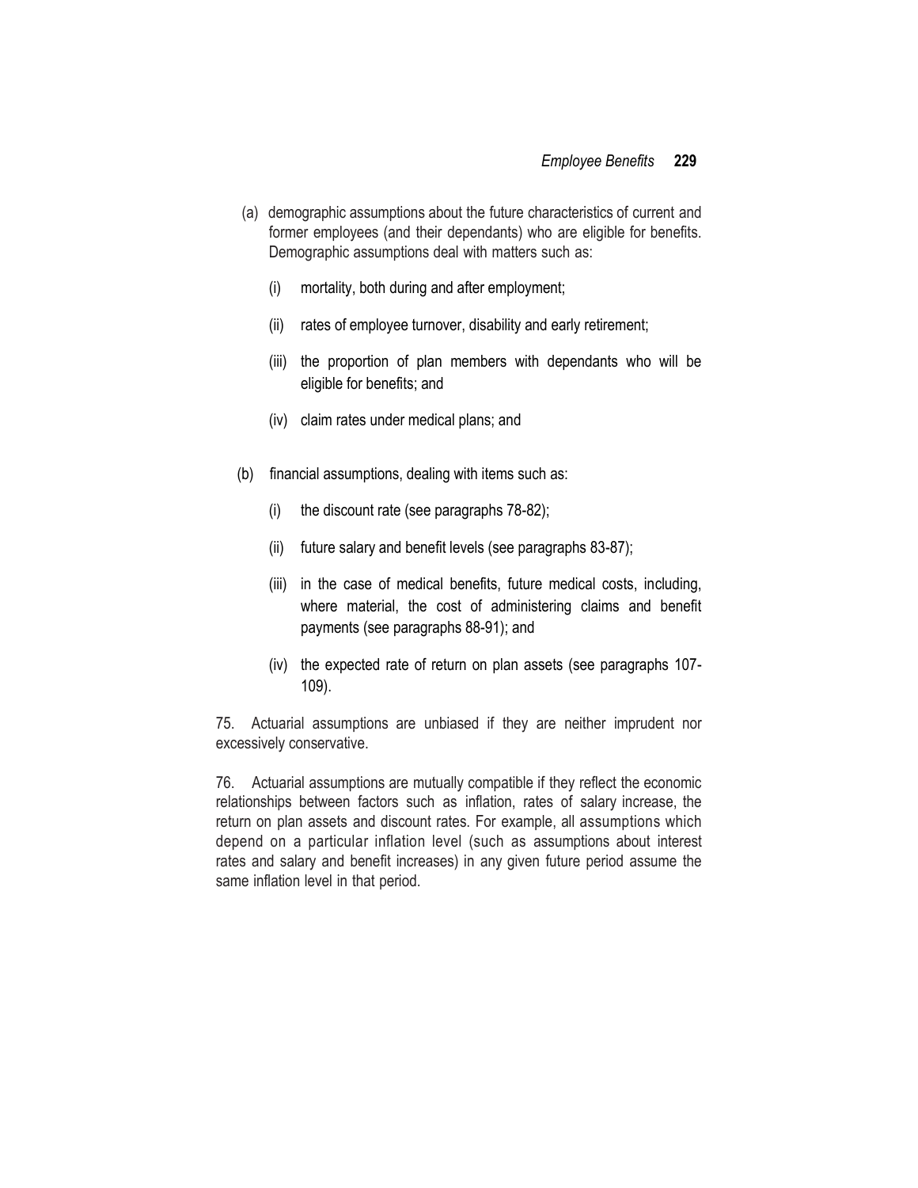(a) demographic assumptions about the future characteristics of current and former employees (and their dependants) who are eligible for benefits. Demographic assumptions deal with matters such as:

   (i) mortality, both during and after employment;

   (ii) rates of employee turnover, disability and early retirement;

   (iii) the proportion of plan members with dependants who will be eligible for benefits; and

   (iv) claim rates under medical plans; and

(b) financial assumptions, dealing with items such as:

   (i) the discount rate (see paragraphs 78-82);

   (ii) future salary and benefit levels (see paragraphs 83-87);

   (iii) in the case of medical benefits, future medical costs, including, where material, the cost of administering claims and benefit payments (see paragraphs 88-91); and

   (iv) the expected rate of return on plan assets (see paragraphs 107-109).

75. Actuarial assumptions are unbiased if they are neither imprudent nor excessively conservative.

76. Actuarial assumptions are mutually compatible if they reflect the economic relationships between factors such as inflation, rates of salary increase, the return on plan assets and discount rates. For example, all assumptions which depend on a particular inflation level (such as assumptions about interest rates and salary and benefit increases) in any given future period assume the same inflation level in that period.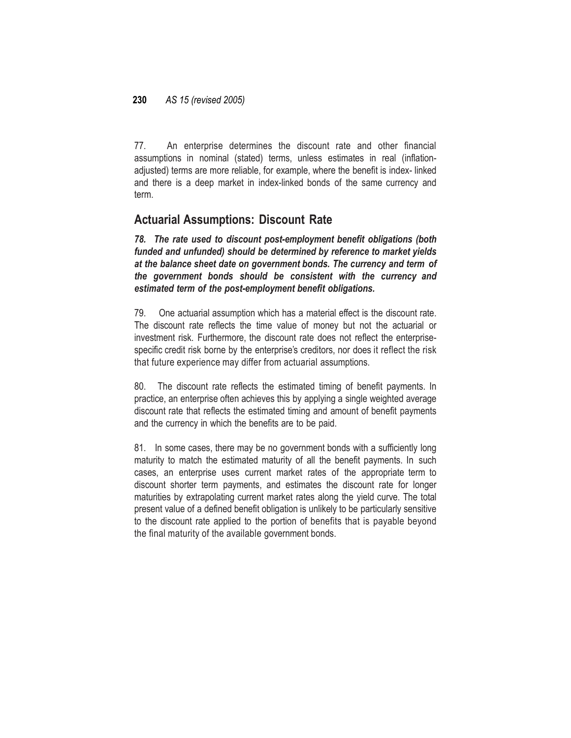77. An enterprise determines the discount rate and other financial assumptions in nominal (stated) terms, unless estimates in real (inflation-adjusted) terms are more reliable, for example, where the benefit is index- linked and there is a deep market in index-linked bonds of the same currency and term.

## Actuarial Assumptions: Discount Rate

***78. The rate used to discount post-employment benefit obligations (both funded and unfunded) should be determined by reference to market yields at the balance sheet date on government bonds. The currency and term of the government bonds should be consistent with the currency and estimated term of the post-employment benefit obligations.***

79. One actuarial assumption which has a material effect is the discount rate. The discount rate reflects the time value of money but not the actuarial or investment risk. Furthermore, the discount rate does not reflect the enterprise-specific credit risk borne by the enterprise's creditors, nor does it reflect the risk that future experience may differ from actuarial assumptions.

80. The discount rate reflects the estimated timing of benefit payments. In practice, an enterprise often achieves this by applying a single weighted average discount rate that reflects the estimated timing and amount of benefit payments and the currency in which the benefits are to be paid.

81. In some cases, there may be no government bonds with a sufficiently long maturity to match the estimated maturity of all the benefit payments. In such cases, an enterprise uses current market rates of the appropriate term to discount shorter term payments, and estimates the discount rate for longer maturities by extrapolating current market rates along the yield curve. The total present value of a defined benefit obligation is unlikely to be particularly sensitive to the discount rate applied to the portion of benefits that is payable beyond the final maturity of the available government bonds.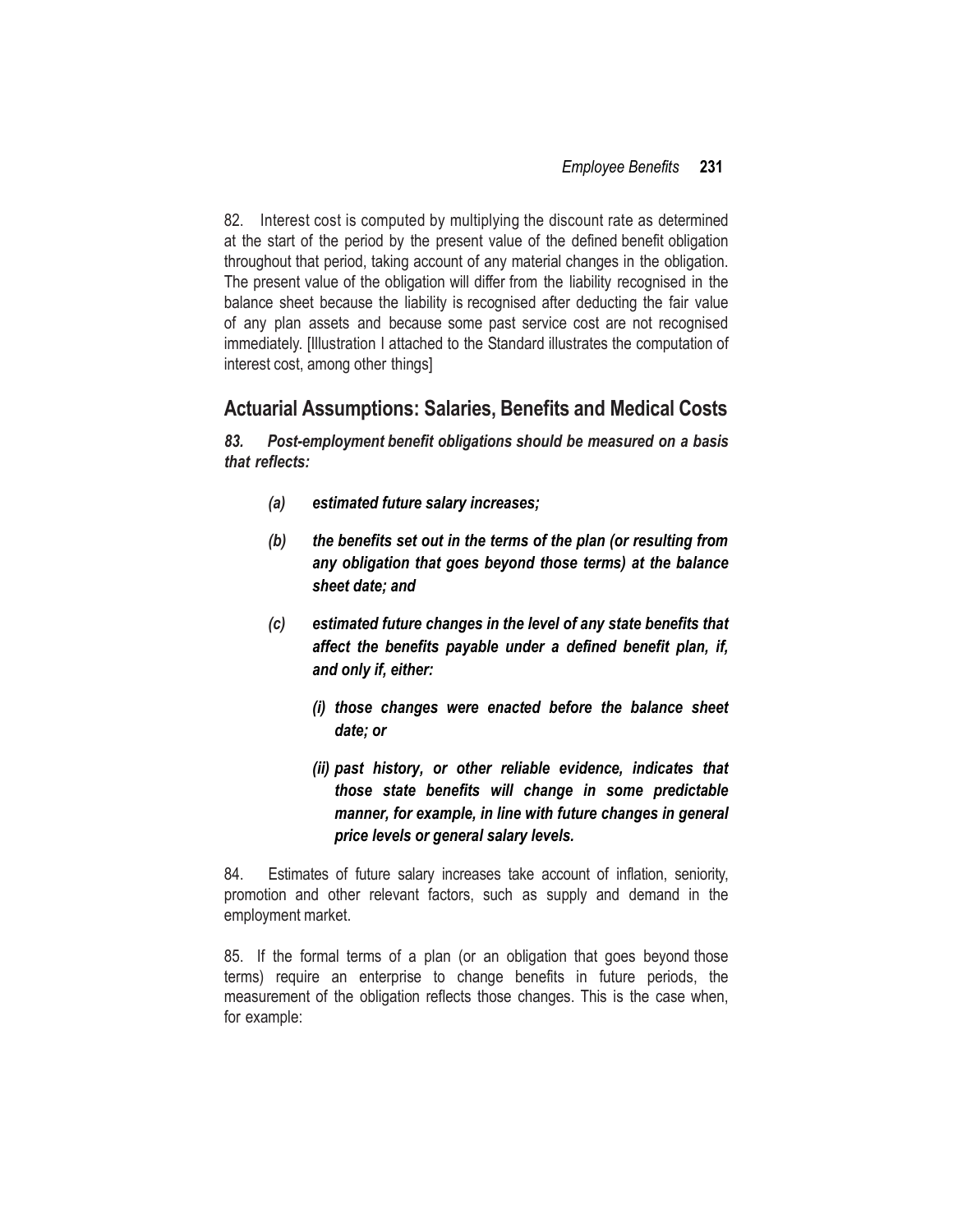82. Interest cost is computed by multiplying the discount rate as determined at the start of the period by the present value of the defined benefit obligation throughout that period, taking account of any material changes in the obligation. The present value of the obligation will differ from the liability recognised in the balance sheet because the liability is recognised after deducting the fair value of any plan assets and because some past service cost are not recognised immediately. [Illustration I attached to the Standard illustrates the computation of interest cost, among other things]

## Actuarial Assumptions: Salaries, Benefits and Medical Costs

***83. Post-employment benefit obligations should be measured on a basis that reflects:***

- ***(a) estimated future salary increases;***
- ***(b) the benefits set out in the terms of the plan (or resulting from any obligation that goes beyond those terms) at the balance sheet date; and***
- ***(c) estimated future changes in the level of any state benefits that affect the benefits payable under a defined benefit plan, if, and only if, either:***
  - ***(i) those changes were enacted before the balance sheet date; or***
  - ***(ii) past history, or other reliable evidence, indicates that those state benefits will change in some predictable manner, for example, in line with future changes in general price levels or general salary levels.***

84. Estimates of future salary increases take account of inflation, seniority, promotion and other relevant factors, such as supply and demand in the employment market.

85. If the formal terms of a plan (or an obligation that goes beyond those terms) require an enterprise to change benefits in future periods, the measurement of the obligation reflects those changes. This is the case when, for example: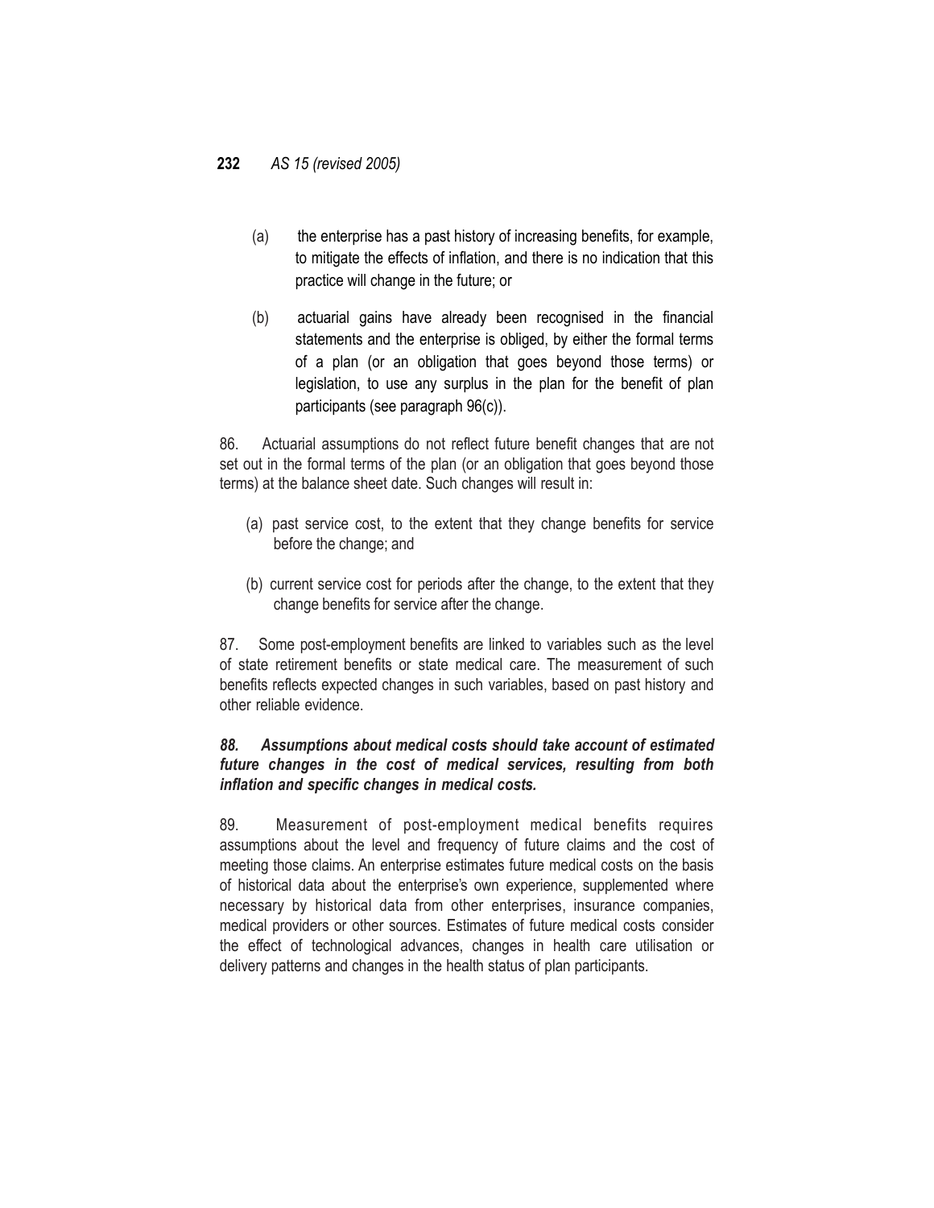(a) the enterprise has a past history of increasing benefits, for example, to mitigate the effects of inflation, and there is no indication that this practice will change in the future; or

(b) actuarial gains have already been recognised in the financial statements and the enterprise is obliged, by either the formal terms of a plan (or an obligation that goes beyond those terms) or legislation, to use any surplus in the plan for the benefit of plan participants (see paragraph 96(c)).

86. Actuarial assumptions do not reflect future benefit changes that are not set out in the formal terms of the plan (or an obligation that goes beyond those terms) at the balance sheet date. Such changes will result in:

(a) past service cost, to the extent that they change benefits for service before the change; and

(b) current service cost for periods after the change, to the extent that they change benefits for service after the change.

87. Some post-employment benefits are linked to variables such as the level of state retirement benefits or state medical care. The measurement of such benefits reflects expected changes in such variables, based on past history and other reliable evidence.

***88. Assumptions about medical costs should take account of estimated future changes in the cost of medical services, resulting from both inflation and specific changes in medical costs.***

89. Measurement of post-employment medical benefits requires assumptions about the level and frequency of future claims and the cost of meeting those claims. An enterprise estimates future medical costs on the basis of historical data about the enterprise's own experience, supplemented where necessary by historical data from other enterprises, insurance companies, medical providers or other sources. Estimates of future medical costs consider the effect of technological advances, changes in health care utilisation or delivery patterns and changes in the health status of plan participants.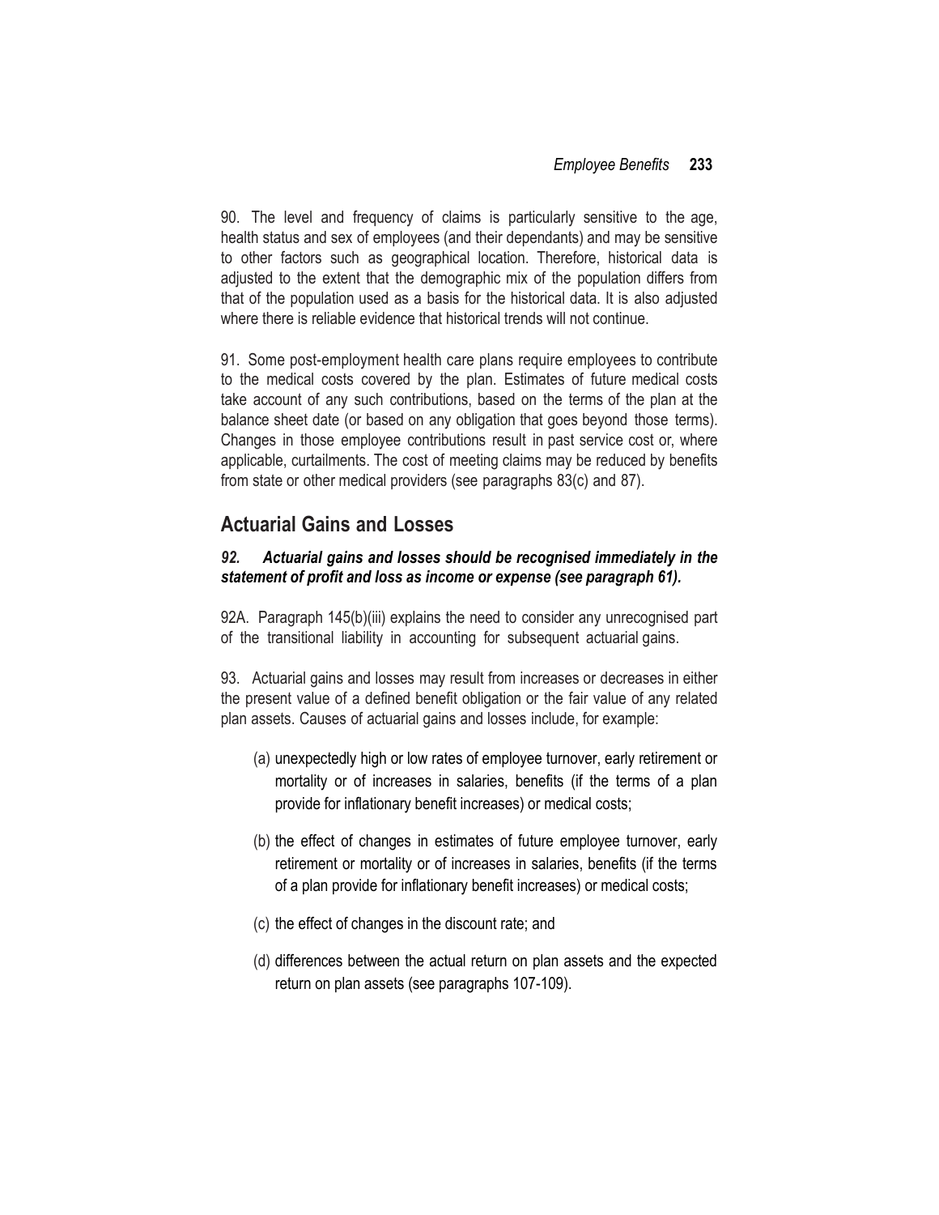90. The level and frequency of claims is particularly sensitive to the age, health status and sex of employees (and their dependants) and may be sensitive to other factors such as geographical location. Therefore, historical data is adjusted to the extent that the demographic mix of the population differs from that of the population used as a basis for the historical data. It is also adjusted where there is reliable evidence that historical trends will not continue.

91. Some post-employment health care plans require employees to contribute to the medical costs covered by the plan. Estimates of future medical costs take account of any such contributions, based on the terms of the plan at the balance sheet date (or based on any obligation that goes beyond those terms). Changes in those employee contributions result in past service cost or, where applicable, curtailments. The cost of meeting claims may be reduced by benefits from state or other medical providers (see paragraphs 83(c) and 87).

## Actuarial Gains and Losses

***92. Actuarial gains and losses should be recognised immediately in the statement of profit and loss as income or expense (see paragraph 61).***

92A. Paragraph 145(b)(iii) explains the need to consider any unrecognised part of the transitional liability in accounting for subsequent actuarial gains.

93. Actuarial gains and losses may result from increases or decreases in either the present value of a defined benefit obligation or the fair value of any related plan assets. Causes of actuarial gains and losses include, for example:

(a) unexpectedly high or low rates of employee turnover, early retirement or mortality or of increases in salaries, benefits (if the terms of a plan provide for inflationary benefit increases) or medical costs;

(b) the effect of changes in estimates of future employee turnover, early retirement or mortality or of increases in salaries, benefits (if the terms of a plan provide for inflationary benefit increases) or medical costs;

(c) the effect of changes in the discount rate; and

(d) differences between the actual return on plan assets and the expected return on plan assets (see paragraphs 107-109).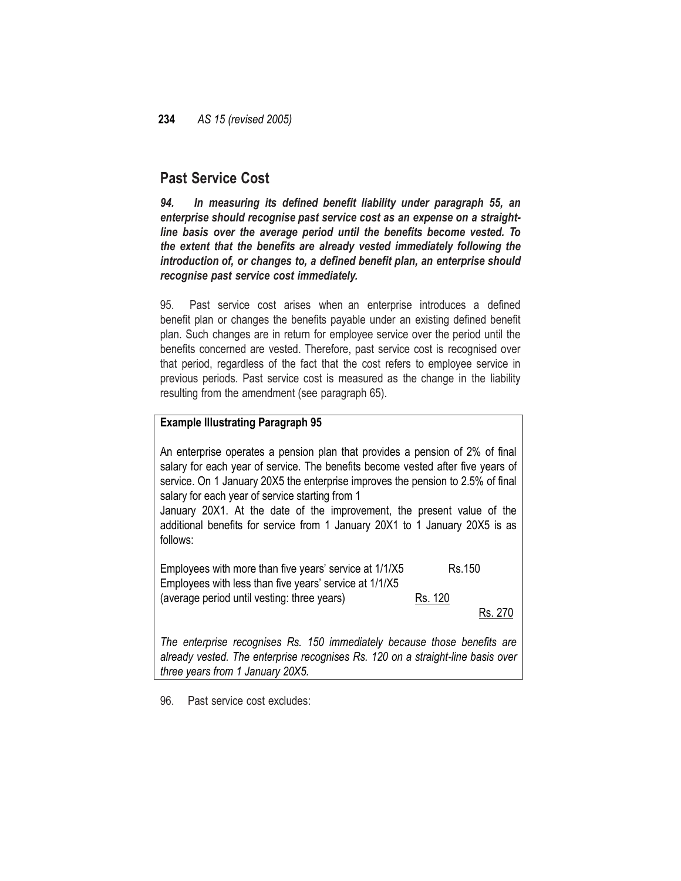## Past Service Cost

***94. In measuring its defined benefit liability under paragraph 55, an enterprise should recognise past service cost as an expense on a straight-line basis over the average period until the benefits become vested. To the extent that the benefits are already vested immediately following the introduction of, or changes to, a defined benefit plan, an enterprise should recognise past service cost immediately.***

95. Past service cost arises when an enterprise introduces a defined benefit plan or changes the benefits payable under an existing defined benefit plan. Such changes are in return for employee service over the period until the benefits concerned are vested. Therefore, past service cost is recognised over that period, regardless of the fact that the cost refers to employee service in previous periods. Past service cost is measured as the change in the liability resulting from the amendment (see paragraph 65).

**Example Illustrating Paragraph 95**

An enterprise operates a pension plan that provides a pension of 2% of final salary for each year of service. The benefits become vested after five years of service. On 1 January 20X5 the enterprise improves the pension to 2.5% of final salary for each year of service starting from 1 January 20X1. At the date of the improvement, the present value of the additional benefits for service from 1 January 20X1 to 1 January 20X5 is as follows:

| | | |
|---|---|---|
| Employees with more than five years' service at 1/1/X5 | Rs.150 | |
| Employees with less than five years' service at 1/1/X5 (average period until vesting: three years) | Rs. 120 | |
| | | Rs. 270 |

*The enterprise recognises Rs. 150 immediately because those benefits are already vested. The enterprise recognises Rs. 120 on a straight-line basis over three years from 1 January 20X5.*

96. Past service cost excludes: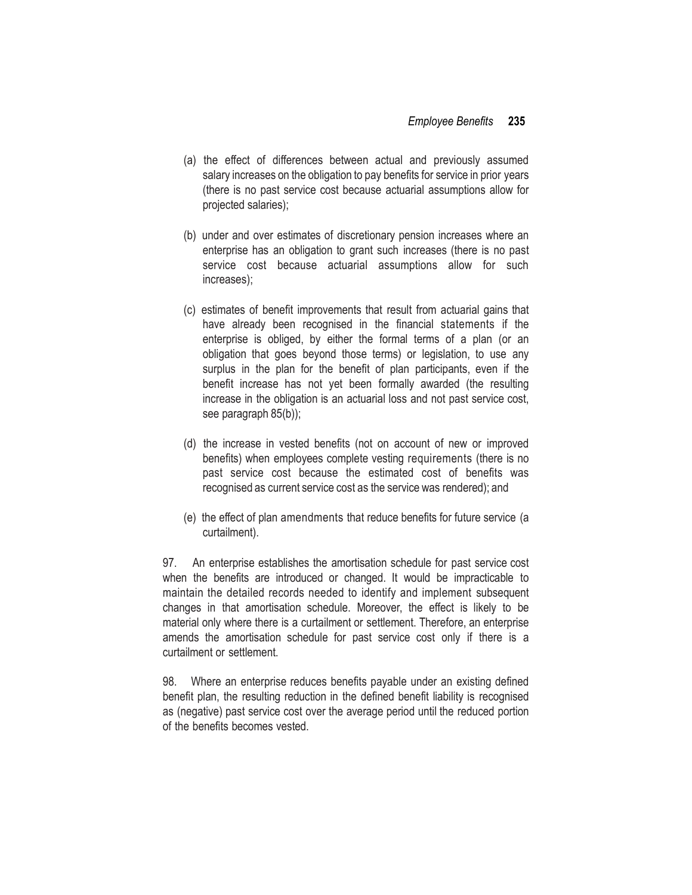(a) the effect of differences between actual and previously assumed salary increases on the obligation to pay benefits for service in prior years (there is no past service cost because actuarial assumptions allow for projected salaries);

(b) under and over estimates of discretionary pension increases where an enterprise has an obligation to grant such increases (there is no past service cost because actuarial assumptions allow for such increases);

(c) estimates of benefit improvements that result from actuarial gains that have already been recognised in the financial statements if the enterprise is obliged, by either the formal terms of a plan (or an obligation that goes beyond those terms) or legislation, to use any surplus in the plan for the benefit of plan participants, even if the benefit increase has not yet been formally awarded (the resulting increase in the obligation is an actuarial loss and not past service cost, see paragraph 85(b));

(d) the increase in vested benefits (not on account of new or improved benefits) when employees complete vesting requirements (there is no past service cost because the estimated cost of benefits was recognised as current service cost as the service was rendered); and

(e) the effect of plan amendments that reduce benefits for future service (a curtailment).

97. An enterprise establishes the amortisation schedule for past service cost when the benefits are introduced or changed. It would be impracticable to maintain the detailed records needed to identify and implement subsequent changes in that amortisation schedule. Moreover, the effect is likely to be material only where there is a curtailment or settlement. Therefore, an enterprise amends the amortisation schedule for past service cost only if there is a curtailment or settlement.

98. Where an enterprise reduces benefits payable under an existing defined benefit plan, the resulting reduction in the defined benefit liability is recognised as (negative) past service cost over the average period until the reduced portion of the benefits becomes vested.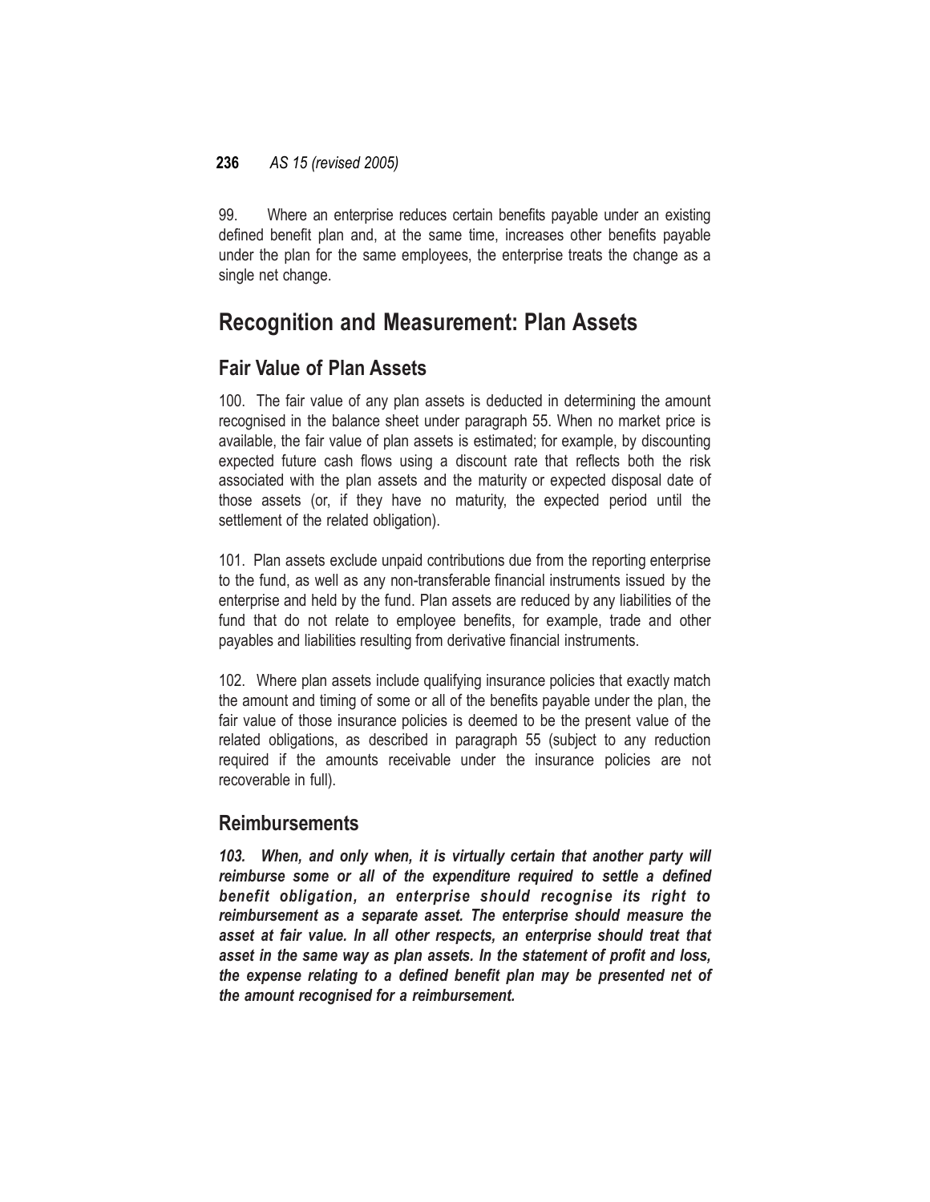99. Where an enterprise reduces certain benefits payable under an existing defined benefit plan and, at the same time, increases other benefits payable under the plan for the same employees, the enterprise treats the change as a single net change.

## Recognition and Measurement: Plan Assets

### Fair Value of Plan Assets

100. The fair value of any plan assets is deducted in determining the amount recognised in the balance sheet under paragraph 55. When no market price is available, the fair value of plan assets is estimated; for example, by discounting expected future cash flows using a discount rate that reflects both the risk associated with the plan assets and the maturity or expected disposal date of those assets (or, if they have no maturity, the expected period until the settlement of the related obligation).

101. Plan assets exclude unpaid contributions due from the reporting enterprise to the fund, as well as any non-transferable financial instruments issued by the enterprise and held by the fund. Plan assets are reduced by any liabilities of the fund that do not relate to employee benefits, for example, trade and other payables and liabilities resulting from derivative financial instruments.

102. Where plan assets include qualifying insurance policies that exactly match the amount and timing of some or all of the benefits payable under the plan, the fair value of those insurance policies is deemed to be the present value of the related obligations, as described in paragraph 55 (subject to any reduction required if the amounts receivable under the insurance policies are not recoverable in full).

### Reimbursements

***103. When, and only when, it is virtually certain that another party will reimburse some or all of the expenditure required to settle a defined benefit obligation, an enterprise should recognise its right to reimbursement as a separate asset. The enterprise should measure the asset at fair value. In all other respects, an enterprise should treat that asset in the same way as plan assets. In the statement of profit and loss, the expense relating to a defined benefit plan may be presented net of the amount recognised for a reimbursement.***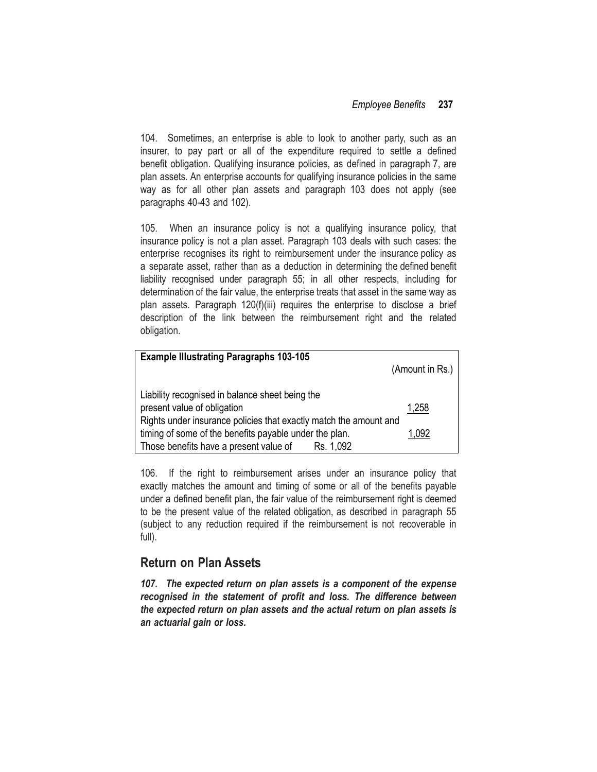104. Sometimes, an enterprise is able to look to another party, such as an insurer, to pay part or all of the expenditure required to settle a defined benefit obligation. Qualifying insurance policies, as defined in paragraph 7, are plan assets. An enterprise accounts for qualifying insurance policies in the same way as for all other plan assets and paragraph 103 does not apply (see paragraphs 40-43 and 102).

105. When an insurance policy is not a qualifying insurance policy, that insurance policy is not a plan asset. Paragraph 103 deals with such cases: the enterprise recognises its right to reimbursement under the insurance policy as a separate asset, rather than as a deduction in determining the defined benefit liability recognised under paragraph 55; in all other respects, including for determination of the fair value, the enterprise treats that asset in the same way as plan assets. Paragraph 120(f)(iii) requires the enterprise to disclose a brief description of the link between the reimbursement right and the related obligation.

| **Example Illustrating Paragraphs 103-105** | (Amount in Rs.) |
|---|---|
| Liability recognised in balance sheet being the present value of obligation | 1,258 |
| Rights under insurance policies that exactly match the amount and timing of some of the benefits payable under the plan. | 1,092 |
| Those benefits have a present value of Rs. 1,092 | |

106. If the right to reimbursement arises under an insurance policy that exactly matches the amount and timing of some or all of the benefits payable under a defined benefit plan, the fair value of the reimbursement right is deemed to be the present value of the related obligation, as described in paragraph 55 (subject to any reduction required if the reimbursement is not recoverable in full).

## Return on Plan Assets

***107. The expected return on plan assets is a component of the expense recognised in the statement of profit and loss. The difference between the expected return on plan assets and the actual return on plan assets is an actuarial gain or loss.***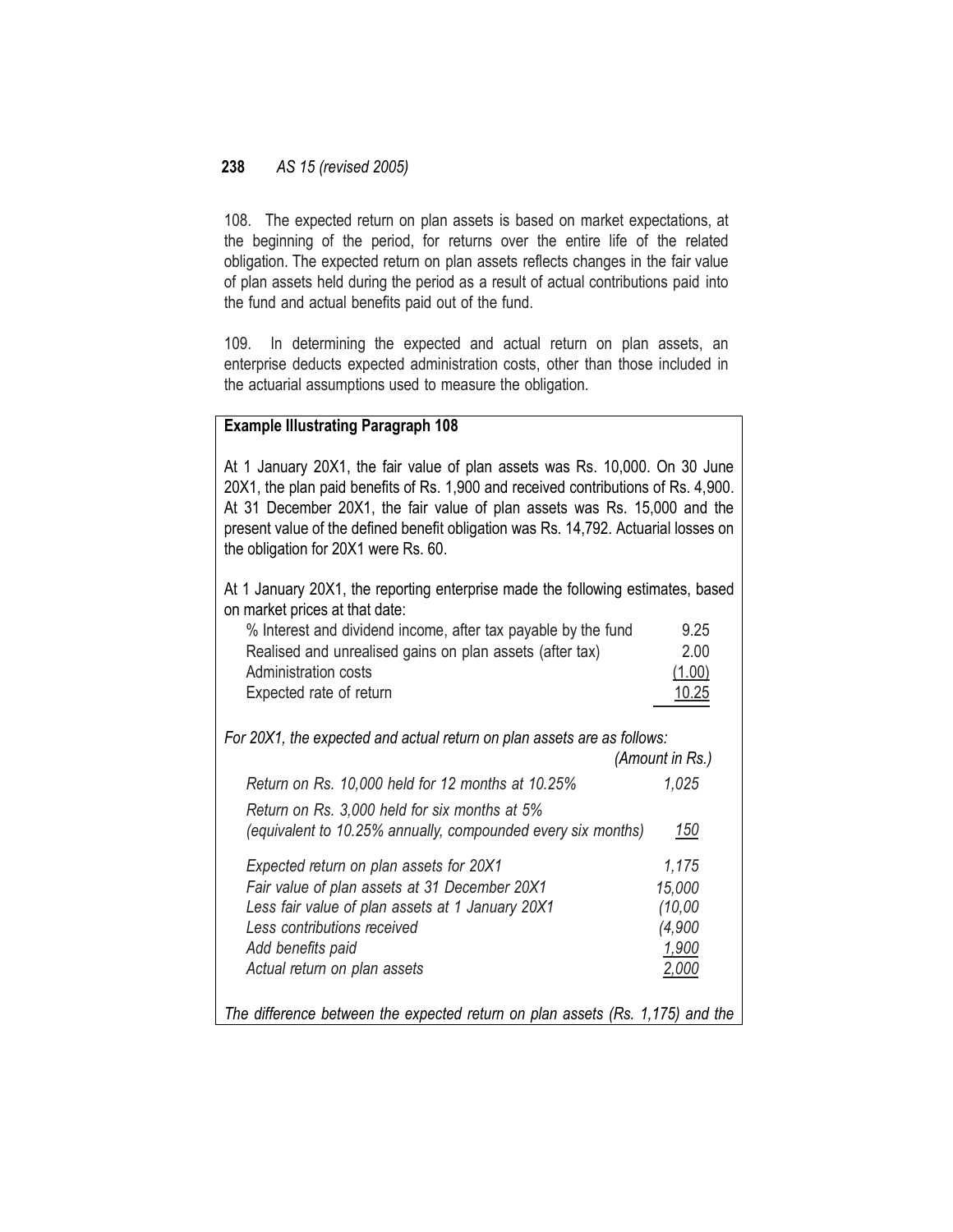108. The expected return on plan assets is based on market expectations, at the beginning of the period, for returns over the entire life of the related obligation. The expected return on plan assets reflects changes in the fair value of plan assets held during the period as a result of actual contributions paid into the fund and actual benefits paid out of the fund.

109. In determining the expected and actual return on plan assets, an enterprise deducts expected administration costs, other than those included in the actuarial assumptions used to measure the obligation.

**Example Illustrating Paragraph 108**

At 1 January 20X1, the fair value of plan assets was Rs. 10,000. On 30 June 20X1, the plan paid benefits of Rs. 1,900 and received contributions of Rs. 4,900. At 31 December 20X1, the fair value of plan assets was Rs. 15,000 and the present value of the defined benefit obligation was Rs. 14,792. Actuarial losses on the obligation for 20X1 were Rs. 60.

At 1 January 20X1, the reporting enterprise made the following estimates, based on market prices at that date:

| | |
|---|---|
| % Interest and dividend income, after tax payable by the fund | 9.25 |
| Realised and unrealised gains on plan assets (after tax) | 2.00 |
| Administration costs | (1.00) |
| Expected rate of return | 10.25 |

*For 20X1, the expected and actual return on plan assets are as follows:*

| | *(Amount in Rs.)* |
|---|---|
| *Return on Rs. 10,000 held for 12 months at 10.25%* | *1,025* |
| *Return on Rs. 3,000 held for six months at 5% (equivalent to 10.25% annually, compounded every six months)* | *150* |
| *Expected return on plan assets for 20X1* | *1,175* |
| *Fair value of plan assets at 31 December 20X1* | *15,000* |
| *Less fair value of plan assets at 1 January 20X1* | *(10,00* |
| *Less contributions received* | *(4,900* |
| *Add benefits paid* | *1,900* |
| *Actual return on plan assets* | *2,000* |

*The difference between the expected return on plan assets (Rs. 1,175) and the*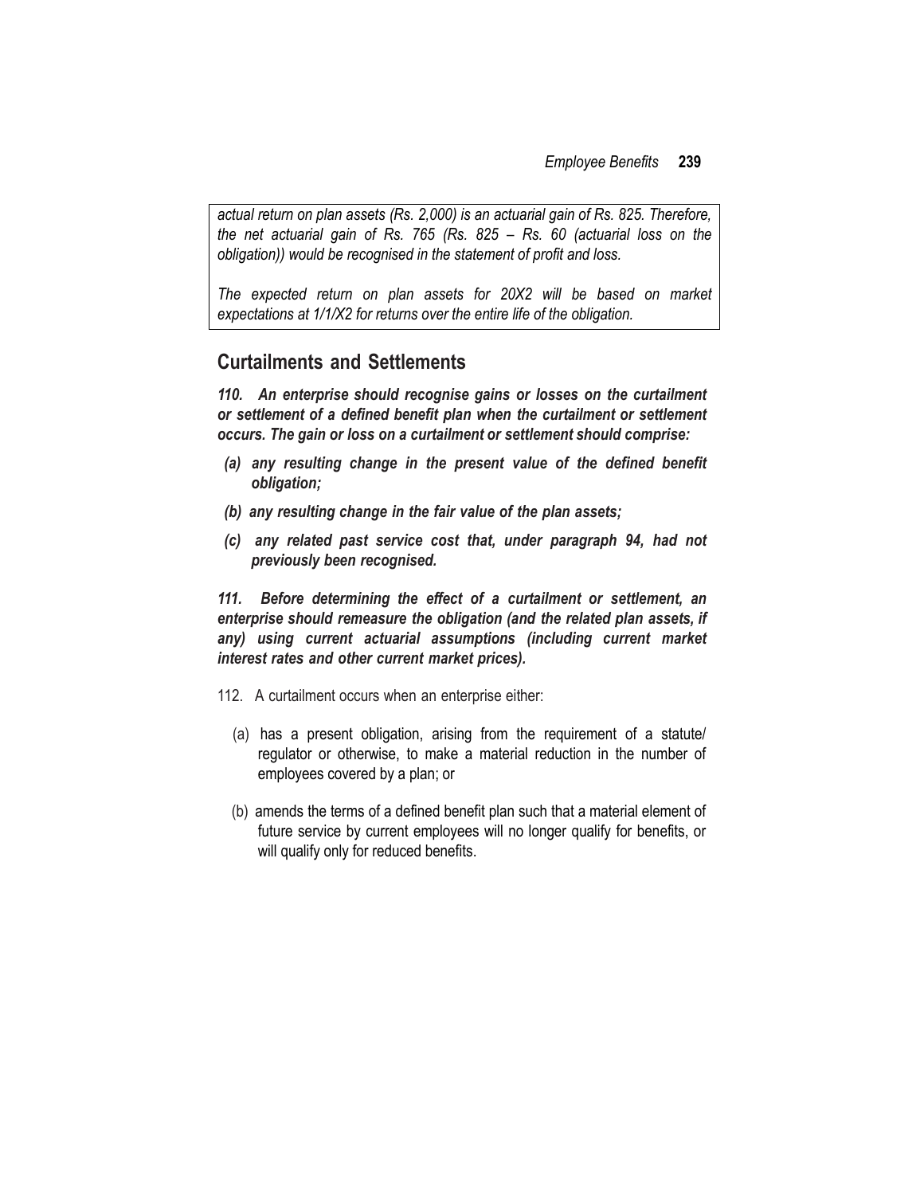*actual return on plan assets (Rs. 2,000) is an actuarial gain of Rs. 825. Therefore, the net actuarial gain of Rs. 765 (Rs. 825 – Rs. 60 (actuarial loss on the obligation)) would be recognised in the statement of profit and loss.*

*The expected return on plan assets for 20X2 will be based on market expectations at 1/1/X2 for returns over the entire life of the obligation.*

## Curtailments and Settlements

***110. An enterprise should recognise gains or losses on the curtailment or settlement of a defined benefit plan when the curtailment or settlement occurs. The gain or loss on a curtailment or settlement should comprise:***

- ***(a) any resulting change in the present value of the defined benefit obligation;***
- ***(b) any resulting change in the fair value of the plan assets;***
- ***(c) any related past service cost that, under paragraph 94, had not previously been recognised.***

***111. Before determining the effect of a curtailment or settlement, an enterprise should remeasure the obligation (and the related plan assets, if any) using current actuarial assumptions (including current market interest rates and other current market prices).***

112. A curtailment occurs when an enterprise either:

- (a) has a present obligation, arising from the requirement of a statute/ regulator or otherwise, to make a material reduction in the number of employees covered by a plan; or
- (b) amends the terms of a defined benefit plan such that a material element of future service by current employees will no longer qualify for benefits, or will qualify only for reduced benefits.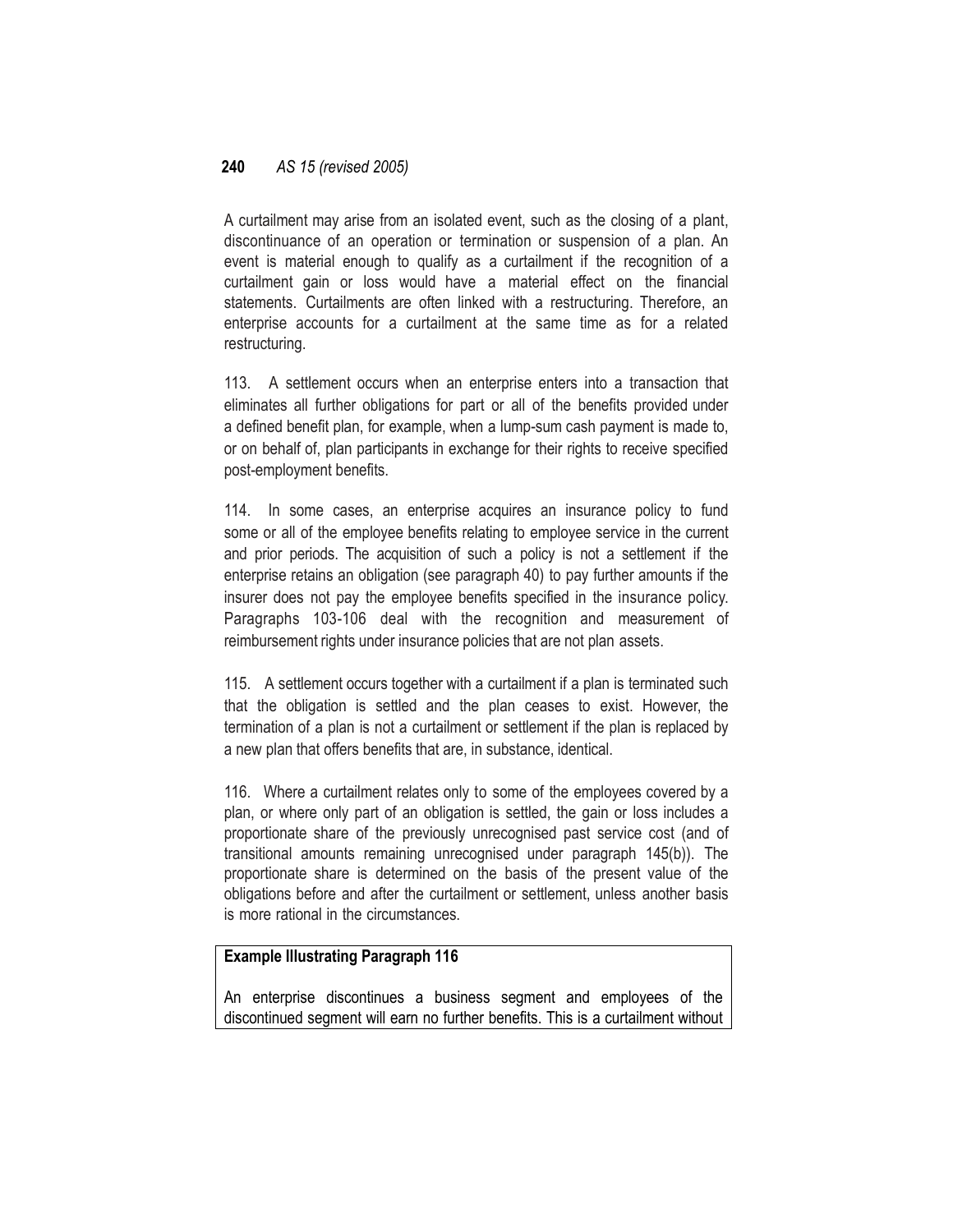A curtailment may arise from an isolated event, such as the closing of a plant, discontinuance of an operation or termination or suspension of a plan. An event is material enough to qualify as a curtailment if the recognition of a curtailment gain or loss would have a material effect on the financial statements. Curtailments are often linked with a restructuring. Therefore, an enterprise accounts for a curtailment at the same time as for a related restructuring.

113. A settlement occurs when an enterprise enters into a transaction that eliminates all further obligations for part or all of the benefits provided under a defined benefit plan, for example, when a lump-sum cash payment is made to, or on behalf of, plan participants in exchange for their rights to receive specified post-employment benefits.

114. In some cases, an enterprise acquires an insurance policy to fund some or all of the employee benefits relating to employee service in the current and prior periods. The acquisition of such a policy is not a settlement if the enterprise retains an obligation (see paragraph 40) to pay further amounts if the insurer does not pay the employee benefits specified in the insurance policy. Paragraphs 103-106 deal with the recognition and measurement of reimbursement rights under insurance policies that are not plan assets.

115. A settlement occurs together with a curtailment if a plan is terminated such that the obligation is settled and the plan ceases to exist. However, the termination of a plan is not a curtailment or settlement if the plan is replaced by a new plan that offers benefits that are, in substance, identical.

116. Where a curtailment relates only to some of the employees covered by a plan, or where only part of an obligation is settled, the gain or loss includes a proportionate share of the previously unrecognised past service cost (and of transitional amounts remaining unrecognised under paragraph 145(b)). The proportionate share is determined on the basis of the present value of the obligations before and after the curtailment or settlement, unless another basis is more rational in the circumstances.

**Example Illustrating Paragraph 116**

An enterprise discontinues a business segment and employees of the discontinued segment will earn no further benefits. This is a curtailment without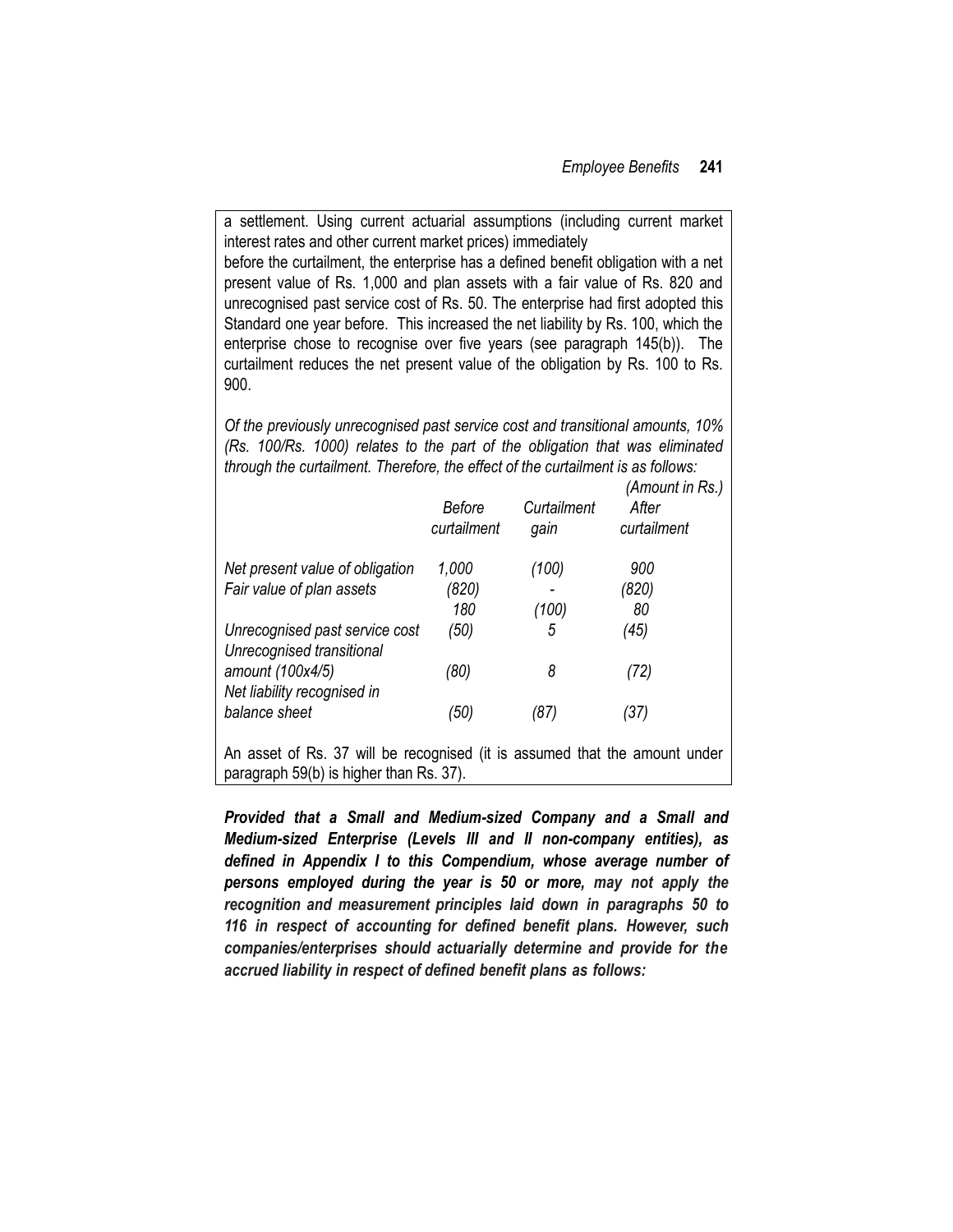a settlement. Using current actuarial assumptions (including current market interest rates and other current market prices) immediately before the curtailment, the enterprise has a defined benefit obligation with a net present value of Rs. 1,000 and plan assets with a fair value of Rs. 820 and unrecognised past service cost of Rs. 50. The enterprise had first adopted this Standard one year before. This increased the net liability by Rs. 100, which the enterprise chose to recognise over five years (see paragraph 145(b)). The curtailment reduces the net present value of the obligation by Rs. 100 to Rs. 900.

*Of the previously unrecognised past service cost and transitional amounts, 10% (Rs. 100/Rs. 1000) relates to the part of the obligation that was eliminated through the curtailment. Therefore, the effect of the curtailment is as follows:*

*(Amount in Rs.)*

| | *Before curtailment* | *Curtailment gain* | *After curtailment* |
|---|---|---|---|
| *Net present value of obligation* | *1,000* | *(100)* | *900* |
| *Fair value of plan assets* | *(820)* | *-* | *(820)* |
| | *180* | *(100)* | *80* |
| *Unrecognised past service cost* | *(50)* | *5* | *(45)* |
| *Unrecognised transitional amount (100x4/5)* | *(80)* | *8* | *(72)* |
| *Net liability recognised in balance sheet* | *(50)* | *(87)* | *(37)* |

An asset of Rs. 37 will be recognised (it is assumed that the amount under paragraph 59(b) is higher than Rs. 37).

***Provided that a Small and Medium-sized Company and a Small and Medium-sized Enterprise (Levels III and II non-company entities), as defined in Appendix I to this Compendium, whose average number of persons employed during the year is 50 or more, may not apply the recognition and measurement principles laid down in paragraphs 50 to 116 in respect of accounting for defined benefit plans. However, such companies/enterprises should actuarially determine and provide for the accrued liability in respect of defined benefit plans as follows:***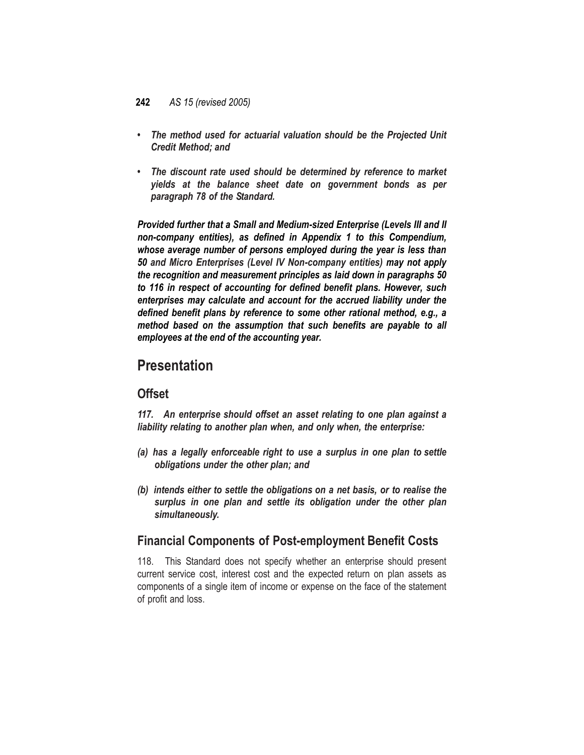- ***The method used for actuarial valuation should be the Projected Unit Credit Method; and***

- ***The discount rate used should be determined by reference to market yields at the balance sheet date on government bonds as per paragraph 78 of the Standard.***

***Provided further that a Small and Medium-sized Enterprise (Levels III and II non-company entities), as defined in Appendix 1 to this Compendium, whose average number of persons employed during the year is less than 50** and Micro Enterprises (Level IV Non-company entities) **may not apply the recognition and measurement principles as laid down in paragraphs 50 to 116 in respect of accounting for defined benefit plans. However, such enterprises may calculate and account for the accrued liability under the defined benefit plans by reference to some other rational method, e.g., a method based on the assumption that such benefits are payable to all employees at the end of the accounting year.***

# Presentation

## Offset

***117. An enterprise should offset an asset relating to one plan against a liability relating to another plan when, and only when, the enterprise:***

***(a) has a legally enforceable right to use a surplus in one plan to settle obligations under the other plan; and***

***(b) intends either to settle the obligations on a net basis, or to realise the surplus in one plan and settle its obligation under the other plan simultaneously.***

## Financial Components of Post-employment Benefit Costs

118. This Standard does not specify whether an enterprise should present current service cost, interest cost and the expected return on plan assets as components of a single item of income or expense on the face of the statement of profit and loss.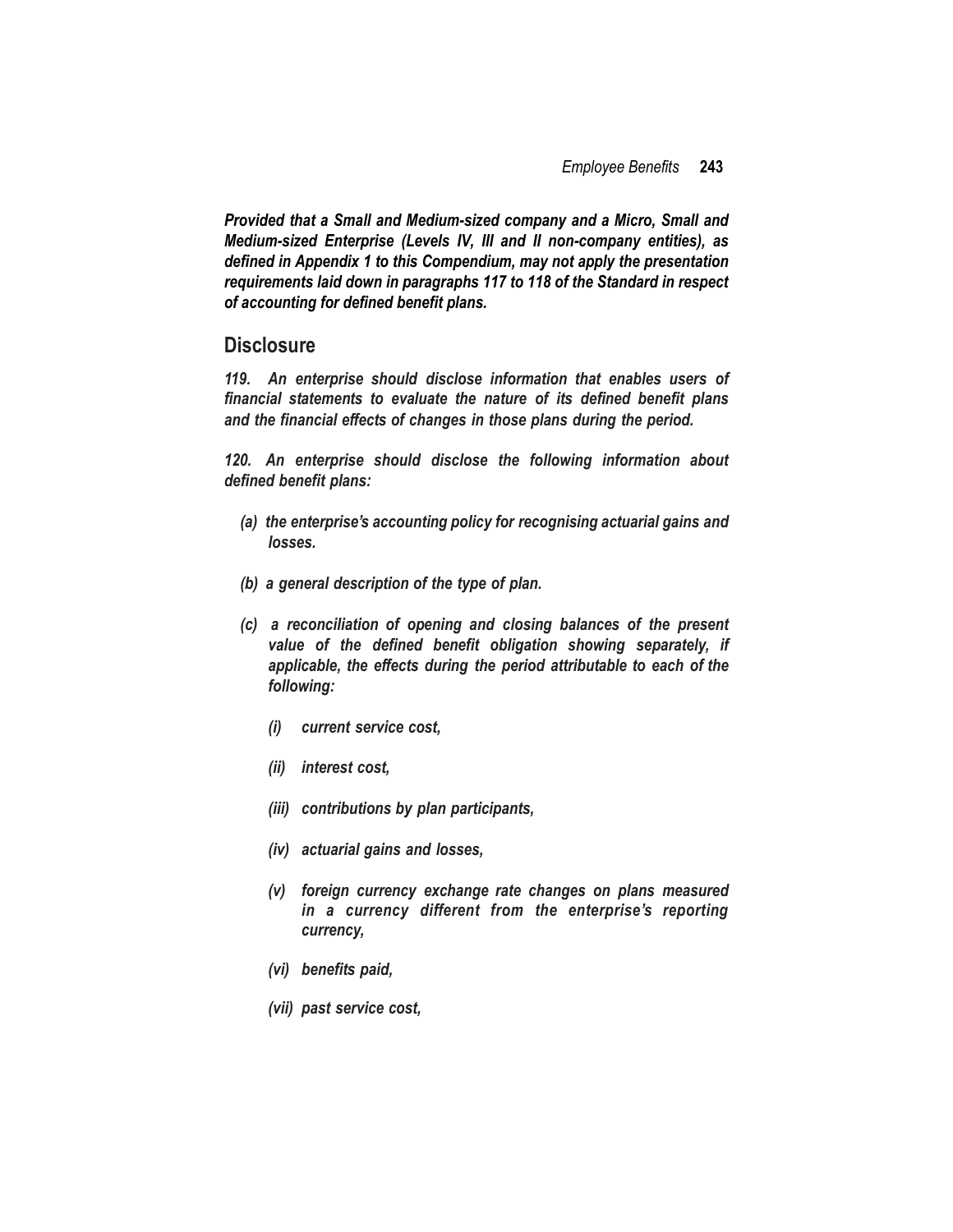***Provided that a Small and Medium-sized company and a Micro, Small and Medium-sized Enterprise (Levels IV, III and II non-company entities), as defined in Appendix 1 to this Compendium, may not apply the presentation requirements laid down in paragraphs 117 to 118 of the Standard in respect of accounting for defined benefit plans.***

## Disclosure

***119. An enterprise should disclose information that enables users of financial statements to evaluate the nature of its defined benefit plans and the financial effects of changes in those plans during the period.***

***120. An enterprise should disclose the following information about defined benefit plans:***

***(a) the enterprise's accounting policy for recognising actuarial gains and losses.***

***(b) a general description of the type of plan.***

***(c) a reconciliation of opening and closing balances of the present value of the defined benefit obligation showing separately, if applicable, the effects during the period attributable to each of the following:***

***(i) current service cost,***

***(ii) interest cost,***

***(iii) contributions by plan participants,***

***(iv) actuarial gains and losses,***

***(v) foreign currency exchange rate changes on plans measured in a currency different from the enterprise's reporting currency,***

***(vi) benefits paid,***

***(vii) past service cost,***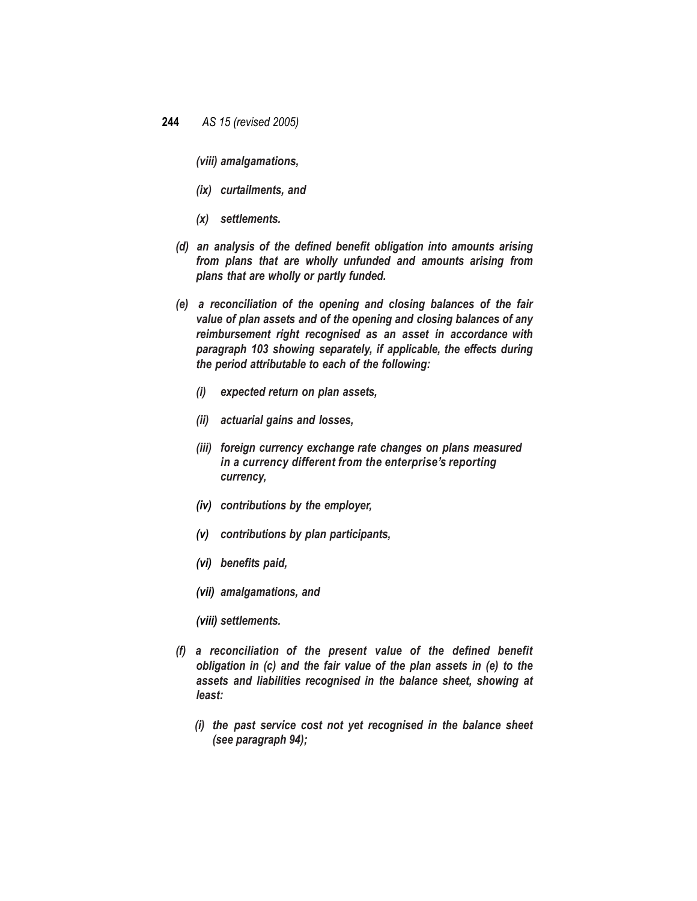*(viii) amalgamations,*

*(ix) curtailments, and*

*(x) settlements.*

*(d) an analysis of the defined benefit obligation into amounts arising from plans that are wholly unfunded and amounts arising from plans that are wholly or partly funded.*

*(e) a reconciliation of the opening and closing balances of the fair value of plan assets and of the opening and closing balances of any reimbursement right recognised as an asset in accordance with paragraph 103 showing separately, if applicable, the effects during the period attributable to each of the following:*

*(i) expected return on plan assets,*

*(ii) actuarial gains and losses,*

*(iii) foreign currency exchange rate changes on plans measured in a currency different from the enterprise's reporting currency,*

*(iv) contributions by the employer,*

*(v) contributions by plan participants,*

*(vi) benefits paid,*

*(vii) amalgamations, and*

*(viii) settlements.*

*(f) a reconciliation of the present value of the defined benefit obligation in (c) and the fair value of the plan assets in (e) to the assets and liabilities recognised in the balance sheet, showing at least:*

*(i) the past service cost not yet recognised in the balance sheet (see paragraph 94);*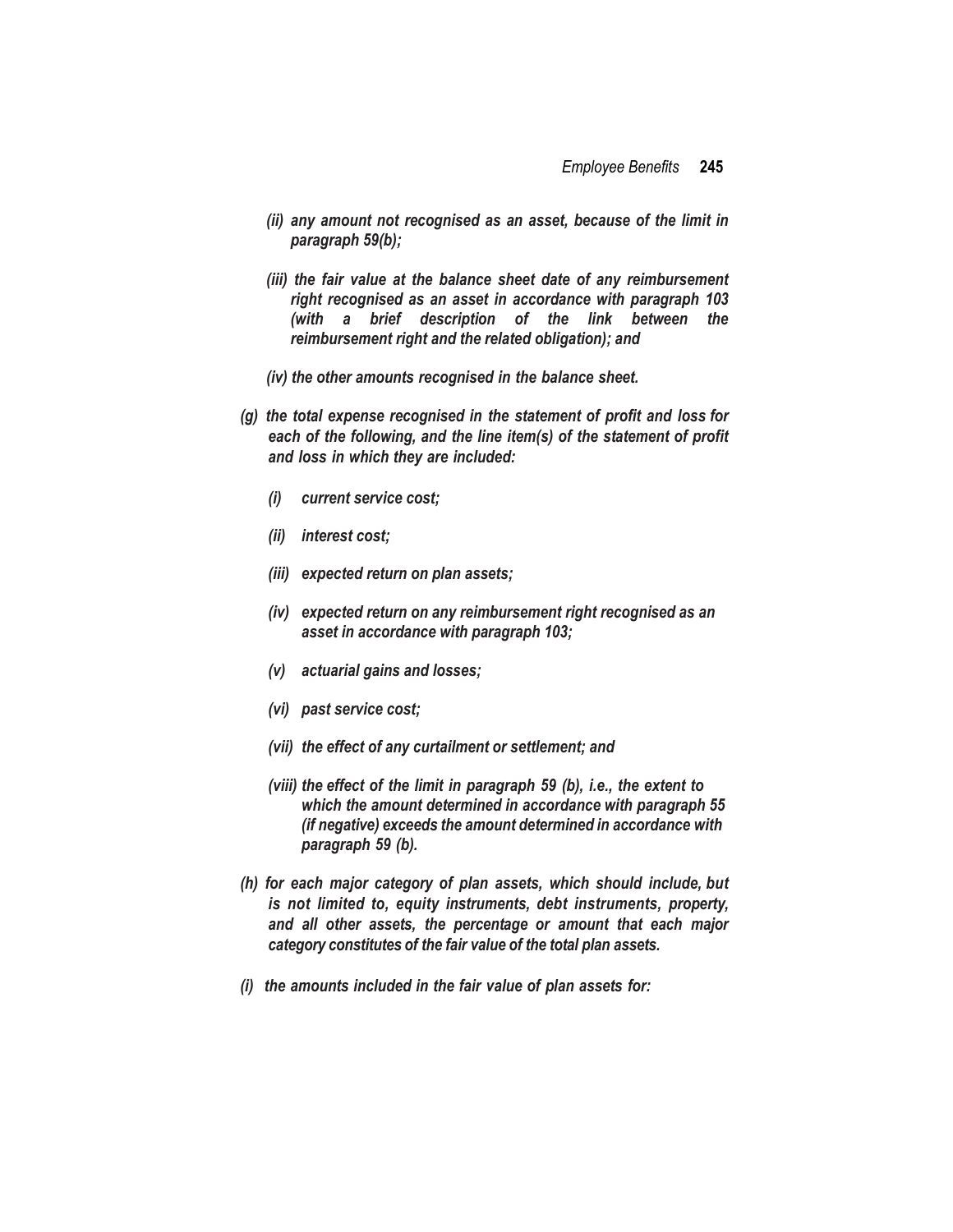*(ii) any amount not recognised as an asset, because of the limit in paragraph 59(b);*

*(iii) the fair value at the balance sheet date of any reimbursement right recognised as an asset in accordance with paragraph 103 (with a brief description of the link between the reimbursement right and the related obligation); and*

*(iv) the other amounts recognised in the balance sheet.*

*(g) the total expense recognised in the statement of profit and loss for each of the following, and the line item(s) of the statement of profit and loss in which they are included:*

*(i) current service cost;*

*(ii) interest cost;*

*(iii) expected return on plan assets;*

*(iv) expected return on any reimbursement right recognised as an asset in accordance with paragraph 103;*

*(v) actuarial gains and losses;*

*(vi) past service cost;*

*(vii) the effect of any curtailment or settlement; and*

*(viii) the effect of the limit in paragraph 59 (b), i.e., the extent to which the amount determined in accordance with paragraph 55 (if negative) exceeds the amount determined in accordance with paragraph 59 (b).*

*(h) for each major category of plan assets, which should include, but is not limited to, equity instruments, debt instruments, property, and all other assets, the percentage or amount that each major category constitutes of the fair value of the total plan assets.*

*(i) the amounts included in the fair value of plan assets for:*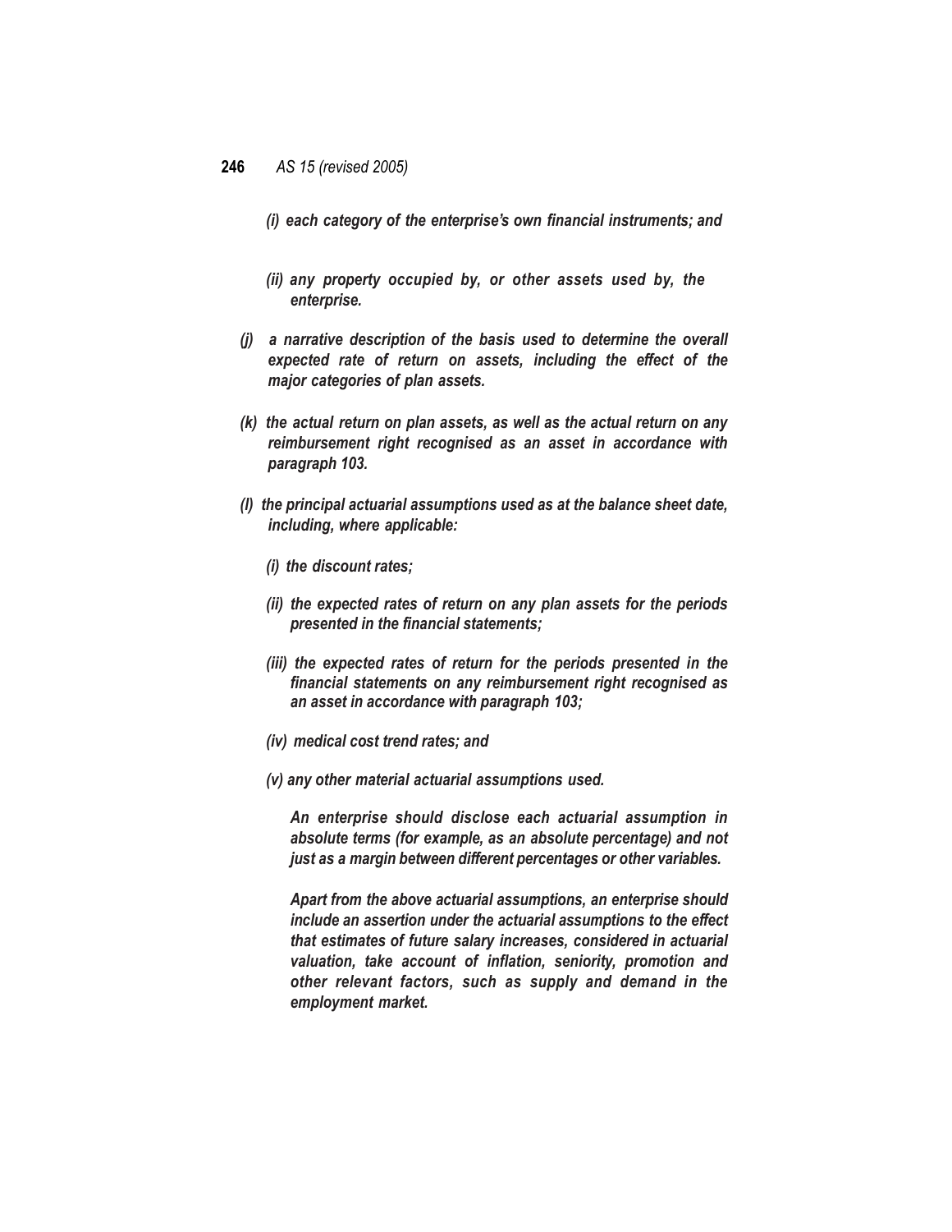*(i) each category of the enterprise's own financial instruments; and*

*(ii) any property occupied by, or other assets used by, the enterprise.*

*(j) a narrative description of the basis used to determine the overall expected rate of return on assets, including the effect of the major categories of plan assets.*

*(k) the actual return on plan assets, as well as the actual return on any reimbursement right recognised as an asset in accordance with paragraph 103.*

*(l) the principal actuarial assumptions used as at the balance sheet date, including, where applicable:*

*(i) the discount rates;*

*(ii) the expected rates of return on any plan assets for the periods presented in the financial statements;*

*(iii) the expected rates of return for the periods presented in the financial statements on any reimbursement right recognised as an asset in accordance with paragraph 103;*

*(iv) medical cost trend rates; and*

*(v) any other material actuarial assumptions used.*

*An enterprise should disclose each actuarial assumption in absolute terms (for example, as an absolute percentage) and not just as a margin between different percentages or other variables.*

*Apart from the above actuarial assumptions, an enterprise should include an assertion under the actuarial assumptions to the effect that estimates of future salary increases, considered in actuarial valuation, take account of inflation, seniority, promotion and other relevant factors, such as supply and demand in the employment market.*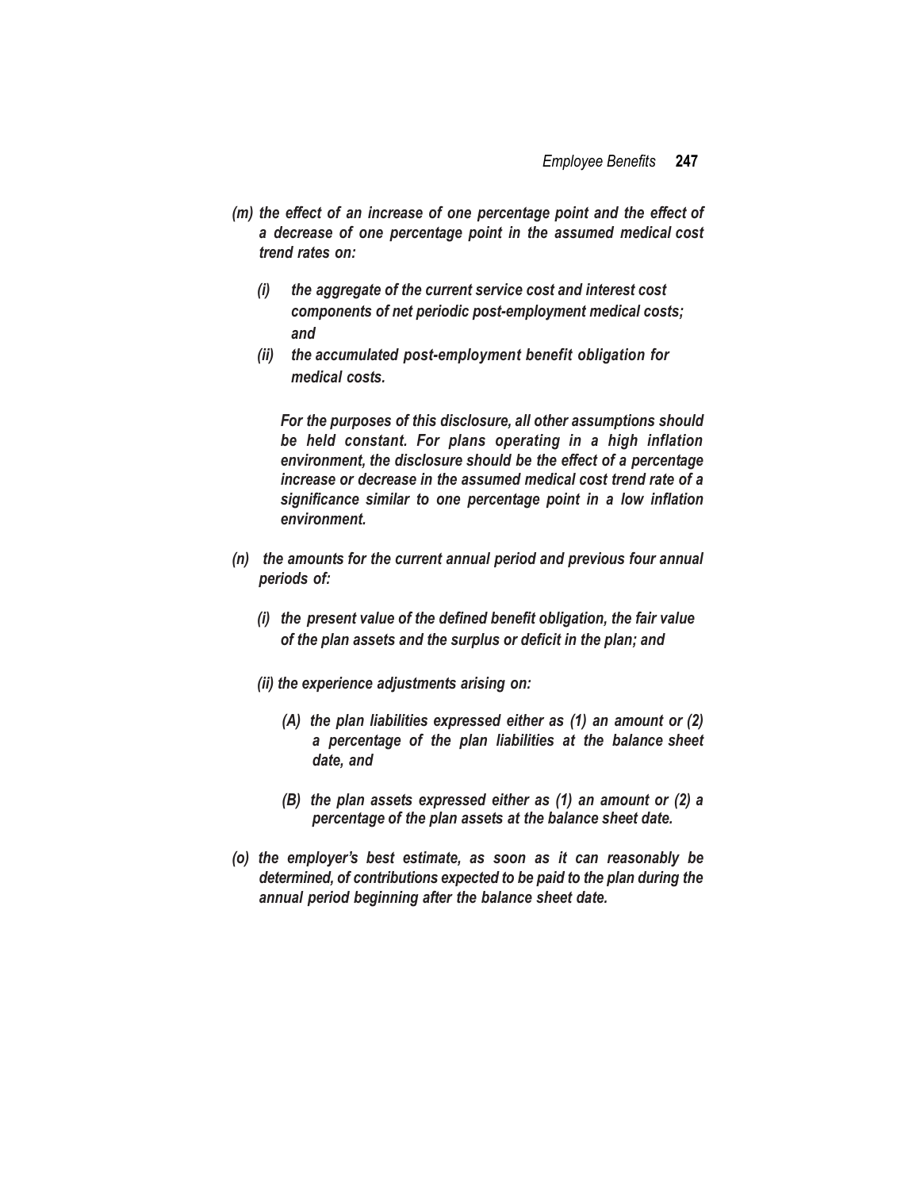*(m) the effect of an increase of one percentage point and the effect of a decrease of one percentage point in the assumed medical cost trend rates on:*

*(i) the aggregate of the current service cost and interest cost components of net periodic post-employment medical costs; and*

*(ii) the accumulated post-employment benefit obligation for medical costs.*

*For the purposes of this disclosure, all other assumptions should be held constant. For plans operating in a high inflation environment, the disclosure should be the effect of a percentage increase or decrease in the assumed medical cost trend rate of a significance similar to one percentage point in a low inflation environment.*

*(n) the amounts for the current annual period and previous four annual periods of:*

*(i) the present value of the defined benefit obligation, the fair value of the plan assets and the surplus or deficit in the plan; and*

*(ii) the experience adjustments arising on:*

*(A) the plan liabilities expressed either as (1) an amount or (2) a percentage of the plan liabilities at the balance sheet date, and*

*(B) the plan assets expressed either as (1) an amount or (2) a percentage of the plan assets at the balance sheet date.*

*(o) the employer's best estimate, as soon as it can reasonably be determined, of contributions expected to be paid to the plan during the annual period beginning after the balance sheet date.*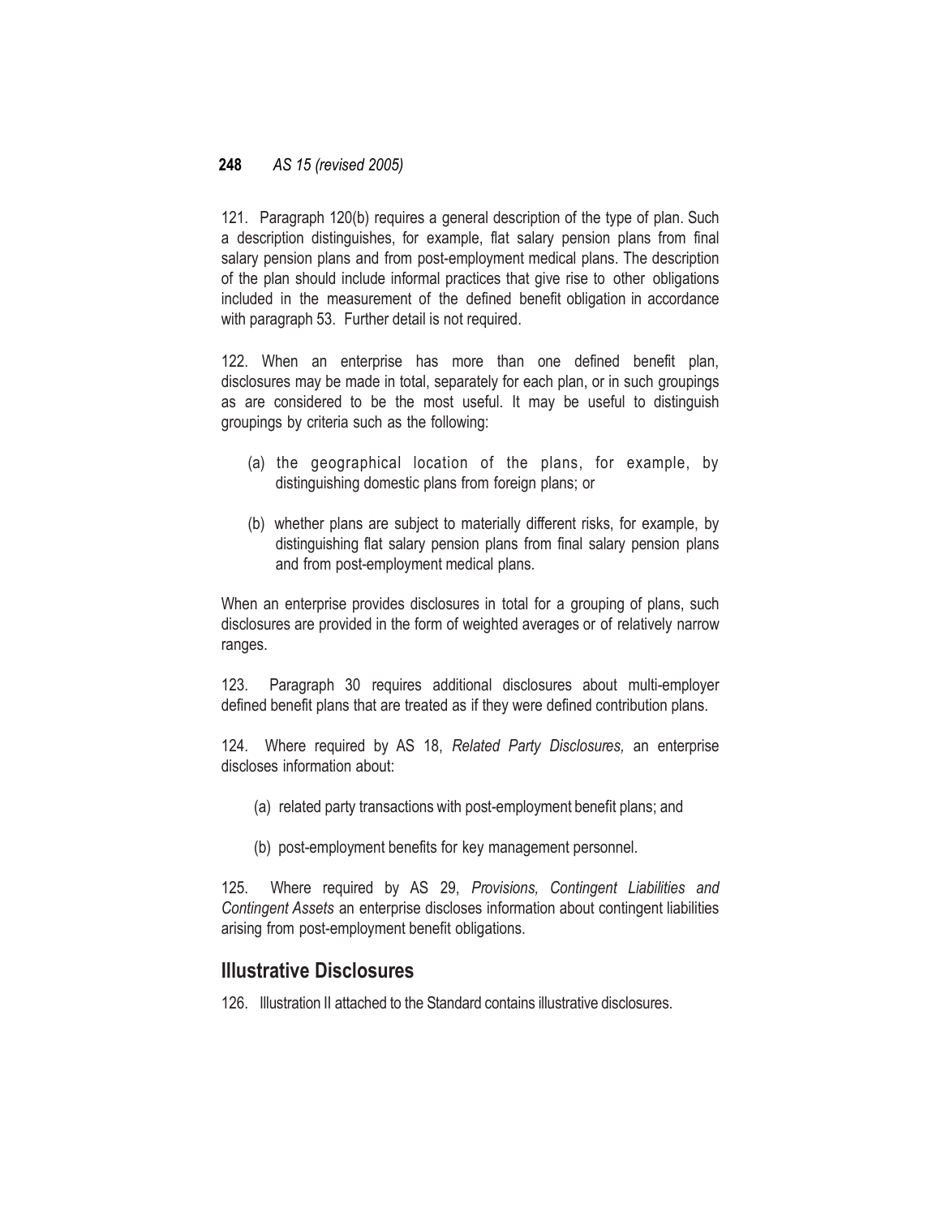121. Paragraph 120(b) requires a general description of the type of plan. Such a description distinguishes, for example, flat salary pension plans from final salary pension plans and from post-employment medical plans. The description of the plan should include informal practices that give rise to other obligations included in the measurement of the defined benefit obligation in accordance with paragraph 53. Further detail is not required.

122. When an enterprise has more than one defined benefit plan, disclosures may be made in total, separately for each plan, or in such groupings as are considered to be the most useful. It may be useful to distinguish groupings by criteria such as the following:

(a) the geographical location of the plans, for example, by distinguishing domestic plans from foreign plans; or

(b) whether plans are subject to materially different risks, for example, by distinguishing flat salary pension plans from final salary pension plans and from post-employment medical plans.

When an enterprise provides disclosures in total for a grouping of plans, such disclosures are provided in the form of weighted averages or of relatively narrow ranges.

123. Paragraph 30 requires additional disclosures about multi-employer defined benefit plans that are treated as if they were defined contribution plans.

124. Where required by AS 18, *Related Party Disclosures,* an enterprise discloses information about:

(a) related party transactions with post-employment benefit plans; and

(b) post-employment benefits for key management personnel.

125. Where required by AS 29, *Provisions, Contingent Liabilities and Contingent Assets* an enterprise discloses information about contingent liabilities arising from post-employment benefit obligations.

## Illustrative Disclosures

126. Illustration II attached to the Standard contains illustrative disclosures.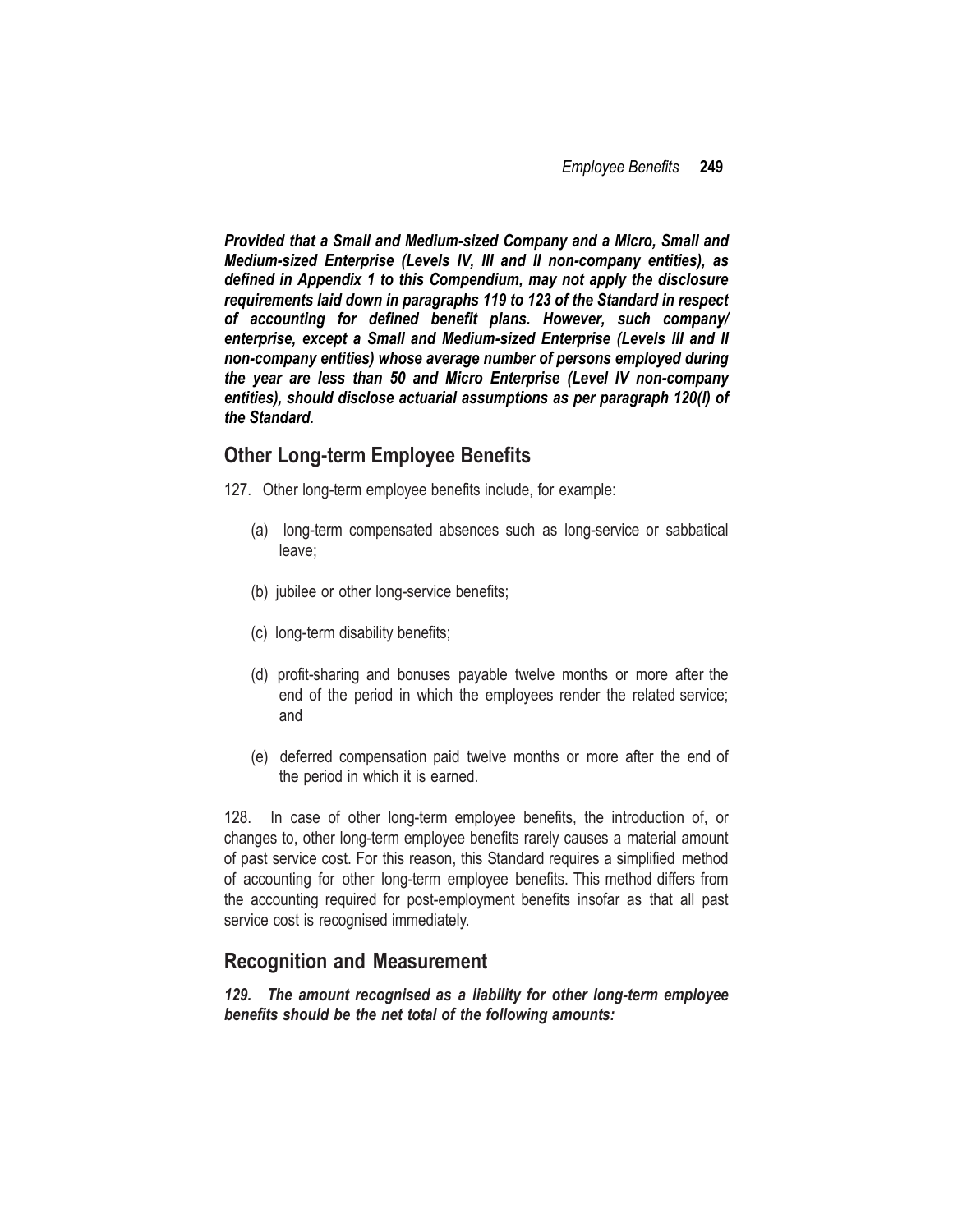***Provided that a Small and Medium-sized Company and a Micro, Small and Medium-sized Enterprise (Levels IV, III and II non-company entities), as defined in Appendix 1 to this Compendium, may not apply the disclosure requirements laid down in paragraphs 119 to 123 of the Standard in respect of accounting for defined benefit plans. However, such company/ enterprise, except a Small and Medium-sized Enterprise (Levels III and II non-company entities) whose average number of persons employed during the year are less than 50 and Micro Enterprise (Level IV non-company entities), should disclose actuarial assumptions as per paragraph 120(l) of the Standard.***

## Other Long-term Employee Benefits

127. Other long-term employee benefits include, for example:

(a) long-term compensated absences such as long-service or sabbatical leave;

(b) jubilee or other long-service benefits;

(c) long-term disability benefits;

(d) profit-sharing and bonuses payable twelve months or more after the end of the period in which the employees render the related service; and

(e) deferred compensation paid twelve months or more after the end of the period in which it is earned.

128. In case of other long-term employee benefits, the introduction of, or changes to, other long-term employee benefits rarely causes a material amount of past service cost. For this reason, this Standard requires a simplified method of accounting for other long-term employee benefits. This method differs from the accounting required for post-employment benefits insofar as that all past service cost is recognised immediately.

## Recognition and Measurement

***129. The amount recognised as a liability for other long-term employee benefits should be the net total of the following amounts:***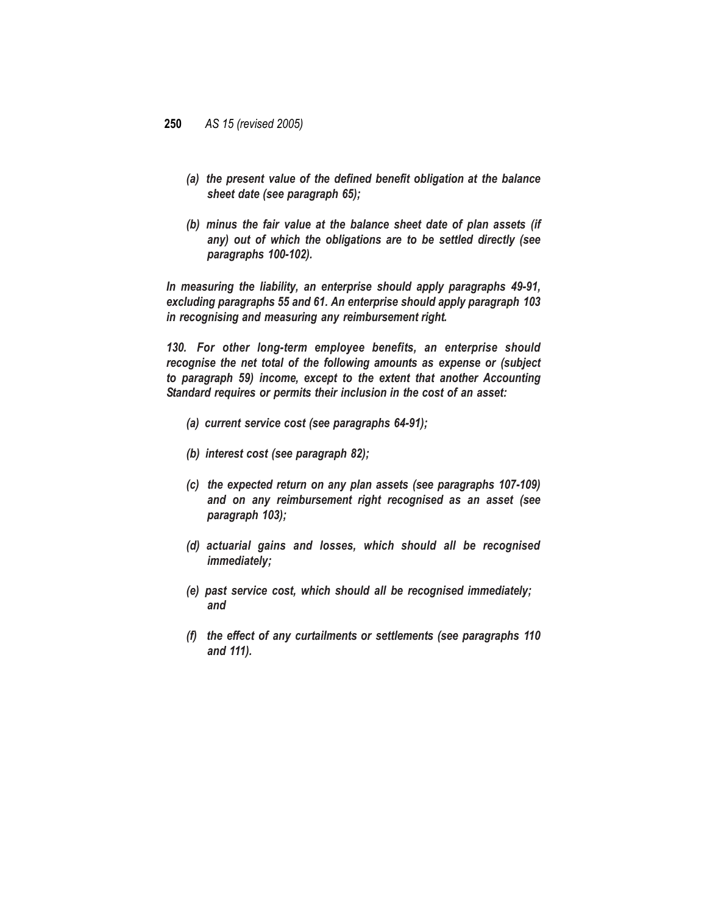*(a) the present value of the defined benefit obligation at the balance sheet date (see paragraph 65);*

*(b) minus the fair value at the balance sheet date of plan assets (if any) out of which the obligations are to be settled directly (see paragraphs 100-102).*

***In measuring the liability, an enterprise should apply paragraphs 49-91, excluding paragraphs 55 and 61. An enterprise should apply paragraph 103 in recognising and measuring any reimbursement right.***

***130. For other long-term employee benefits, an enterprise should recognise the net total of the following amounts as expense or (subject to paragraph 59) income, except to the extent that another Accounting Standard requires or permits their inclusion in the cost of an asset:***

***(a) current service cost (see paragraphs 64-91);***

***(b) interest cost (see paragraph 82);***

***(c) the expected return on any plan assets (see paragraphs 107-109) and on any reimbursement right recognised as an asset (see paragraph 103);***

***(d) actuarial gains and losses, which should all be recognised immediately;***

***(e) past service cost, which should all be recognised immediately; and***

***(f) the effect of any curtailments or settlements (see paragraphs 110 and 111).***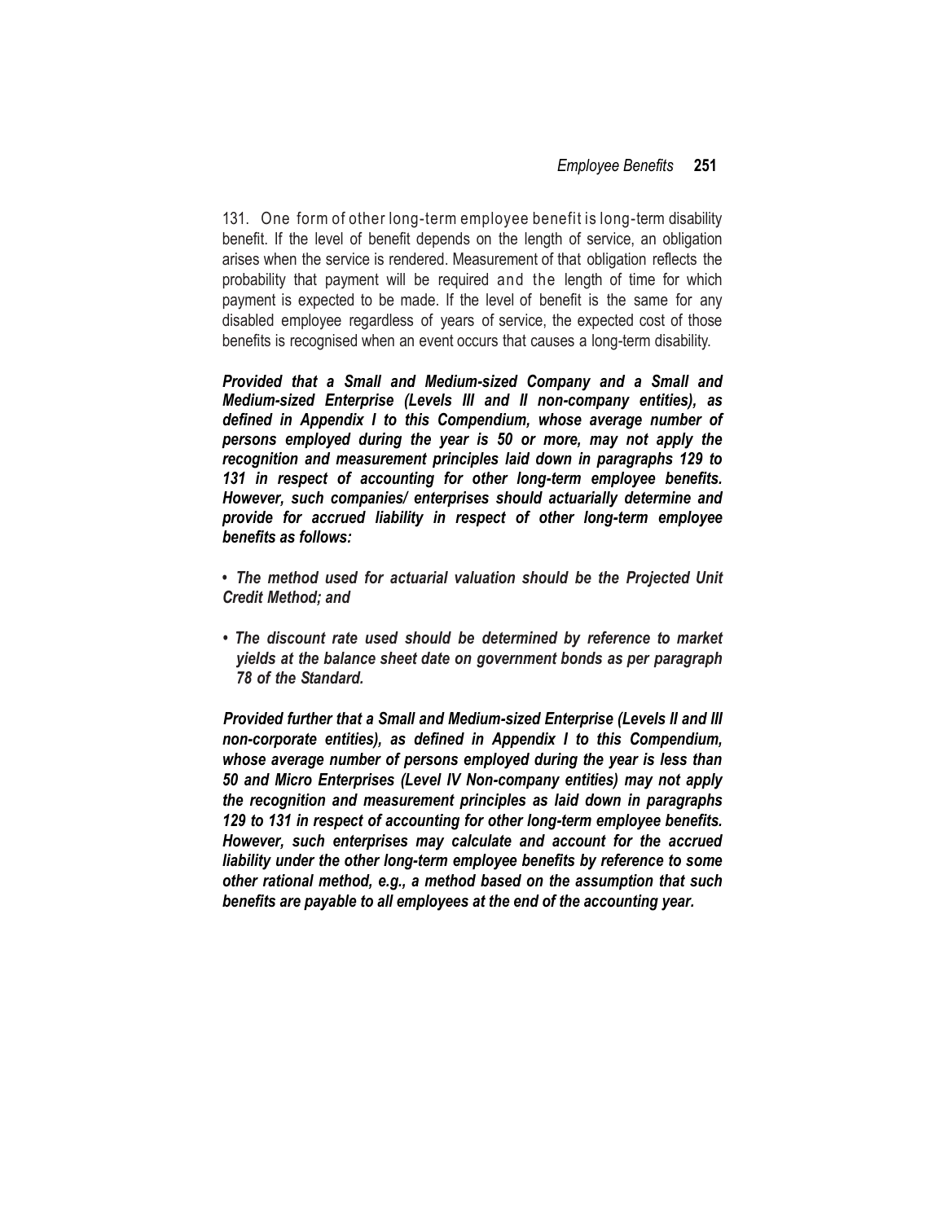131. One form of other long-term employee benefit is long-term disability benefit. If the level of benefit depends on the length of service, an obligation arises when the service is rendered. Measurement of that obligation reflects the probability that payment will be required and the length of time for which payment is expected to be made. If the level of benefit is the same for any disabled employee regardless of years of service, the expected cost of those benefits is recognised when an event occurs that causes a long-term disability.

***Provided that a Small and Medium-sized Company and a Small and Medium-sized Enterprise (Levels III and II non-company entities), as defined in Appendix I to this Compendium, whose average number of persons employed during the year is 50 or more, may not apply the recognition and measurement principles laid down in paragraphs 129 to 131 in respect of accounting for other long-term employee benefits. However, such companies/ enterprises should actuarially determine and provide for accrued liability in respect of other long-term employee benefits as follows:***

- ***The method used for actuarial valuation should be the Projected Unit Credit Method; and***
- ***The discount rate used should be determined by reference to market yields at the balance sheet date on government bonds as per paragraph 78 of the Standard.***

***Provided further that a Small and Medium-sized Enterprise (Levels II and III non-corporate entities), as defined in Appendix I to this Compendium, whose average number of persons employed during the year is less than 50 and Micro Enterprises (Level IV Non-company entities) may not apply the recognition and measurement principles as laid down in paragraphs 129 to 131 in respect of accounting for other long-term employee benefits. However, such enterprises may calculate and account for the accrued liability under the other long-term employee benefits by reference to some other rational method, e.g., a method based on the assumption that such benefits are payable to all employees at the end of the accounting year.***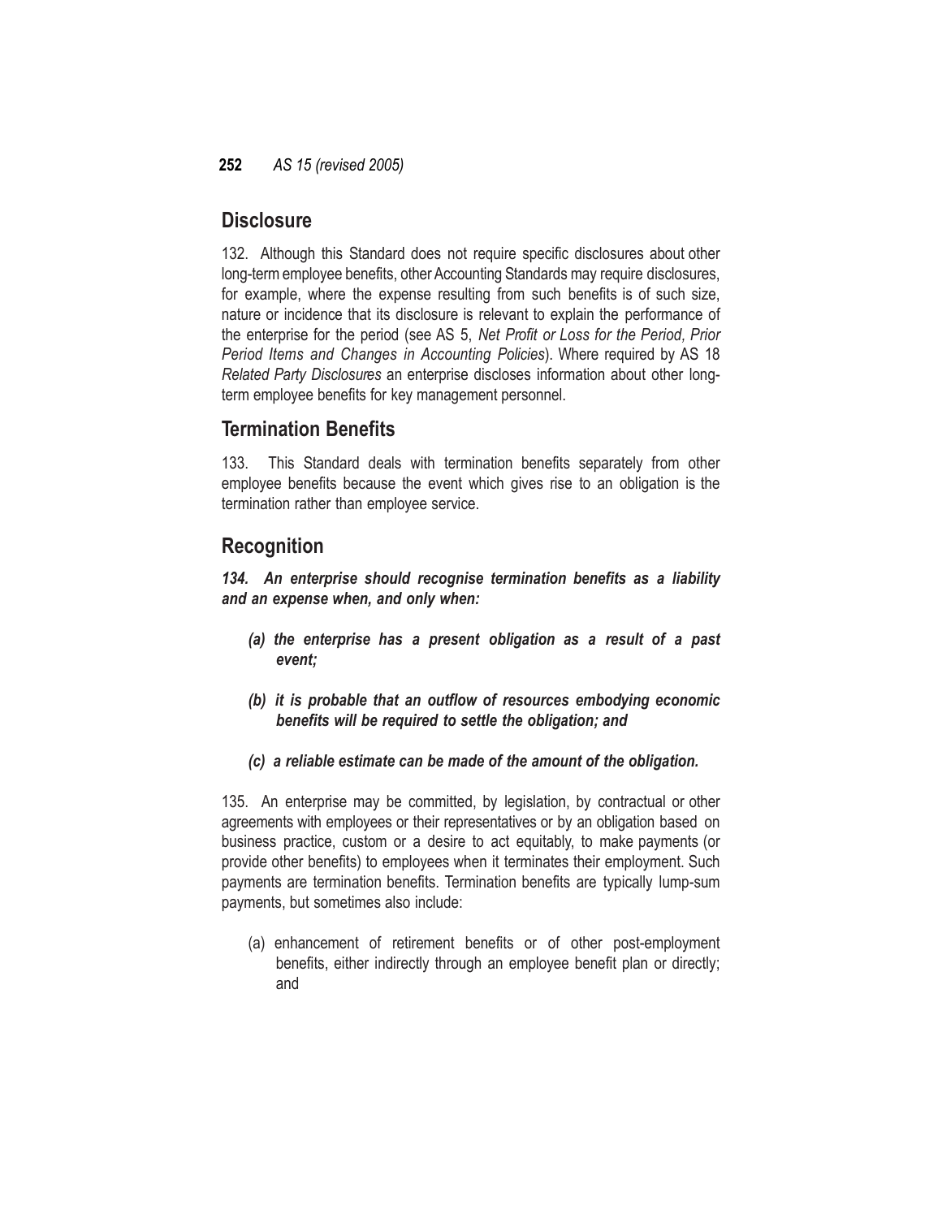## Disclosure

132. Although this Standard does not require specific disclosures about other long-term employee benefits, other Accounting Standards may require disclosures, for example, where the expense resulting from such benefits is of such size, nature or incidence that its disclosure is relevant to explain the performance of the enterprise for the period (see AS 5, *Net Profit or Loss for the Period, Prior Period Items and Changes in Accounting Policies*). Where required by AS 18 *Related Party Disclosures* an enterprise discloses information about other long-term employee benefits for key management personnel.

## Termination Benefits

133. This Standard deals with termination benefits separately from other employee benefits because the event which gives rise to an obligation is the termination rather than employee service.

## Recognition

***134. An enterprise should recognise termination benefits as a liability and an expense when, and only when:***

- ***(a) the enterprise has a present obligation as a result of a past event;***
- ***(b) it is probable that an outflow of resources embodying economic benefits will be required to settle the obligation; and***
- ***(c) a reliable estimate can be made of the amount of the obligation.***

135. An enterprise may be committed, by legislation, by contractual or other agreements with employees or their representatives or by an obligation based on business practice, custom or a desire to act equitably, to make payments (or provide other benefits) to employees when it terminates their employment. Such payments are termination benefits. Termination benefits are typically lump-sum payments, but sometimes also include:

- (a) enhancement of retirement benefits or of other post-employment benefits, either indirectly through an employee benefit plan or directly; and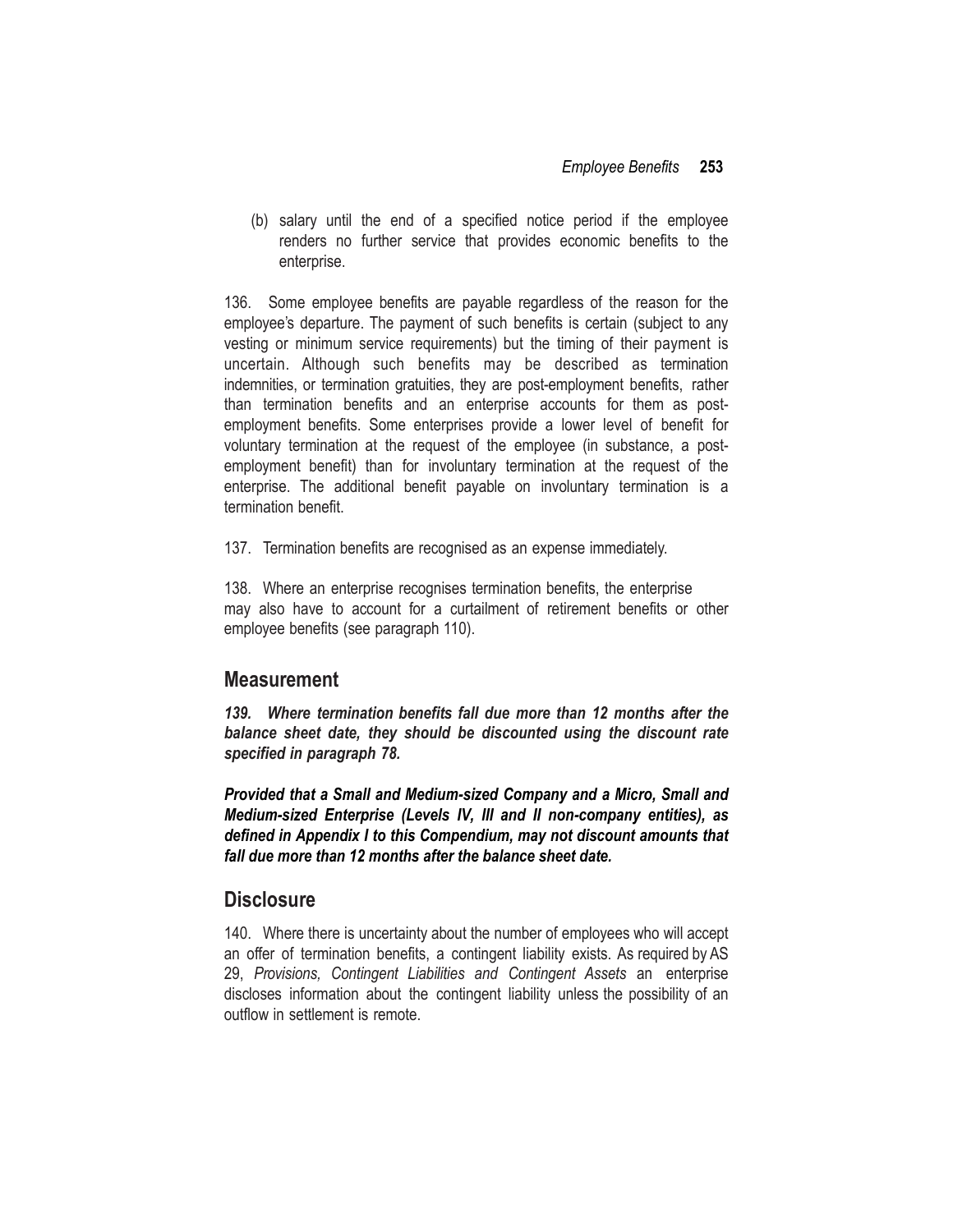(b) salary until the end of a specified notice period if the employee renders no further service that provides economic benefits to the enterprise.

136. Some employee benefits are payable regardless of the reason for the employee's departure. The payment of such benefits is certain (subject to any vesting or minimum service requirements) but the timing of their payment is uncertain. Although such benefits may be described as termination indemnities, or termination gratuities, they are post-employment benefits, rather than termination benefits and an enterprise accounts for them as post-employment benefits. Some enterprises provide a lower level of benefit for voluntary termination at the request of the employee (in substance, a post-employment benefit) than for involuntary termination at the request of the enterprise. The additional benefit payable on involuntary termination is a termination benefit.

137. Termination benefits are recognised as an expense immediately.

138. Where an enterprise recognises termination benefits, the enterprise may also have to account for a curtailment of retirement benefits or other employee benefits (see paragraph 110).

## Measurement

***139. Where termination benefits fall due more than 12 months after the balance sheet date, they should be discounted using the discount rate specified in paragraph 78.***

***Provided that a Small and Medium-sized Company and a Micro, Small and Medium-sized Enterprise (Levels IV, III and II non-company entities), as defined in Appendix I to this Compendium, may not discount amounts that fall due more than 12 months after the balance sheet date.***

## Disclosure

140. Where there is uncertainty about the number of employees who will accept an offer of termination benefits, a contingent liability exists. As required by AS 29, *Provisions, Contingent Liabilities and Contingent Assets* an enterprise discloses information about the contingent liability unless the possibility of an outflow in settlement is remote.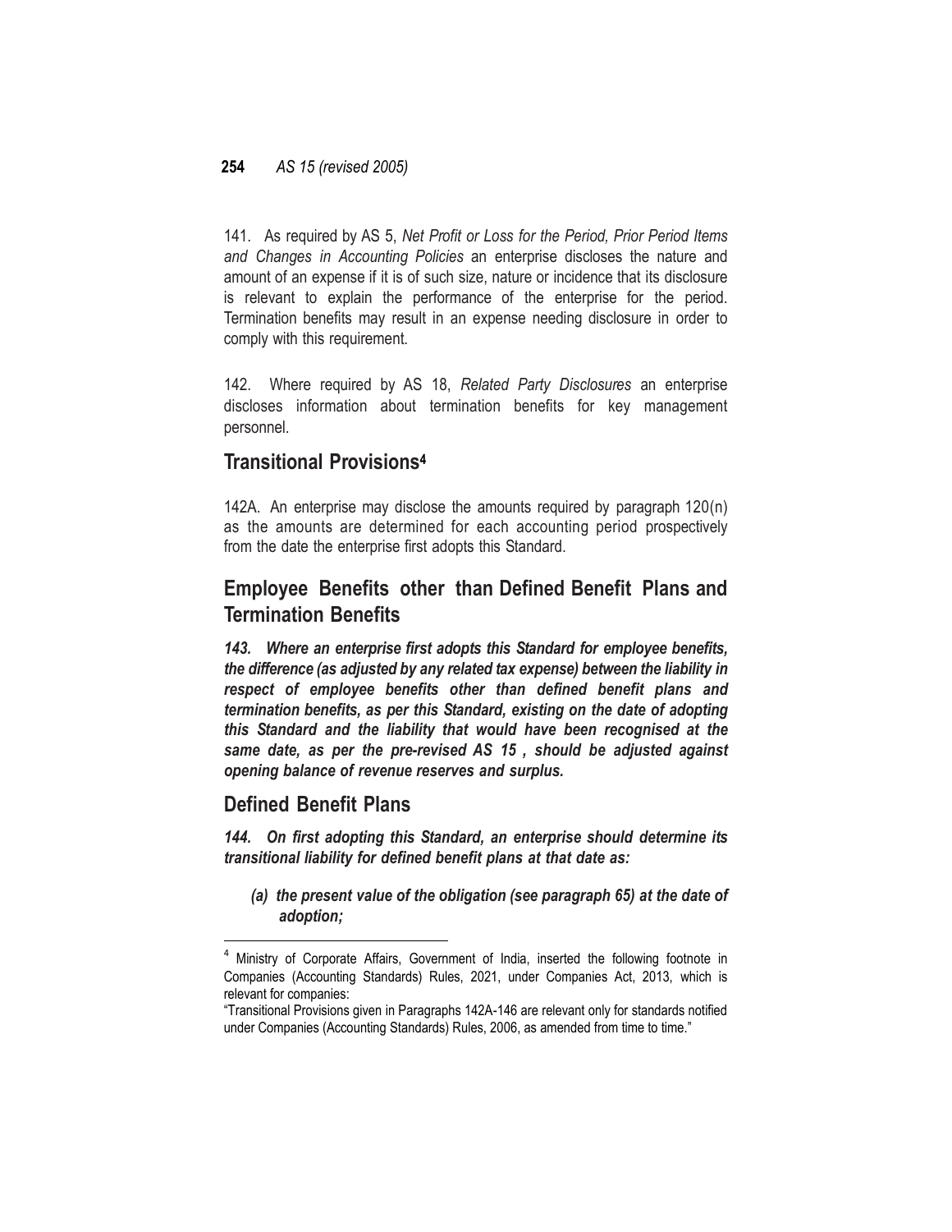141. As required by AS 5, *Net Profit or Loss for the Period, Prior Period Items and Changes in Accounting Policies* an enterprise discloses the nature and amount of an expense if it is of such size, nature or incidence that its disclosure is relevant to explain the performance of the enterprise for the period. Termination benefits may result in an expense needing disclosure in order to comply with this requirement.

142. Where required by AS 18, *Related Party Disclosures* an enterprise discloses information about termination benefits for key management personnel.

## Transitional Provisions[4]

142A. An enterprise may disclose the amounts required by paragraph 120(n) as the amounts are determined for each accounting period prospectively from the date the enterprise first adopts this Standard.

## Employee Benefits other than Defined Benefit Plans and Termination Benefits

***143. Where an enterprise first adopts this Standard for employee benefits, the difference (as adjusted by any related tax expense) between the liability in respect of employee benefits other than defined benefit plans and termination benefits, as per this Standard, existing on the date of adopting this Standard and the liability that would have been recognised at the same date, as per the pre-revised AS 15 , should be adjusted against opening balance of revenue reserves and surplus.***

## Defined Benefit Plans

***144. On first adopting this Standard, an enterprise should determine its transitional liability for defined benefit plans at that date as:***

***(a) the present value of the obligation (see paragraph 65) at the date of adoption;***

---

[4] Ministry of Corporate Affairs, Government of India, inserted the following footnote in Companies (Accounting Standards) Rules, 2021, under Companies Act, 2013, which is relevant for companies:

"Transitional Provisions given in Paragraphs 142A-146 are relevant only for standards notified under Companies (Accounting Standards) Rules, 2006, as amended from time to time."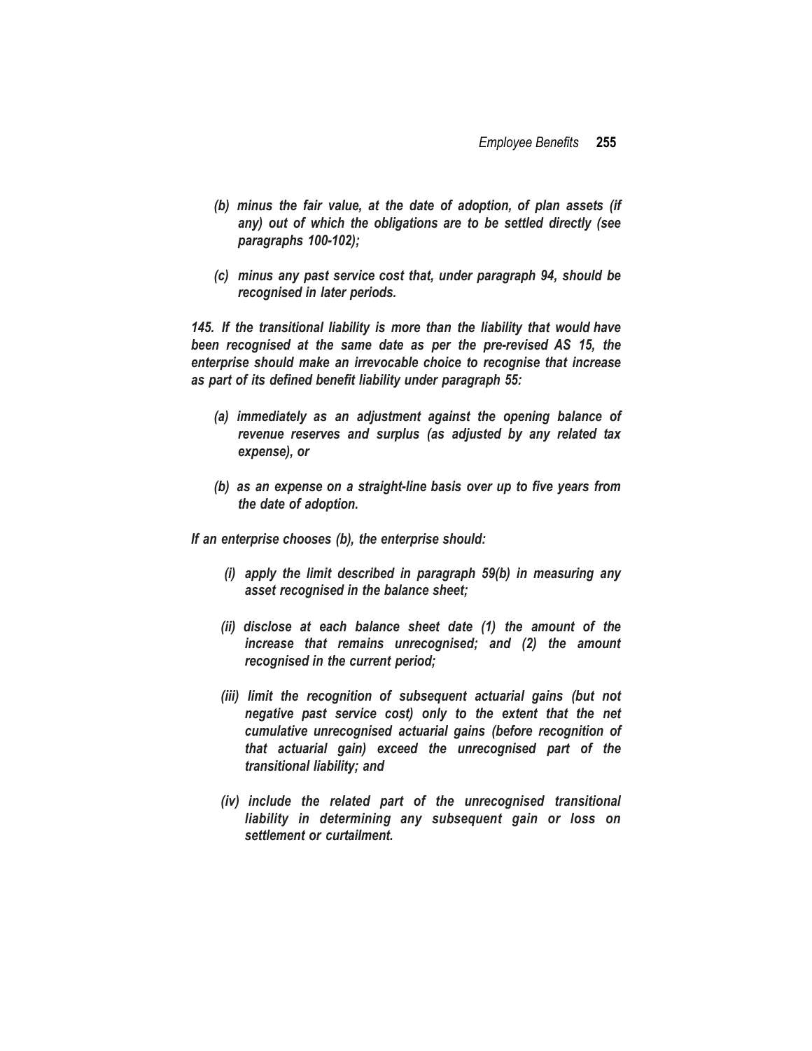*(b) minus the fair value, at the date of adoption, of plan assets (if any) out of which the obligations are to be settled directly (see paragraphs 100-102);*

*(c) minus any past service cost that, under paragraph 94, should be recognised in later periods.*

***145. If the transitional liability is more than the liability that would have been recognised at the same date as per the pre-revised AS 15, the enterprise should make an irrevocable choice to recognise that increase as part of its defined benefit liability under paragraph 55:***

*(a) immediately as an adjustment against the opening balance of revenue reserves and surplus (as adjusted by any related tax expense), or*

*(b) as an expense on a straight-line basis over up to five years from the date of adoption.*

*If an enterprise chooses (b), the enterprise should:*

*(i) apply the limit described in paragraph 59(b) in measuring any asset recognised in the balance sheet;*

*(ii) disclose at each balance sheet date (1) the amount of the increase that remains unrecognised; and (2) the amount recognised in the current period;*

*(iii) limit the recognition of subsequent actuarial gains (but not negative past service cost) only to the extent that the net cumulative unrecognised actuarial gains (before recognition of that actuarial gain) exceed the unrecognised part of the transitional liability; and*

*(iv) include the related part of the unrecognised transitional liability in determining any subsequent gain or loss on settlement or curtailment.*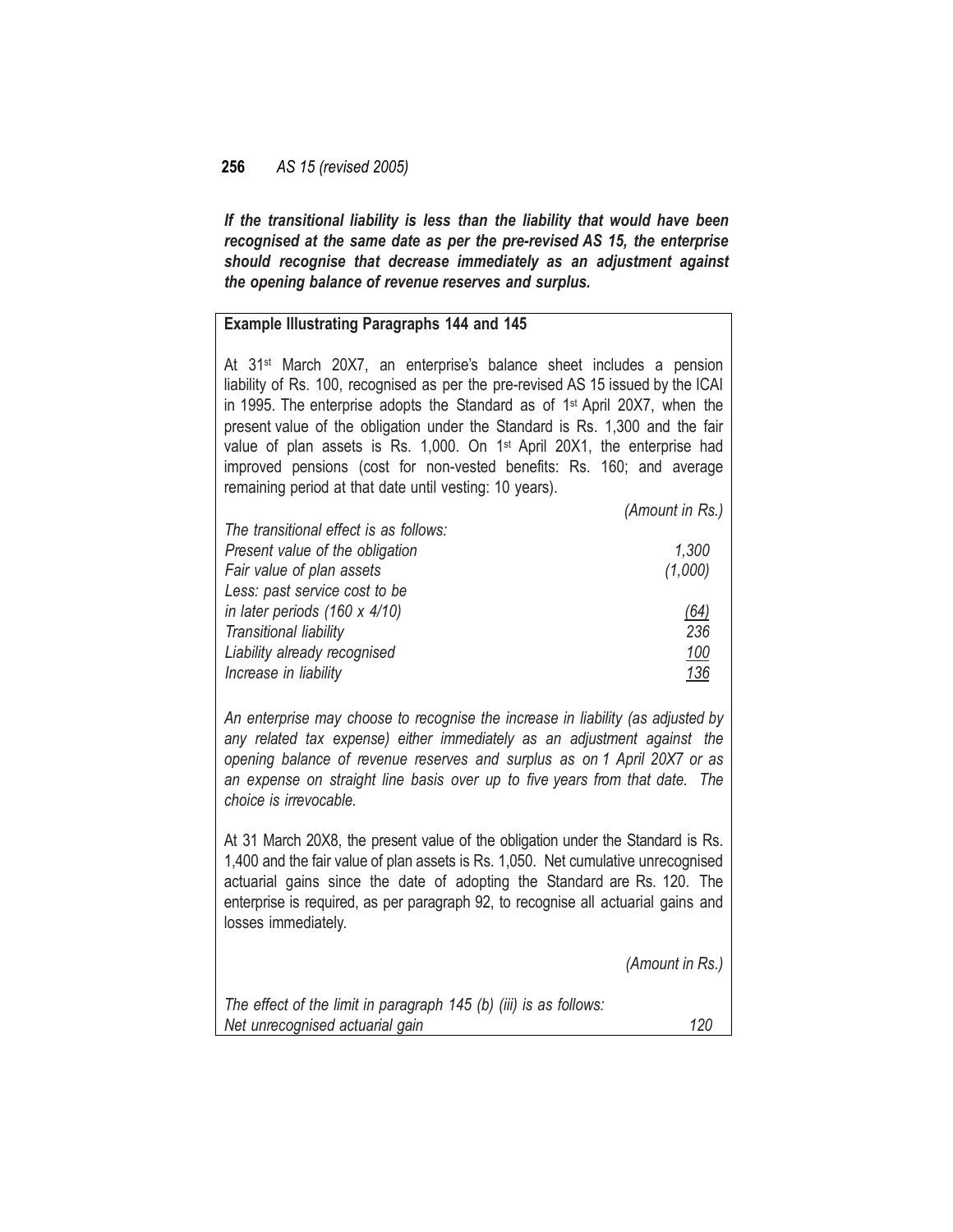***If the transitional liability is less than the liability that would have been recognised at the same date as per the pre-revised AS 15, the enterprise should recognise that decrease immediately as an adjustment against the opening balance of revenue reserves and surplus.***

**Example Illustrating Paragraphs 144 and 145**

At 31st March 20X7, an enterprise's balance sheet includes a pension liability of Rs. 100, recognised as per the pre-revised AS 15 issued by the ICAI in 1995. The enterprise adopts the Standard as of 1st April 20X7, when the present value of the obligation under the Standard is Rs. 1,300 and the fair value of plan assets is Rs. 1,000. On 1st April 20X1, the enterprise had improved pensions (cost for non-vested benefits: Rs. 160; and average remaining period at that date until vesting: 10 years).

| | *(Amount in Rs.)* |
|---|---|
| *The transitional effect is as follows:* | |
| *Present value of the obligation* | *1,300* |
| *Fair value of plan assets* | *(1,000)* |
| *Less: past service cost to be in later periods (160 x 4/10)* | *(64)* |
| *Transitional liability* | *236* |
| *Liability already recognised* | *100* |
| *Increase in liability* | *136* |

*An enterprise may choose to recognise the increase in liability (as adjusted by any related tax expense) either immediately as an adjustment against the opening balance of revenue reserves and surplus as on 1 April 20X7 or as an expense on straight line basis over up to five years from that date. The choice is irrevocable.*

At 31 March 20X8, the present value of the obligation under the Standard is Rs. 1,400 and the fair value of plan assets is Rs. 1,050. Net cumulative unrecognised actuarial gains since the date of adopting the Standard are Rs. 120. The enterprise is required, as per paragraph 92, to recognise all actuarial gains and losses immediately.

| | *(Amount in Rs.)* |
|---|---|
| *The effect of the limit in paragraph 145 (b) (iii) is as follows:* | |
| *Net unrecognised actuarial gain* | *120* |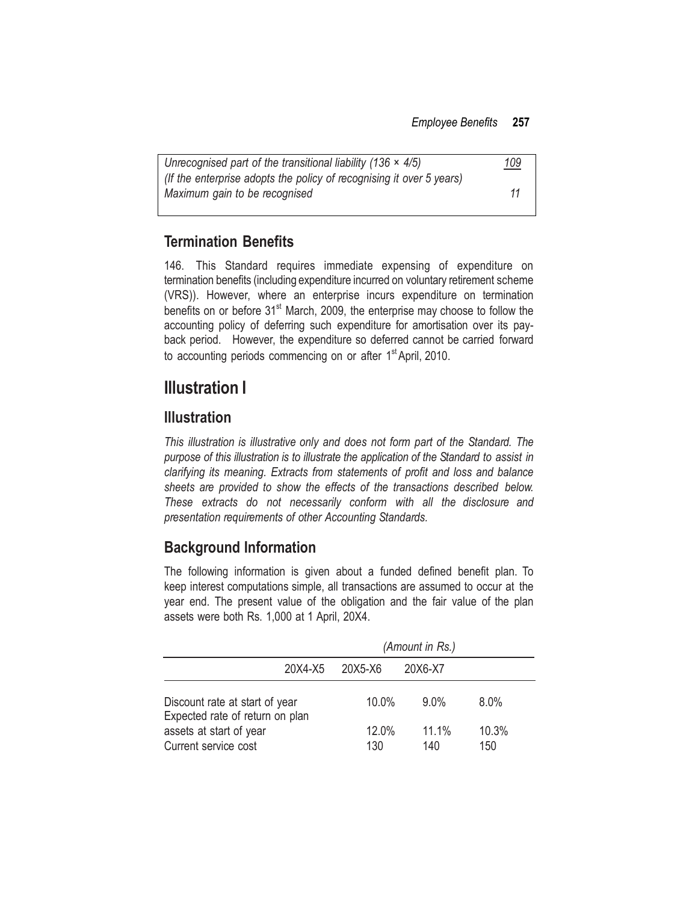| | |
|---|---|
| *Unrecognised part of the transitional liability (136 × 4/5)* | *109* |
| *(If the enterprise adopts the policy of recognising it over 5 years)* | |
| *Maximum gain to be recognised* | *11* |

## Termination Benefits

146. This Standard requires immediate expensing of expenditure on termination benefits (including expenditure incurred on voluntary retirement scheme (VRS)). However, where an enterprise incurs expenditure on termination benefits on or before 31st March, 2009, the enterprise may choose to follow the accounting policy of deferring such expenditure for amortisation over its pay-back period. However, the expenditure so deferred cannot be carried forward to accounting periods commencing on or after 1st April, 2010.

# Illustration I

## Illustration

*This illustration is illustrative only and does not form part of the Standard. The purpose of this illustration is to illustrate the application of the Standard to assist in clarifying its meaning. Extracts from statements of profit and loss and balance sheets are provided to show the effects of the transactions described below. These extracts do not necessarily conform with all the disclosure and presentation requirements of other Accounting Standards.*

## Background Information

The following information is given about a funded defined benefit plan. To keep interest computations simple, all transactions are assumed to occur at the year end. The present value of the obligation and the fair value of the plan assets were both Rs. 1,000 at 1 April, 20X4.

| | *(Amount in Rs.)* | | |
|---|---|---|---|
| | 20X4-X5 | 20X5-X6 | 20X6-X7 |
| Discount rate at start of year | 10.0% | 9.0% | 8.0% |
| Expected rate of return on plan assets at start of year | 12.0% | 11.1% | 10.3% |
| Current service cost | 130 | 140 | 150 |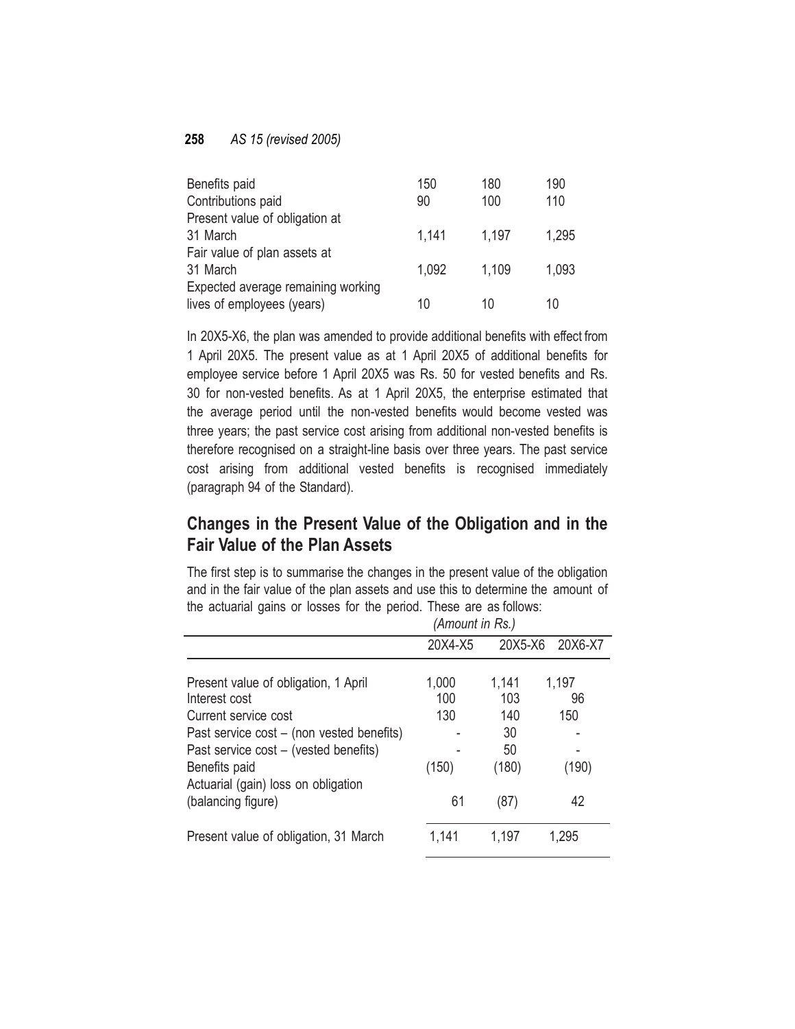| | | | |
|---|---|---|---|
| Benefits paid | 150 | 180 | 190 |
| Contributions paid | 90 | 100 | 110 |
| Present value of obligation at 31 March | 1,141 | 1,197 | 1,295 |
| Fair value of plan assets at 31 March | 1,092 | 1,109 | 1,093 |
| Expected average remaining working lives of employees (years) | 10 | 10 | 10 |

In 20X5-X6, the plan was amended to provide additional benefits with effect from 1 April 20X5. The present value as at 1 April 20X5 of additional benefits for employee service before 1 April 20X5 was Rs. 50 for vested benefits and Rs. 30 for non-vested benefits. As at 1 April 20X5, the enterprise estimated that the average period until the non-vested benefits would become vested was three years; the past service cost arising from additional non-vested benefits is therefore recognised on a straight-line basis over three years. The past service cost arising from additional vested benefits is recognised immediately (paragraph 94 of the Standard).

## Changes in the Present Value of the Obligation and in the Fair Value of the Plan Assets

The first step is to summarise the changes in the present value of the obligation and in the fair value of the plan assets and use this to determine the amount of the actuarial gains or losses for the period. These are as follows:

*(Amount in Rs.)*

| | 20X4-X5 | 20X5-X6 | 20X6-X7 |
|---|---|---|---|
| Present value of obligation, 1 April | 1,000 | 1,141 | 1,197 |
| Interest cost | 100 | 103 | 96 |
| Current service cost | 130 | 140 | 150 |
| Past service cost – (non vested benefits) | - | 30 | - |
| Past service cost – (vested benefits) | - | 50 | - |
| Benefits paid | (150) | (180) | (190) |
| Actuarial (gain) loss on obligation (balancing figure) | 61 | (87) | 42 |
| Present value of obligation, 31 March | 1,141 | 1,197 | 1,295 |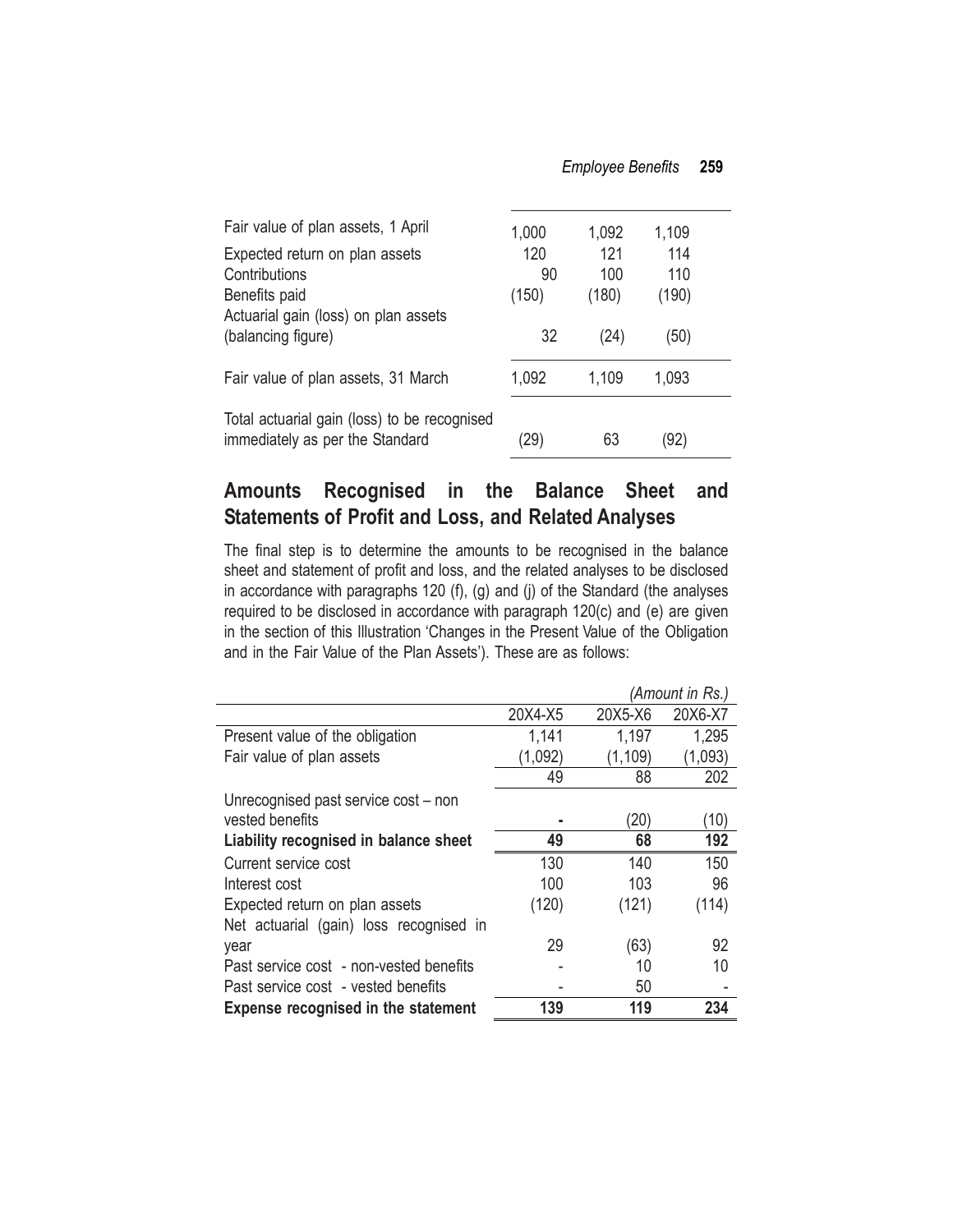| | | | |
|---|---|---|---|
| Fair value of plan assets, 1 April | 1,000 | 1,092 | 1,109 |
| Expected return on plan assets | 120 | 121 | 114 |
| Contributions | 90 | 100 | 110 |
| Benefits paid | (150) | (180) | (190) |
| Actuarial gain (loss) on plan assets (balancing figure) | 32 | (24) | (50) |
| Fair value of plan assets, 31 March | 1,092 | 1,109 | 1,093 |
| Total actuarial gain (loss) to be recognised immediately as per the Standard | (29) | 63 | (92) |

## Amounts Recognised in the Balance Sheet and Statements of Profit and Loss, and Related Analyses

The final step is to determine the amounts to be recognised in the balance sheet and statement of profit and loss, and the related analyses to be disclosed in accordance with paragraphs 120 (f), (g) and (j) of the Standard (the analyses required to be disclosed in accordance with paragraph 120(c) and (e) are given in the section of this Illustration 'Changes in the Present Value of the Obligation and in the Fair Value of the Plan Assets'). These are as follows:

*(Amount in Rs.)*

| | 20X4-X5 | 20X5-X6 | 20X6-X7 |
|---|---|---|---|
| Present value of the obligation | 1,141 | 1,197 | 1,295 |
| Fair value of plan assets | (1,092) | (1,109) | (1,093) |
| | 49 | 88 | 202 |
| Unrecognised past service cost – non vested benefits | - | (20) | (10) |
| **Liability recognised in balance sheet** | **49** | **68** | **192** |
| Current service cost | 130 | 140 | 150 |
| Interest cost | 100 | 103 | 96 |
| Expected return on plan assets | (120) | (121) | (114) |
| Net actuarial (gain) loss recognised in year | 29 | (63) | 92 |
| Past service cost - non-vested benefits | - | 10 | 10 |
| Past service cost - vested benefits | - | 50 | - |
| **Expense recognised in the statement** | **139** | **119** | **234** |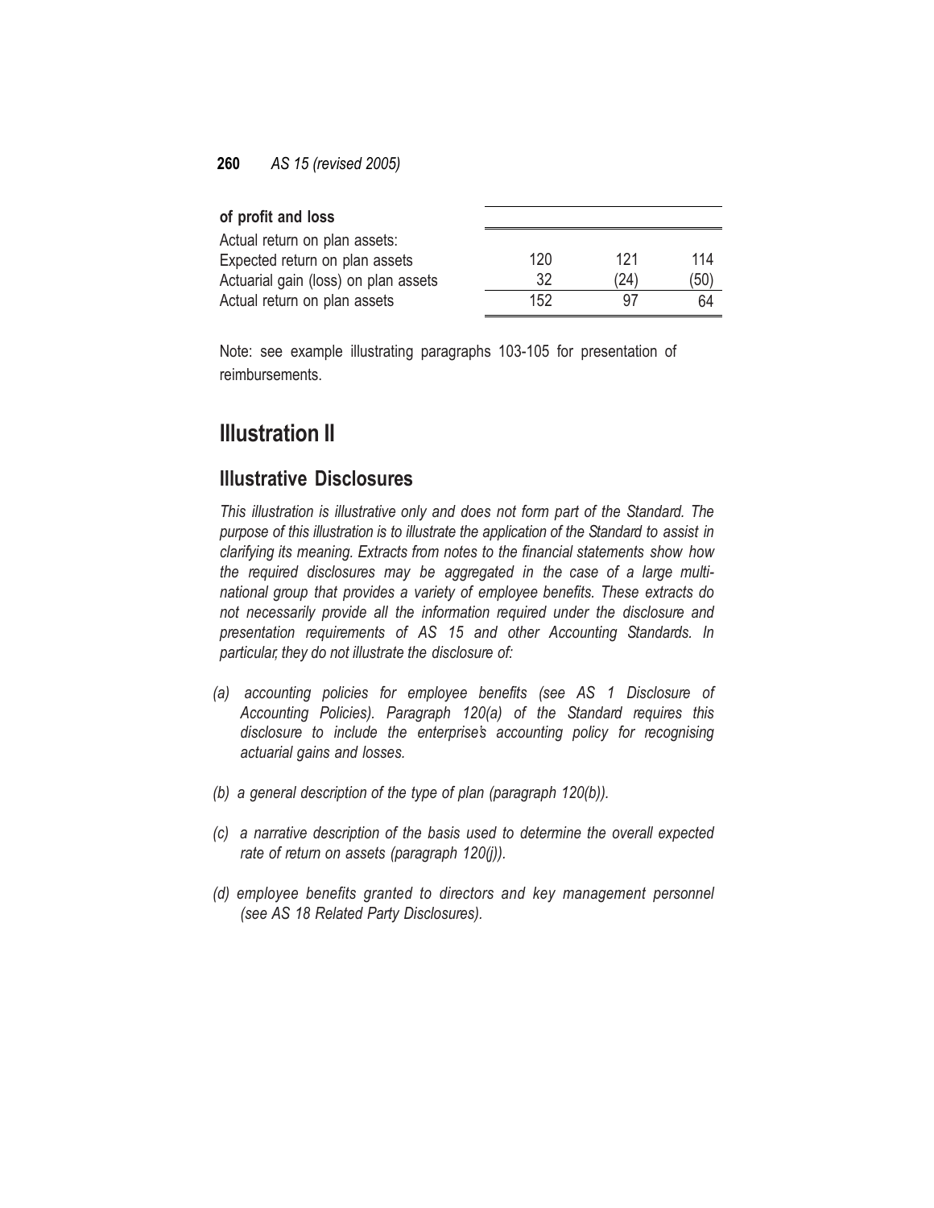| of profit and loss | | | |
|---|---|---|---|
| Actual return on plan assets: | | | |
| Expected return on plan assets | 120 | 121 | 114 |
| Actuarial gain (loss) on plan assets | 32 | (24) | (50) |
| Actual return on plan assets | 152 | 97 | 64 |

Note: see example illustrating paragraphs 103-105 for presentation of reimbursements.

# Illustration II

## Illustrative Disclosures

*This illustration is illustrative only and does not form part of the Standard. The purpose of this illustration is to illustrate the application of the Standard to assist in clarifying its meaning. Extracts from notes to the financial statements show how the required disclosures may be aggregated in the case of a large multi-national group that provides a variety of employee benefits. These extracts do not necessarily provide all the information required under the disclosure and presentation requirements of AS 15 and other Accounting Standards. In particular, they do not illustrate the disclosure of:*

*(a) accounting policies for employee benefits (see AS 1 Disclosure of Accounting Policies). Paragraph 120(a) of the Standard requires this disclosure to include the enterprise's accounting policy for recognising actuarial gains and losses.*

*(b) a general description of the type of plan (paragraph 120(b)).*

*(c) a narrative description of the basis used to determine the overall expected rate of return on assets (paragraph 120(j)).*

*(d) employee benefits granted to directors and key management personnel (see AS 18 Related Party Disclosures).*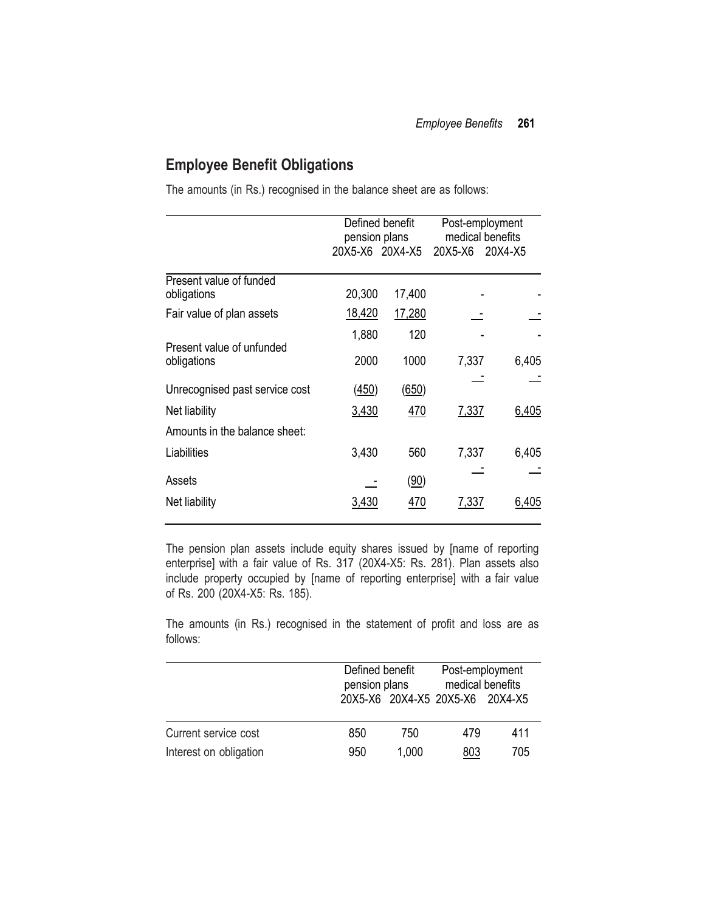## Employee Benefit Obligations

The amounts (in Rs.) recognised in the balance sheet are as follows:

| | Defined benefit pension plans | | Post-employment medical benefits | |
|---|---|---|---|---|
| | 20X5-X6 | 20X4-X5 | 20X5-X6 | 20X4-X5 |
| Present value of funded obligations | 20,300 | 17,400 | - | - |
| Fair value of plan assets | 18,420 | 17,280 | - | - |
| | 1,880 | 120 | - | - |
| Present value of unfunded obligations | 2000 | 1000 | 7,337 | 6,405 |
| Unrecognised past service cost | (450) | (650) | - | - |
| Net liability | 3,430 | 470 | 7,337 | 6,405 |
| Amounts in the balance sheet: | | | | |
| Liabilities | 3,430 | 560 | 7,337 | 6,405 |
| Assets | - | (90) | - | - |
| Net liability | 3,430 | 470 | 7,337 | 6,405 |

The pension plan assets include equity shares issued by [name of reporting enterprise] with a fair value of Rs. 317 (20X4-X5: Rs. 281). Plan assets also include property occupied by [name of reporting enterprise] with a fair value of Rs. 200 (20X4-X5: Rs. 185).

The amounts (in Rs.) recognised in the statement of profit and loss are as follows:

| | Defined benefit pension plans | | Post-employment medical benefits | |
|---|---|---|---|---|
| | 20X5-X6 | 20X4-X5 | 20X5-X6 | 20X4-X5 |
| Current service cost | 850 | 750 | 479 | 411 |
| Interest on obligation | 950 | 1,000 | 803 | 705 |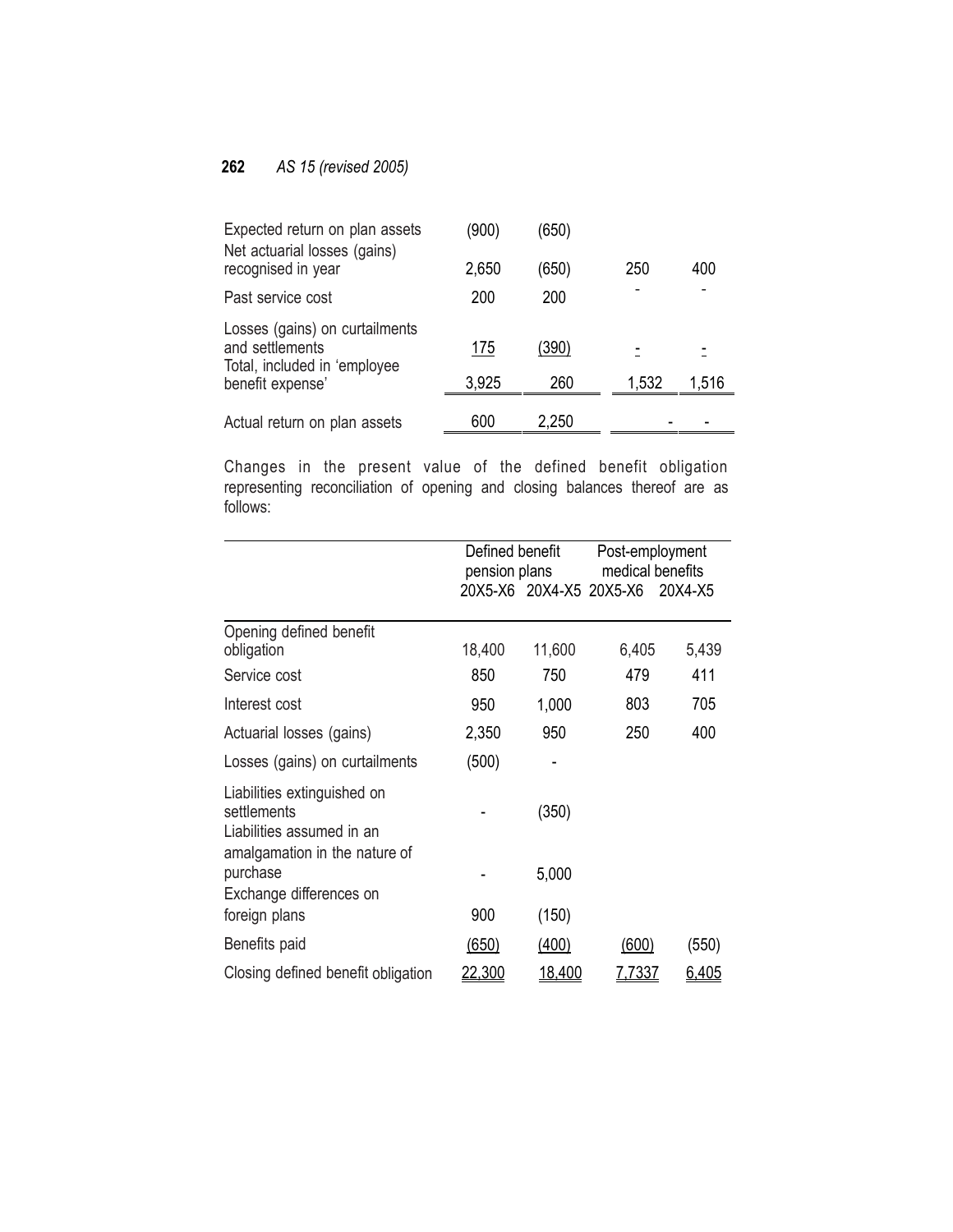| | | | | |
|---|---|---|---|---|
| Expected return on plan assets | (900) | (650) | | |
| Net actuarial losses (gains) recognised in year | 2,650 | (650) | 250 | 400 |
| Past service cost | 200 | 200 | - | - |
| Losses (gains) on curtailments and settlements | 175 | (390) | - | - |
| Total, included in 'employee benefit expense' | 3,925 | 260 | 1,532 | 1,516 |
| Actual return on plan assets | 600 | 2,250 | - | - |

Changes in the present value of the defined benefit obligation representing reconciliation of opening and closing balances thereof are as follows:

| | Defined benefit pension plans | | Post-employment medical benefits | |
|---|---|---|---|---|
| | 20X5-X6 | 20X4-X5 | 20X5-X6 | 20X4-X5 |
| Opening defined benefit obligation | 18,400 | 11,600 | 6,405 | 5,439 |
| Service cost | 850 | 750 | 479 | 411 |
| Interest cost | 950 | 1,000 | 803 | 705 |
| Actuarial losses (gains) | 2,350 | 950 | 250 | 400 |
| Losses (gains) on curtailments | (500) | - | | |
| Liabilities extinguished on settlements | - | (350) | | |
| Liabilities assumed in an amalgamation in the nature of purchase | - | 5,000 | | |
| Exchange differences on foreign plans | 900 | (150) | | |
| Benefits paid | (650) | (400) | (600) | (550) |
| Closing defined benefit obligation | 22,300 | 18,400 | 7,7337 | 6,405 |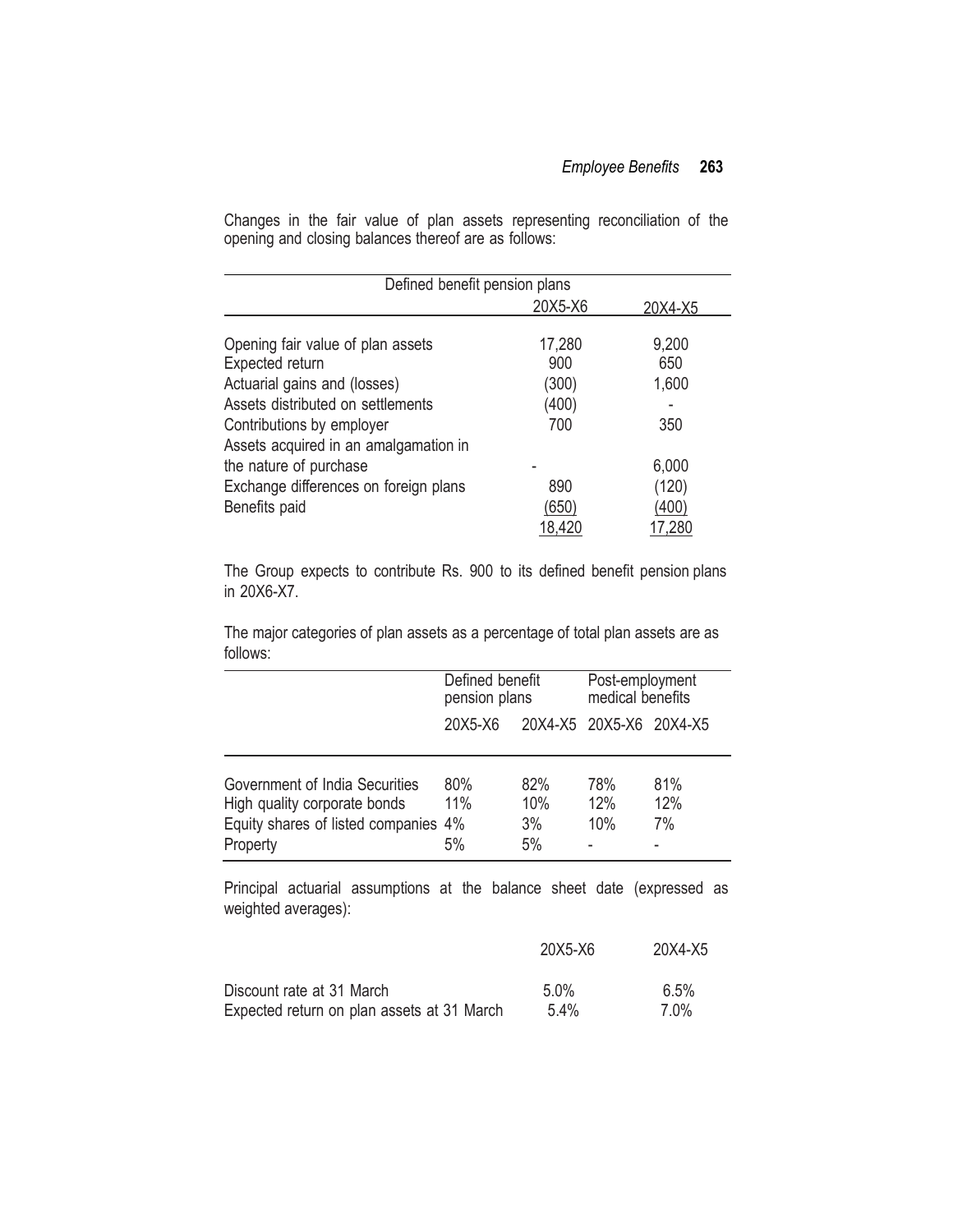Changes in the fair value of plan assets representing reconciliation of the opening and closing balances thereof are as follows:

| Defined benefit pension plans | | |
|---|---|---|
| | 20X5-X6 | 20X4-X5 |
| Opening fair value of plan assets | 17,280 | 9,200 |
| Expected return | 900 | 650 |
| Actuarial gains and (losses) | (300) | 1,600 |
| Assets distributed on settlements | (400) | - |
| Contributions by employer | 700 | 350 |
| Assets acquired in an amalgamation in the nature of purchase | - | 6,000 |
| Exchange differences on foreign plans | 890 | (120) |
| Benefits paid | (650) | (400) |
| | 18,420 | 17,280 |

The Group expects to contribute Rs. 900 to its defined benefit pension plans in 20X6-X7.

The major categories of plan assets as a percentage of total plan assets are as follows:

| | Defined benefit pension plans | | Post-employment medical benefits | |
|---|---|---|---|---|
| | 20X5-X6 | 20X4-X5 | 20X5-X6 | 20X4-X5 |
| Government of India Securities | 80% | 82% | 78% | 81% |
| High quality corporate bonds | 11% | 10% | 12% | 12% |
| Equity shares of listed companies | 4% | 3% | 10% | 7% |
| Property | 5% | 5% | - | - |

Principal actuarial assumptions at the balance sheet date (expressed as weighted averages):

| | 20X5-X6 | 20X4-X5 |
|---|---|---|
| Discount rate at 31 March | 5.0% | 6.5% |
| Expected return on plan assets at 31 March | 5.4% | 7.0% |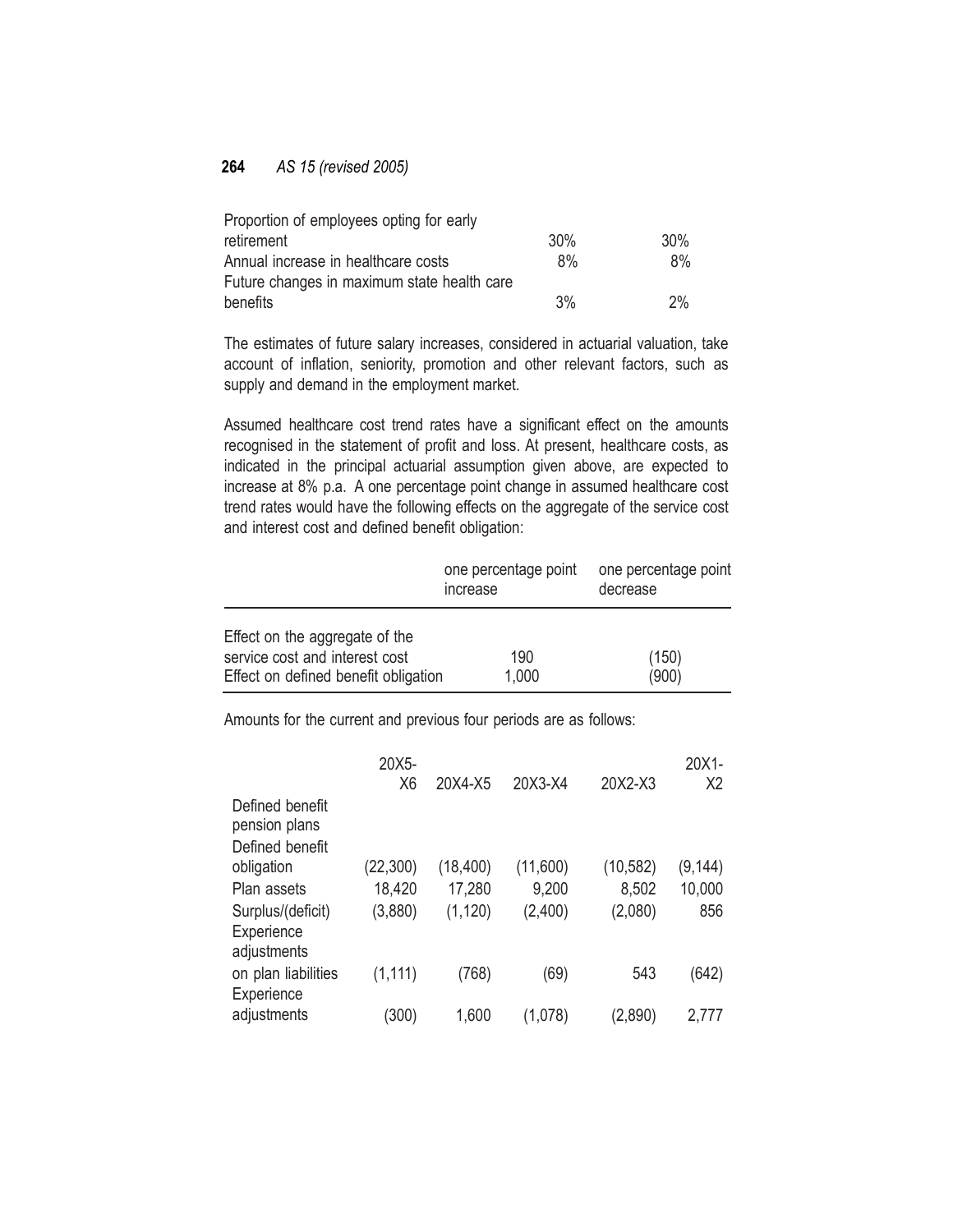| | | |
|---|---|---|
| Proportion of employees opting for early retirement | 30% | 30% |
| Annual increase in healthcare costs | 8% | 8% |
| Future changes in maximum state health care benefits | 3% | 2% |

The estimates of future salary increases, considered in actuarial valuation, take account of inflation, seniority, promotion and other relevant factors, such as supply and demand in the employment market.

Assumed healthcare cost trend rates have a significant effect on the amounts recognised in the statement of profit and loss. At present, healthcare costs, as indicated in the principal actuarial assumption given above, are expected to increase at 8% p.a. A one percentage point change in assumed healthcare cost trend rates would have the following effects on the aggregate of the service cost and interest cost and defined benefit obligation:

| | one percentage point increase | one percentage point decrease |
|---|---|---|
| Effect on the aggregate of the service cost and interest cost | 190 | (150) |
| Effect on defined benefit obligation | 1,000 | (900) |

Amounts for the current and previous four periods are as follows:

| | 20X5-X6 | 20X4-X5 | 20X3-X4 | 20X2-X3 | 20X1-X2 |
|---|---|---|---|---|---|
| Defined benefit pension plans | | | | | |
| Defined benefit obligation | (22,300) | (18,400) | (11,600) | (10,582) | (9,144) |
| Plan assets | 18,420 | 17,280 | 9,200 | 8,502 | 10,000 |
| Surplus/(deficit) | (3,880) | (1,120) | (2,400) | (2,080) | 856 |
| Experience adjustments on plan liabilities | (1,111) | (768) | (69) | 543 | (642) |
| Experience adjustments | (300) | 1,600 | (1,078) | (2,890) | 2,777 |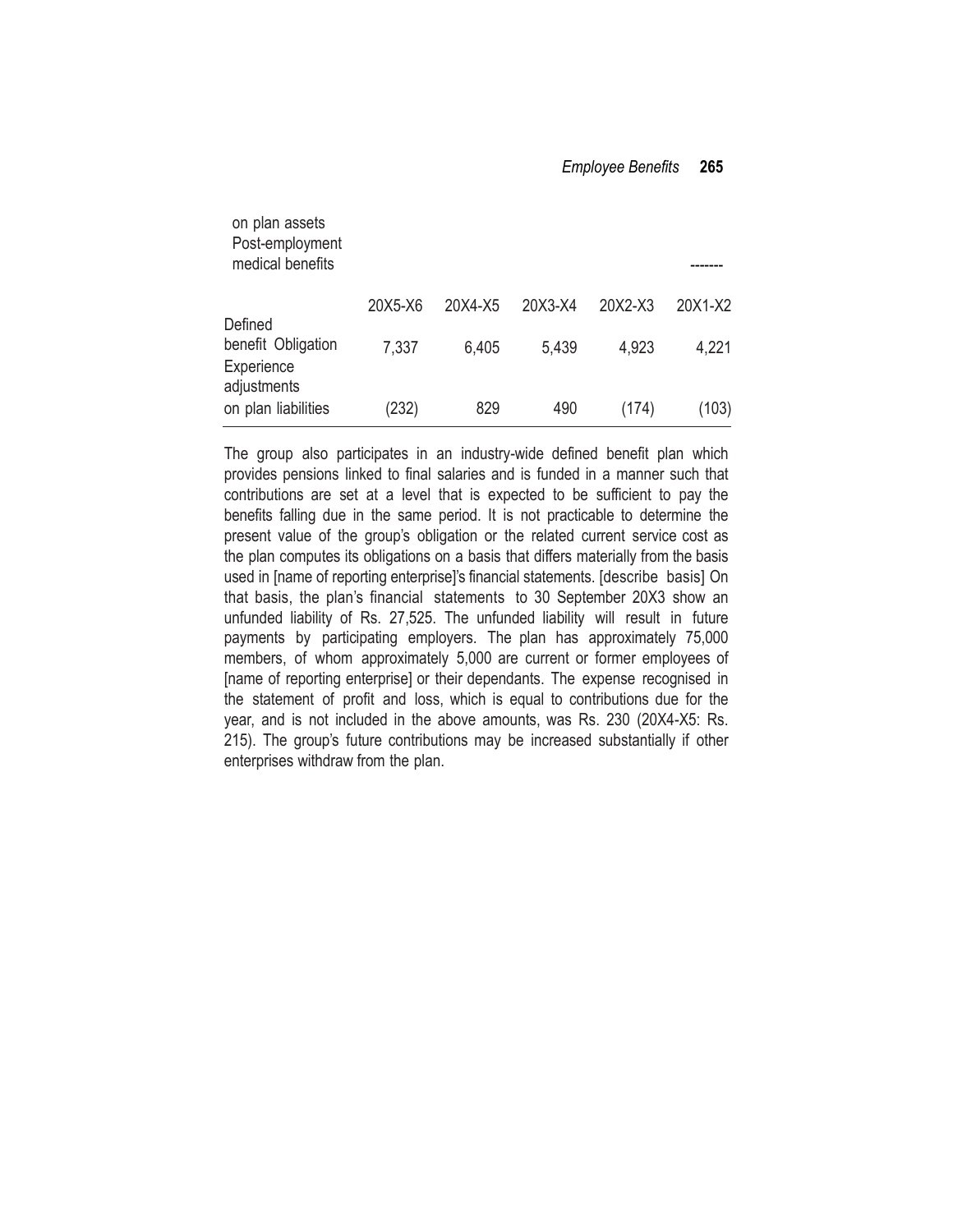on plan assets
Post-employment
medical benefits -------

| | 20X5-X6 | 20X4-X5 | 20X3-X4 | 20X2-X3 | 20X1-X2 |
|---|---|---|---|---|---|
| Defined benefit Obligation | 7,337 | 6,405 | 5,439 | 4,923 | 4,221 |
| Experience adjustments on plan liabilities | (232) | 829 | 490 | (174) | (103) |

The group also participates in an industry-wide defined benefit plan which provides pensions linked to final salaries and is funded in a manner such that contributions are set at a level that is expected to be sufficient to pay the benefits falling due in the same period. It is not practicable to determine the present value of the group's obligation or the related current service cost as the plan computes its obligations on a basis that differs materially from the basis used in [name of reporting enterprise]'s financial statements. [describe basis] On that basis, the plan's financial statements to 30 September 20X3 show an unfunded liability of Rs. 27,525. The unfunded liability will result in future payments by participating employers. The plan has approximately 75,000 members, of whom approximately 5,000 are current or former employees of [name of reporting enterprise] or their dependants. The expense recognised in the statement of profit and loss, which is equal to contributions due for the year, and is not included in the above amounts, was Rs. 230 (20X4-X5: Rs. 215). The group's future contributions may be increased substantially if other enterprises withdraw from the plan.